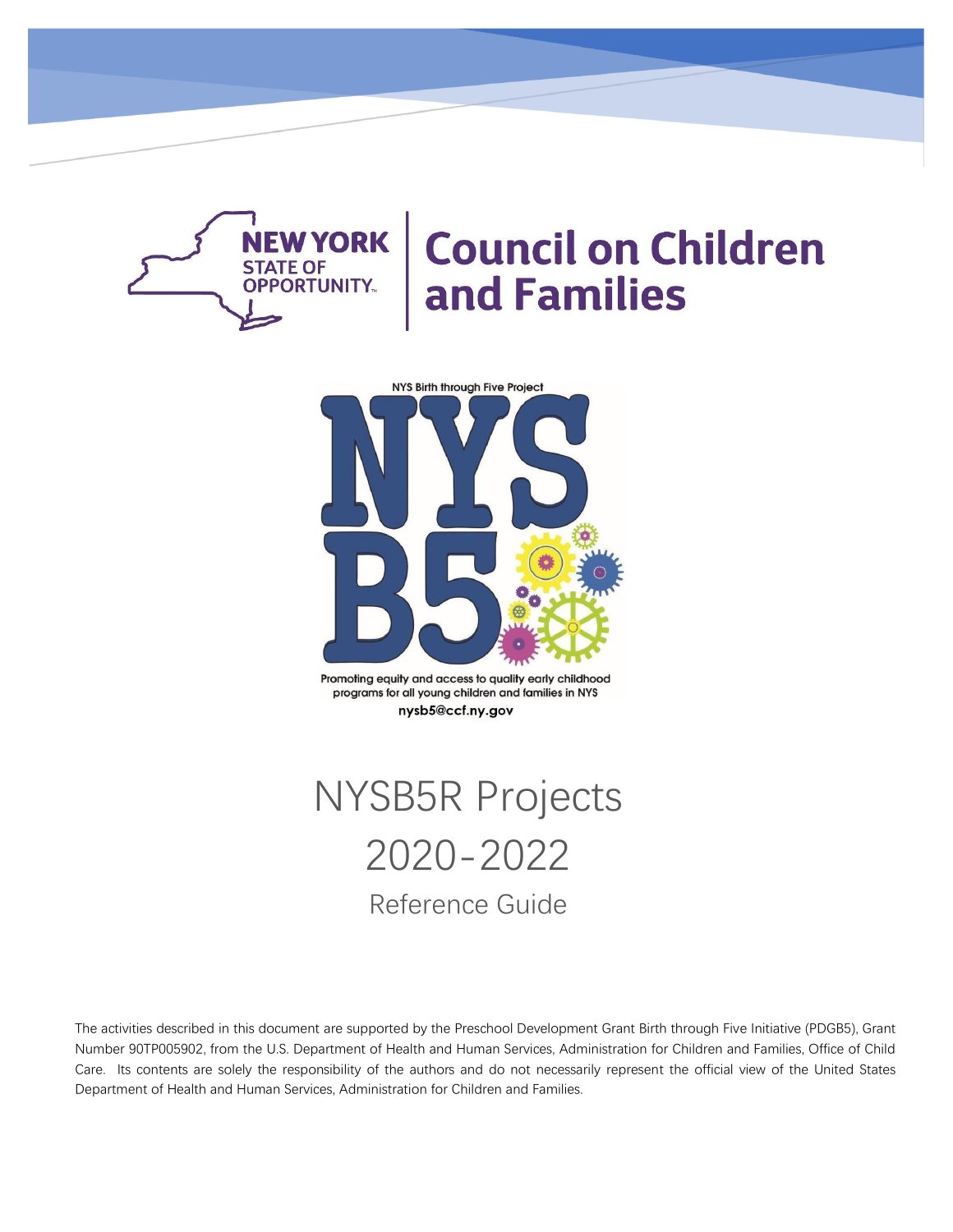NEW YORK STATE OF OPPORTUNITY.

# Council on Children and Families

NYS Birth through Five Project

NYS B5

Promoting equity and access to quality early childhood programs for all young children and families in NYS

nysb5@ccf.ny.gov

# NYSB5R Projects 2020-2022

## Reference Guide

The activities described in this document are supported by the Preschool Development Grant Birth through Five Initiative (PDGB5), Grant Number 90TP005902, from the U.S. Department of Health and Human Services, Administration for Children and Families, Office of Child Care. Its contents are solely the responsibility of the authors and do not necessarily represent the official view of the United States Department of Health and Human Services, Administration for Children and Families.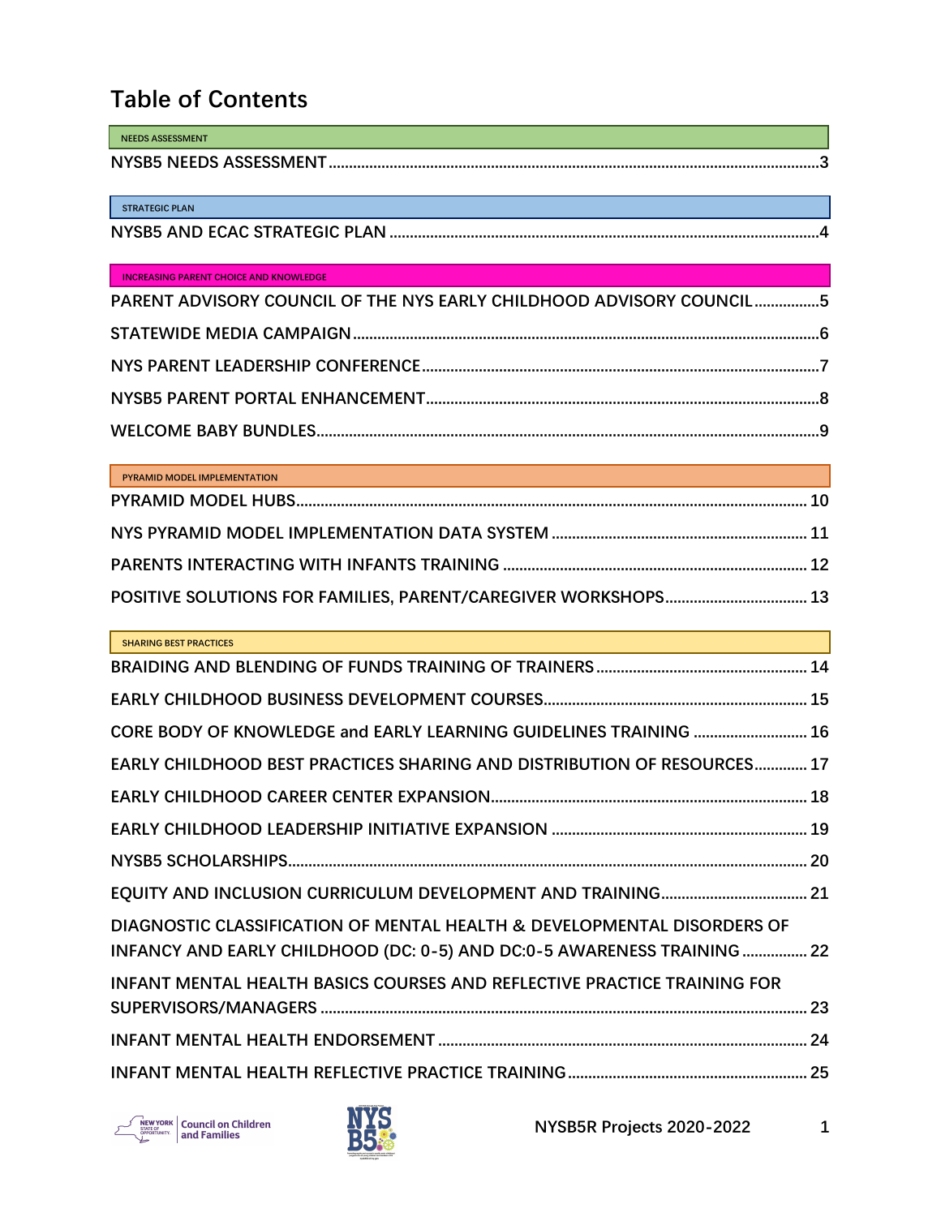# Table of Contents

NEEDS ASSESSMENT

NYSB5 NEEDS ASSESSMENT ....................................................................................................................3

STRATEGIC PLAN

NYSB5 AND ECAC STRATEGIC PLAN ....................................................................................................4

INCREASING PARENT CHOICE AND KNOWLEDGE

PARENT ADVISORY COUNCIL OF THE NYS EARLY CHILDHOOD ADVISORY COUNCIL ................5

STATEWIDE MEDIA CAMPAIGN ..............................................................................................................6

NYS PARENT LEADERSHIP CONFERENCE ............................................................................................7

NYSB5 PARENT PORTAL ENHANCEMENT ............................................................................................8

WELCOME BABY BUNDLES ......................................................................................................................9

PYRAMID MODEL IMPLEMENTATION

PYRAMID MODEL HUBS ......................................................................................................................... 10

NYS PYRAMID MODEL IMPLEMENTATION DATA SYSTEM .............................................................. 11

PARENTS INTERACTING WITH INFANTS TRAINING .......................................................................... 12

POSITIVE SOLUTIONS FOR FAMILIES, PARENT/CAREGIVER WORKSHOPS .................................. 13

SHARING BEST PRACTICES

BRAIDING AND BLENDING OF FUNDS TRAINING OF TRAINERS .................................................... 14

EARLY CHILDHOOD BUSINESS DEVELOPMENT COURSES ................................................................ 15

CORE BODY OF KNOWLEDGE and EARLY LEARNING GUIDELINES TRAINING ............................ 16

EARLY CHILDHOOD BEST PRACTICES SHARING AND DISTRIBUTION OF RESOURCES ............. 17

EARLY CHILDHOOD CAREER CENTER EXPANSION ............................................................................ 18

EARLY CHILDHOOD LEADERSHIP INITIATIVE EXPANSION .............................................................. 19

NYSB5 SCHOLARSHIPS ............................................................................................................................ 20

EQUITY AND INCLUSION CURRICULUM DEVELOPMENT AND TRAINING .................................... 21

DIAGNOSTIC CLASSIFICATION OF MENTAL HEALTH & DEVELOPMENTAL DISORDERS OF INFANCY AND EARLY CHILDHOOD (DC: 0-5) AND DC:0-5 AWARENESS TRAINING ................ 22

INFANT MENTAL HEALTH BASICS COURSES AND REFLECTIVE PRACTICE TRAINING FOR SUPERVISORS/MANAGERS ...................................................................................................................... 23

INFANT MENTAL HEALTH ENDORSEMENT .......................................................................................... 24

INFANT MENTAL HEALTH REFLECTIVE PRACTICE TRAINING ........................................................... 25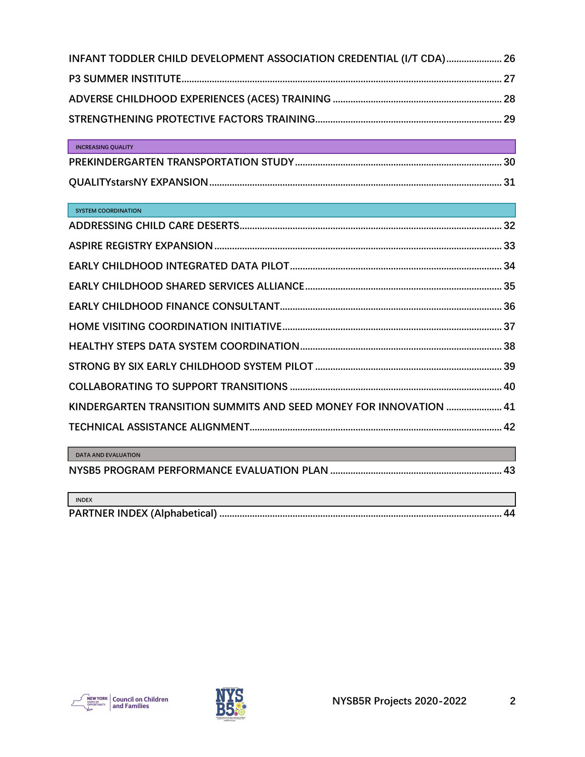INFANT TODDLER CHILD DEVELOPMENT ASSOCIATION CREDENTIAL (I/T CDA)...................... 26

P3 SUMMER INSTITUTE.............................................................................................................. 27

ADVERSE CHILDHOOD EXPERIENCES (ACES) TRAINING .................................................................. 28

STRENGTHENING PROTECTIVE FACTORS TRAINING......................................................................... 29

INCREASING QUALITY

PREKINDERGARTEN TRANSPORTATION STUDY ................................................................................. 30

QUALITYstarsNY EXPANSION .................................................................................................... 31

SYSTEM COORDINATION

ADDRESSING CHILD CARE DESERTS....................................................................................... 32

ASPIRE REGISTRY EXPANSION ................................................................................................. 33

EARLY CHILDHOOD INTEGRATED DATA PILOT .................................................................................. 34

EARLY CHILDHOOD SHARED SERVICES ALLIANCE............................................................................. 35

EARLY CHILDHOOD FINANCE CONSULTANT....................................................................................... 36

HOME VISITING COORDINATION INITIATIVE...................................................................................... 37

HEALTHY STEPS DATA SYSTEM COORDINATION............................................................................... 38

STRONG BY SIX EARLY CHILDHOOD SYSTEM PILOT ......................................................................... 39

COLLABORATING TO SUPPORT TRANSITIONS ................................................................................... 40

KINDERGARTEN TRANSITION SUMMITS AND SEED MONEY FOR INNOVATION ...................... 41

TECHNICAL ASSISTANCE ALIGNMENT................................................................................................... 42

DATA AND EVALUATION

NYSB5 PROGRAM PERFORMANCE EVALUATION PLAN .................................................................... 43

INDEX

PARTNER INDEX (Alphabetical) ............................................................................................... 44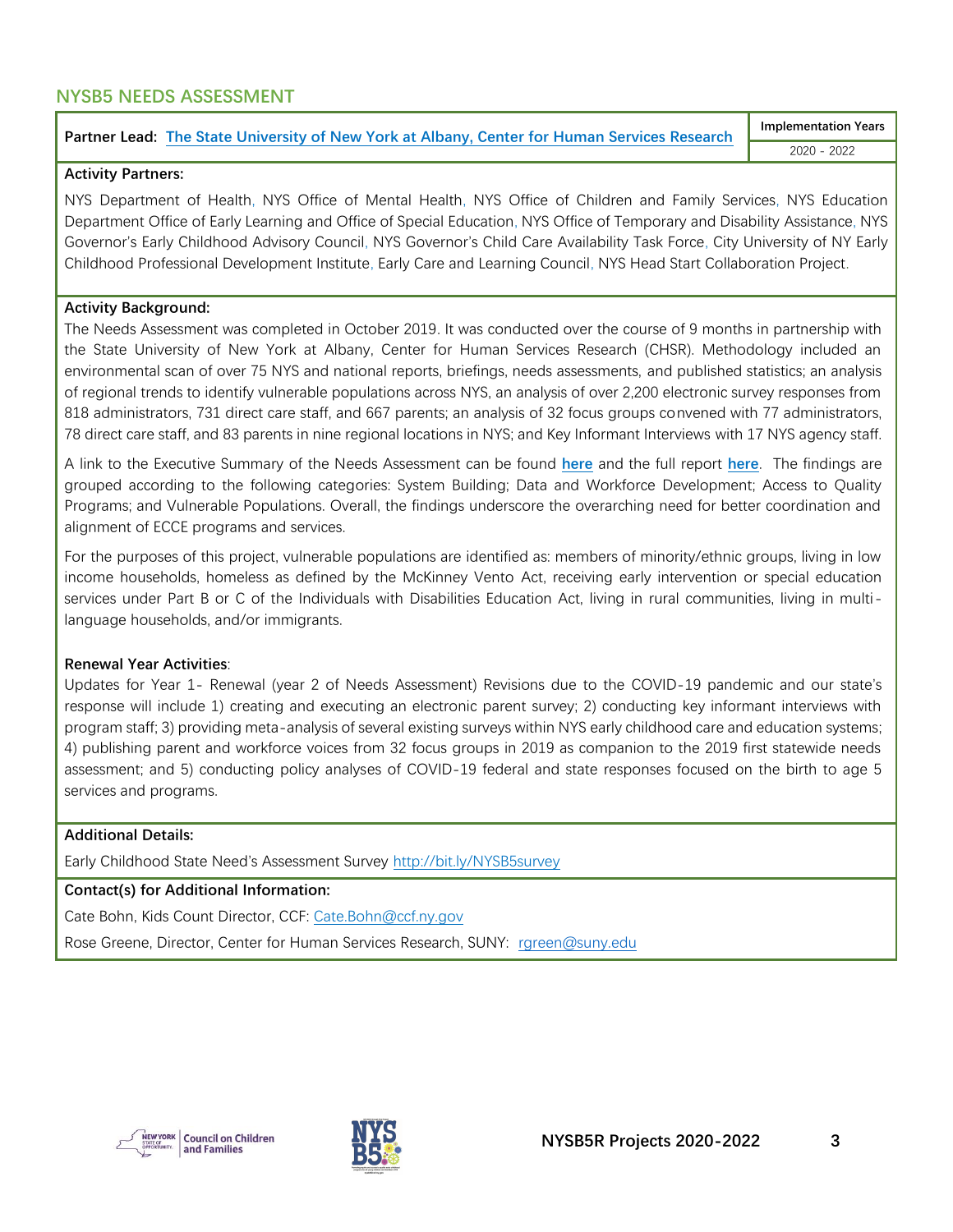## NYSB5 NEEDS ASSESSMENT

| **Partner Lead:** The State University of New York at Albany, Center for Human Services Research | **Implementation Years** |
|---|---|
| | 2020 - 2022 |

**Activity Partners:**

NYS Department of Health, NYS Office of Mental Health, NYS Office of Children and Family Services, NYS Education Department Office of Early Learning and Office of Special Education, NYS Office of Temporary and Disability Assistance, NYS Governor's Early Childhood Advisory Council, NYS Governor's Child Care Availability Task Force, City University of NY Early Childhood Professional Development Institute, Early Care and Learning Council, NYS Head Start Collaboration Project.

**Activity Background:**

The Needs Assessment was completed in October 2019. It was conducted over the course of 9 months in partnership with the State University of New York at Albany, Center for Human Services Research (CHSR). Methodology included an environmental scan of over 75 NYS and national reports, briefings, needs assessments, and published statistics; an analysis of regional trends to identify vulnerable populations across NYS, an analysis of over 2,200 electronic survey responses from 818 administrators, 731 direct care staff, and 667 parents; an analysis of 32 focus groups convened with 77 administrators, 78 direct care staff, and 83 parents in nine regional locations in NYS; and Key Informant Interviews with 17 NYS agency staff.

A link to the Executive Summary of the Needs Assessment can be found **here** and the full report **here**. The findings are grouped according to the following categories: System Building; Data and Workforce Development; Access to Quality Programs; and Vulnerable Populations. Overall, the findings underscore the overarching need for better coordination and alignment of ECCE programs and services.

For the purposes of this project, vulnerable populations are identified as: members of minority/ethnic groups, living in low income households, homeless as defined by the McKinney Vento Act, receiving early intervention or special education services under Part B or C of the Individuals with Disabilities Education Act, living in rural communities, living in multi-language households, and/or immigrants.

**Renewal Year Activities**:

Updates for Year 1- Renewal (year 2 of Needs Assessment) Revisions due to the COVID-19 pandemic and our state's response will include 1) creating and executing an electronic parent survey; 2) conducting key informant interviews with program staff; 3) providing meta-analysis of several existing surveys within NYS early childhood care and education systems; 4) publishing parent and workforce voices from 32 focus groups in 2019 as companion to the 2019 first statewide needs assessment; and 5) conducting policy analyses of COVID-19 federal and state responses focused on the birth to age 5 services and programs.

**Additional Details:**

Early Childhood State Need's Assessment Survey http://bit.ly/NYSB5survey

**Contact(s) for Additional Information:**

Cate Bohn, Kids Count Director, CCF: Cate.Bohn@ccf.ny.gov

Rose Greene, Director, Center for Human Services Research, SUNY: rgreen@suny.edu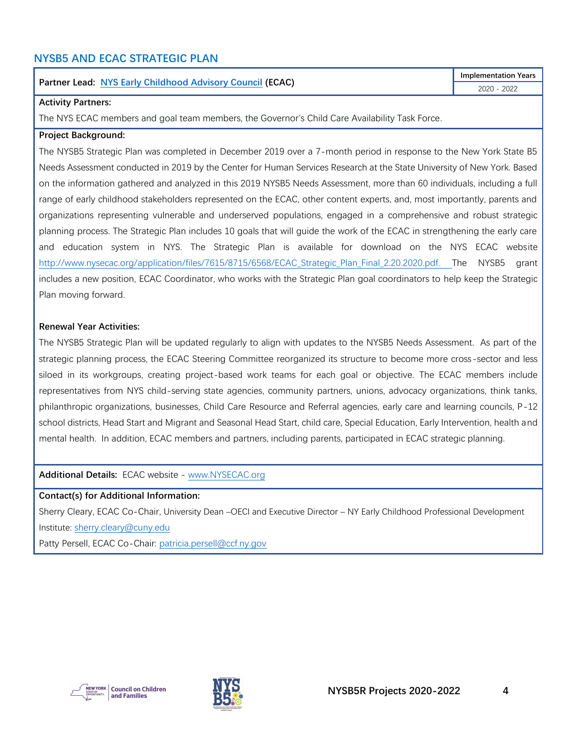## NYSB5 AND ECAC STRATEGIC PLAN

| **Partner Lead:** [NYS Early Childhood Advisory Council](http://www.nysecac.org) (ECAC) | **Implementation Years** |
|---|---|
| | 2020 - 2022 |

**Activity Partners:**

The NYS ECAC members and goal team members, the Governor's Child Care Availability Task Force.

**Project Background:**

The NYSB5 Strategic Plan was completed in December 2019 over a 7-month period in response to the New York State B5 Needs Assessment conducted in 2019 by the Center for Human Services Research at the State University of New York. Based on the information gathered and analyzed in this 2019 NYSB5 Needs Assessment, more than 60 individuals, including a full range of early childhood stakeholders represented on the ECAC, other content experts, and, most importantly, parents and organizations representing vulnerable and underserved populations, engaged in a comprehensive and robust strategic planning process. The Strategic Plan includes 10 goals that will guide the work of the ECAC in strengthening the early care and education system in NYS. The Strategic Plan is available for download on the NYS ECAC website http://www.nysecac.org/application/files/7615/8715/6568/ECAC_Strategic_Plan_Final_2.20.2020.pdf. The NYSB5 grant includes a new position, ECAC Coordinator, who works with the Strategic Plan goal coordinators to help keep the Strategic Plan moving forward.

**Renewal Year Activities:**

The NYSB5 Strategic Plan will be updated regularly to align with updates to the NYSB5 Needs Assessment. As part of the strategic planning process, the ECAC Steering Committee reorganized its structure to become more cross-sector and less siloed in its workgroups, creating project-based work teams for each goal or objective. The ECAC members include representatives from NYS child-serving state agencies, community partners, unions, advocacy organizations, think tanks, philanthropic organizations, businesses, Child Care Resource and Referral agencies, early care and learning councils, P-12 school districts, Head Start and Migrant and Seasonal Head Start, child care, Special Education, Early Intervention, health and mental health. In addition, ECAC members and partners, including parents, participated in ECAC strategic planning.

**Additional Details:** ECAC website - [www.NYSECAC.org](http://www.NYSECAC.org)

**Contact(s) for Additional Information:**

Sherry Cleary, ECAC Co-Chair, University Dean –OECI and Executive Director – NY Early Childhood Professional Development Institute: sherry.cleary@cuny.edu

Patty Persell, ECAC Co-Chair: patricia.persell@ccf.ny.gov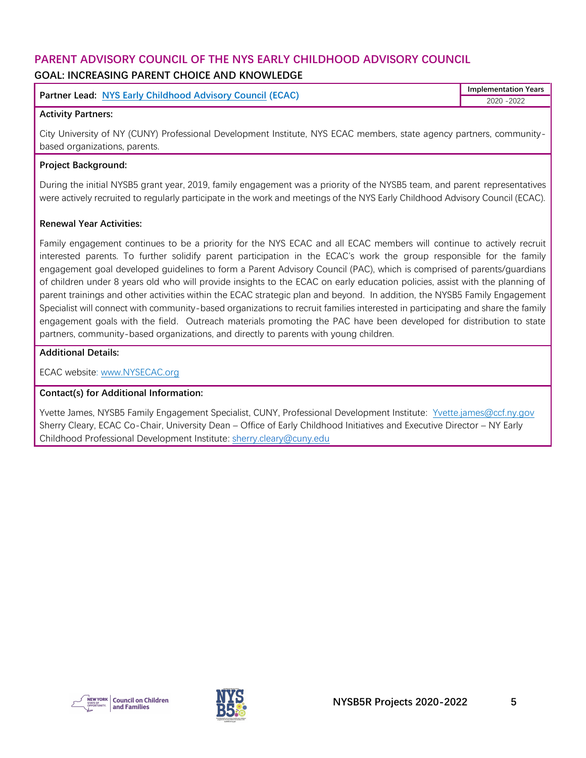## PARENT ADVISORY COUNCIL OF THE NYS EARLY CHILDHOOD ADVISORY COUNCIL

### GOAL: INCREASING PARENT CHOICE AND KNOWLEDGE

| **Partner Lead:** [NYS Early Childhood Advisory Council](#) **(ECAC)** | **Implementation Years** 2020 -2022 |
|---|---|

**Activity Partners:**

City University of NY (CUNY) Professional Development Institute, NYS ECAC members, state agency partners, community-based organizations, parents.

**Project Background:**

During the initial NYSB5 grant year, 2019, family engagement was a priority of the NYSB5 team, and parent representatives were actively recruited to regularly participate in the work and meetings of the NYS Early Childhood Advisory Council (ECAC).

**Renewal Year Activities:**

Family engagement continues to be a priority for the NYS ECAC and all ECAC members will continue to actively recruit interested parents. To further solidify parent participation in the ECAC's work the group responsible for the family engagement goal developed guidelines to form a Parent Advisory Council (PAC), which is comprised of parents/guardians of children under 8 years old who will provide insights to the ECAC on early education policies, assist with the planning of parent trainings and other activities within the ECAC strategic plan and beyond. In addition, the NYSB5 Family Engagement Specialist will connect with community-based organizations to recruit families interested in participating and share the family engagement goals with the field. Outreach materials promoting the PAC have been developed for distribution to state partners, community-based organizations, and directly to parents with young children.

**Additional Details:**

ECAC website: www.NYSECAC.org

**Contact(s) for Additional Information:**

Yvette James, NYSB5 Family Engagement Specialist, CUNY, Professional Development Institute: Yvette.james@ccf.ny.gov
Sherry Cleary, ECAC Co-Chair, University Dean – Office of Early Childhood Initiatives and Executive Director – NY Early Childhood Professional Development Institute: sherry.cleary@cuny.edu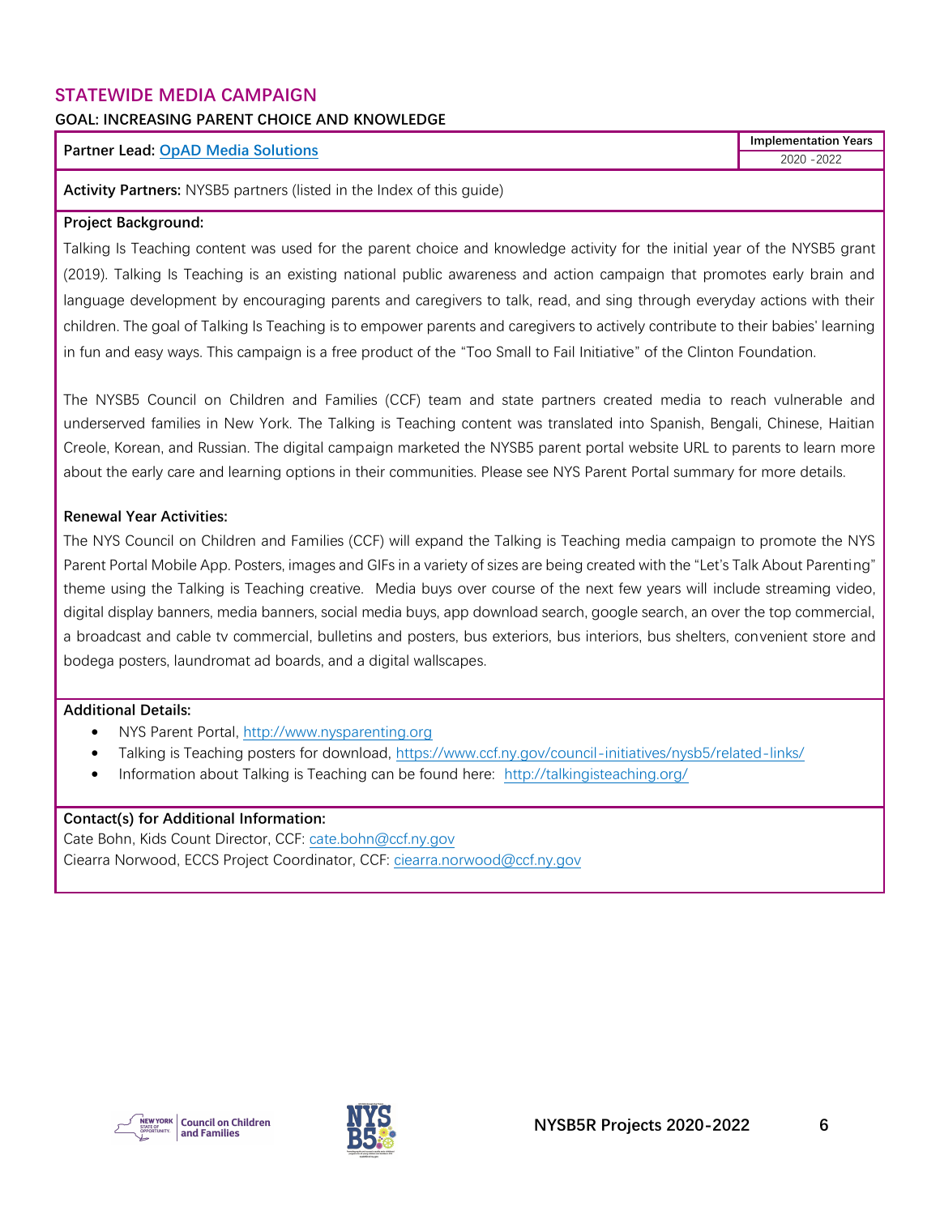## STATEWIDE MEDIA CAMPAIGN

### GOAL: INCREASING PARENT CHOICE AND KNOWLEDGE

| Partner Lead: [OpAD Media Solutions]() | Implementation Years |
|---|---|
| | 2020 -2022 |

**Activity Partners:** NYSB5 partners (listed in the Index of this guide)

**Project Background:**

Talking Is Teaching content was used for the parent choice and knowledge activity for the initial year of the NYSB5 grant (2019). Talking Is Teaching is an existing national public awareness and action campaign that promotes early brain and language development by encouraging parents and caregivers to talk, read, and sing through everyday actions with their children. The goal of Talking Is Teaching is to empower parents and caregivers to actively contribute to their babies' learning in fun and easy ways. This campaign is a free product of the "Too Small to Fail Initiative" of the Clinton Foundation.

The NYSB5 Council on Children and Families (CCF) team and state partners created media to reach vulnerable and underserved families in New York. The Talking is Teaching content was translated into Spanish, Bengali, Chinese, Haitian Creole, Korean, and Russian. The digital campaign marketed the NYSB5 parent portal website URL to parents to learn more about the early care and learning options in their communities. Please see NYS Parent Portal summary for more details.

**Renewal Year Activities:**

The NYS Council on Children and Families (CCF) will expand the Talking is Teaching media campaign to promote the NYS Parent Portal Mobile App. Posters, images and GIFs in a variety of sizes are being created with the "Let's Talk About Parenting" theme using the Talking is Teaching creative. Media buys over course of the next few years will include streaming video, digital display banners, media banners, social media buys, app download search, google search, an over the top commercial, a broadcast and cable tv commercial, bulletins and posters, bus exteriors, bus interiors, bus shelters, convenient store and bodega posters, laundromat ad boards, and a digital wallscapes.

**Additional Details:**

- NYS Parent Portal, http://www.nysparenting.org
- Talking is Teaching posters for download, https://www.ccf.ny.gov/council-initiatives/nysb5/related-links/
- Information about Talking is Teaching can be found here: http://talkingisteaching.org/

**Contact(s) for Additional Information:**

Cate Bohn, Kids Count Director, CCF: cate.bohn@ccf.ny.gov
Ciearra Norwood, ECCS Project Coordinator, CCF: ciearra.norwood@ccf.ny.gov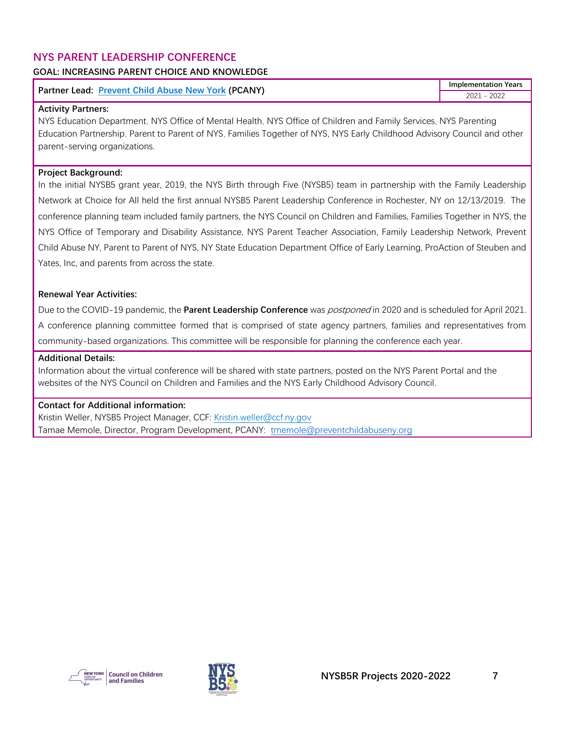## NYS PARENT LEADERSHIP CONFERENCE

### GOAL: INCREASING PARENT CHOICE AND KNOWLEDGE

| Partner Lead: Prevent Child Abuse New York (PCANY) | Implementation Years |
| --- | --- |
| | 2021 - 2022 |

**Activity Partners:**

NYS Education Department, NYS Office of Mental Health, NYS Office of Children and Family Services, NYS Parenting Education Partnership, Parent to Parent of NYS, Families Together of NYS, NYS Early Childhood Advisory Council and other parent-serving organizations.

**Project Background:**

In the initial NYSB5 grant year, 2019, the NYS Birth through Five (NYSB5) team in partnership with the Family Leadership Network at Choice for All held the first annual NYSB5 Parent Leadership Conference in Rochester, NY on 12/13/2019. The conference planning team included family partners, the NYS Council on Children and Families, Families Together in NYS, the NYS Office of Temporary and Disability Assistance, NYS Parent Teacher Association, Family Leadership Network, Prevent Child Abuse NY, Parent to Parent of NYS, NY State Education Department Office of Early Learning, ProAction of Steuben and Yates, Inc, and parents from across the state.

**Renewal Year Activities:**

Due to the COVID-19 pandemic, the **Parent Leadership Conference** was *postponed* in 2020 and is scheduled for April 2021. A conference planning committee formed that is comprised of state agency partners, families and representatives from community-based organizations. This committee will be responsible for planning the conference each year.

**Additional Details:**

Information about the virtual conference will be shared with state partners, posted on the NYS Parent Portal and the websites of the NYS Council on Children and Families and the NYS Early Childhood Advisory Council.

**Contact for Additional information:**

Kristin Weller, NYSB5 Project Manager, CCF: Kristin.weller@ccf.ny.gov

Tamae Memole, Director, Program Development, PCANY: tmemole@preventchildabuseny.org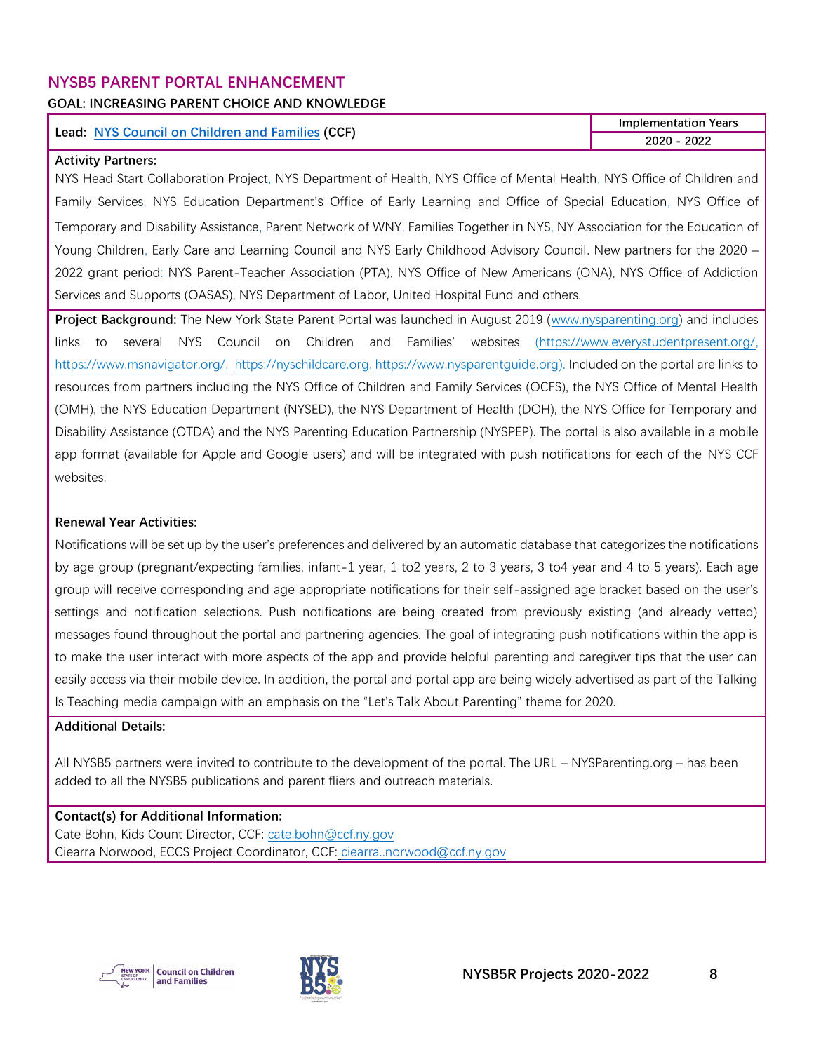## NYSB5 PARENT PORTAL ENHANCEMENT

### GOAL: INCREASING PARENT CHOICE AND KNOWLEDGE

| Lead: NYS Council on Children and Families (CCF) | Implementation Years |
|---|---|
| | 2020 - 2022 |

**Activity Partners:**
NYS Head Start Collaboration Project, NYS Department of Health, NYS Office of Mental Health, NYS Office of Children and Family Services, NYS Education Department's Office of Early Learning and Office of Special Education, NYS Office of Temporary and Disability Assistance, Parent Network of WNY, Families Together in NYS, NY Association for the Education of Young Children, Early Care and Learning Council and NYS Early Childhood Advisory Council. New partners for the 2020 – 2022 grant period: NYS Parent-Teacher Association (PTA), NYS Office of New Americans (ONA), NYS Office of Addiction Services and Supports (OASAS), NYS Department of Labor, United Hospital Fund and others.

**Project Background:** The New York State Parent Portal was launched in August 2019 (www.nysparenting.org) and includes links to several NYS Council on Children and Families' websites (https://www.everystudentpresent.org/, https://www.msnavigator.org/, https://nyschildcare.org, https://www.nysparentguide.org). Included on the portal are links to resources from partners including the NYS Office of Children and Family Services (OCFS), the NYS Office of Mental Health (OMH), the NYS Education Department (NYSED), the NYS Department of Health (DOH), the NYS Office for Temporary and Disability Assistance (OTDA) and the NYS Parenting Education Partnership (NYSPEP). The portal is also available in a mobile app format (available for Apple and Google users) and will be integrated with push notifications for each of the NYS CCF websites.

**Renewal Year Activities:**
Notifications will be set up by the user's preferences and delivered by an automatic database that categorizes the notifications by age group (pregnant/expecting families, infant-1 year, 1 to2 years, 2 to 3 years, 3 to4 year and 4 to 5 years). Each age group will receive corresponding and age appropriate notifications for their self-assigned age bracket based on the user's settings and notification selections. Push notifications are being created from previously existing (and already vetted) messages found throughout the portal and partnering agencies. The goal of integrating push notifications within the app is to make the user interact with more aspects of the app and provide helpful parenting and caregiver tips that the user can easily access via their mobile device. In addition, the portal and portal app are being widely advertised as part of the Talking Is Teaching media campaign with an emphasis on the "Let's Talk About Parenting" theme for 2020.

**Additional Details:**

All NYSB5 partners were invited to contribute to the development of the portal. The URL – NYSParenting.org – has been added to all the NYSB5 publications and parent fliers and outreach materials.

**Contact(s) for Additional Information:**
Cate Bohn, Kids Count Director, CCF: cate.bohn@ccf.ny.gov
Ciearra Norwood, ECCS Project Coordinator, CCF: ciearra..norwood@ccf.ny.gov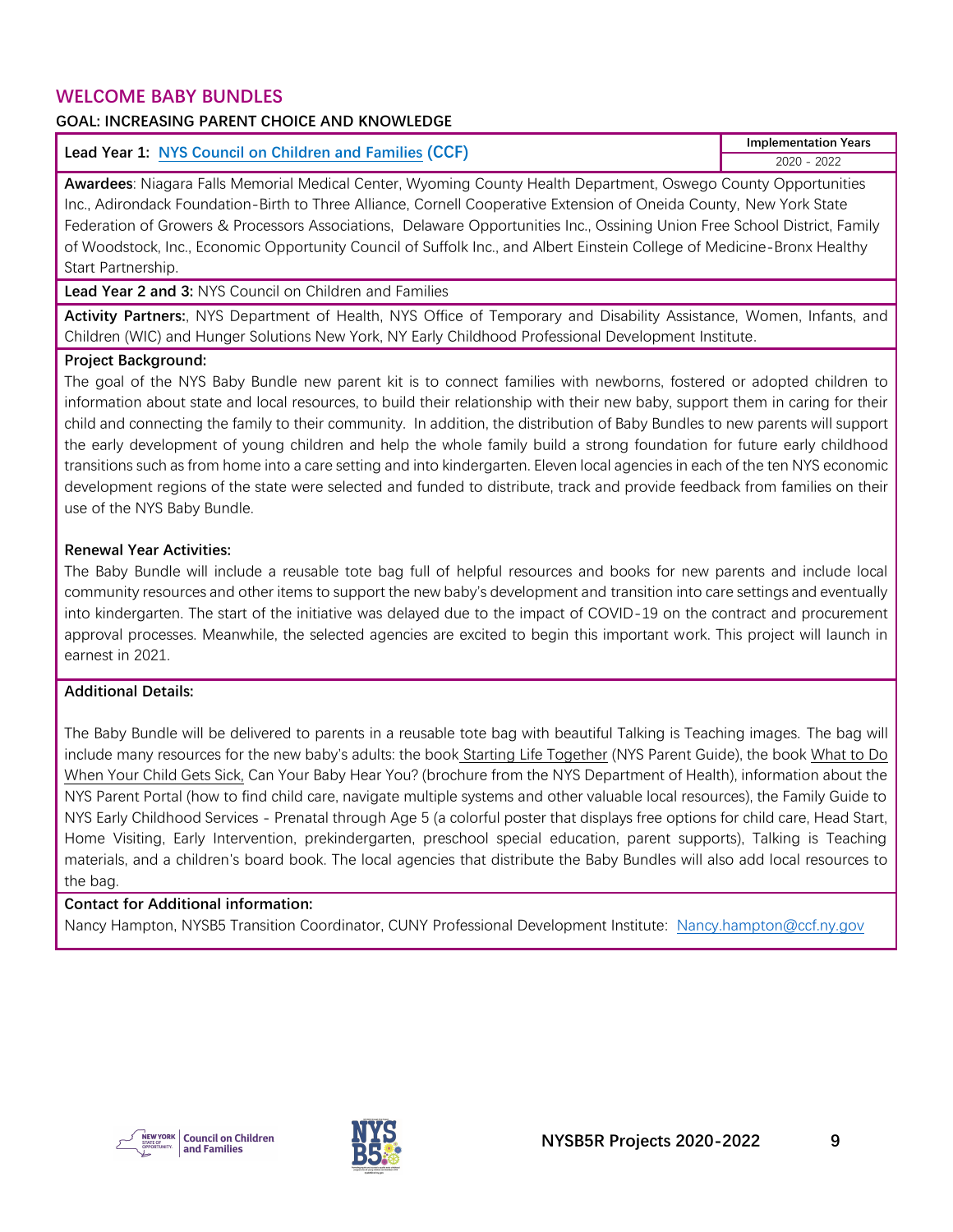## WELCOME BABY BUNDLES

### GOAL: INCREASING PARENT CHOICE AND KNOWLEDGE

| Lead Year 1: NYS Council on Children and Families (CCF) | Implementation Years |
|---|---|
| | 2020 - 2022 |

**Awardees**: Niagara Falls Memorial Medical Center, Wyoming County Health Department, Oswego County Opportunities Inc., Adirondack Foundation-Birth to Three Alliance, Cornell Cooperative Extension of Oneida County, New York State Federation of Growers & Processors Associations, Delaware Opportunities Inc., Ossining Union Free School District, Family of Woodstock, Inc., Economic Opportunity Council of Suffolk Inc., and Albert Einstein College of Medicine-Bronx Healthy Start Partnership.

**Lead Year 2 and 3:** NYS Council on Children and Families

**Activity Partners:**, NYS Department of Health, NYS Office of Temporary and Disability Assistance, Women, Infants, and Children (WIC) and Hunger Solutions New York, NY Early Childhood Professional Development Institute.

**Project Background:**

The goal of the NYS Baby Bundle new parent kit is to connect families with newborns, fostered or adopted children to information about state and local resources, to build their relationship with their new baby, support them in caring for their child and connecting the family to their community. In addition, the distribution of Baby Bundles to new parents will support the early development of young children and help the whole family build a strong foundation for future early childhood transitions such as from home into a care setting and into kindergarten. Eleven local agencies in each of the ten NYS economic development regions of the state were selected and funded to distribute, track and provide feedback from families on their use of the NYS Baby Bundle.

**Renewal Year Activities:**

The Baby Bundle will include a reusable tote bag full of helpful resources and books for new parents and include local community resources and other items to support the new baby's development and transition into care settings and eventually into kindergarten. The start of the initiative was delayed due to the impact of COVID-19 on the contract and procurement approval processes. Meanwhile, the selected agencies are excited to begin this important work. This project will launch in earnest in 2021.

**Additional Details:**

The Baby Bundle will be delivered to parents in a reusable tote bag with beautiful Talking is Teaching images. The bag will include many resources for the new baby's adults: the book Starting Life Together (NYS Parent Guide), the book What to Do When Your Child Gets Sick, Can Your Baby Hear You? (brochure from the NYS Department of Health), information about the NYS Parent Portal (how to find child care, navigate multiple systems and other valuable local resources), the Family Guide to NYS Early Childhood Services - Prenatal through Age 5 (a colorful poster that displays free options for child care, Head Start, Home Visiting, Early Intervention, prekindergarten, preschool special education, parent supports), Talking is Teaching materials, and a children's board book. The local agencies that distribute the Baby Bundles will also add local resources to the bag.

**Contact for Additional information:**

Nancy Hampton, NYSB5 Transition Coordinator, CUNY Professional Development Institute: Nancy.hampton@ccf.ny.gov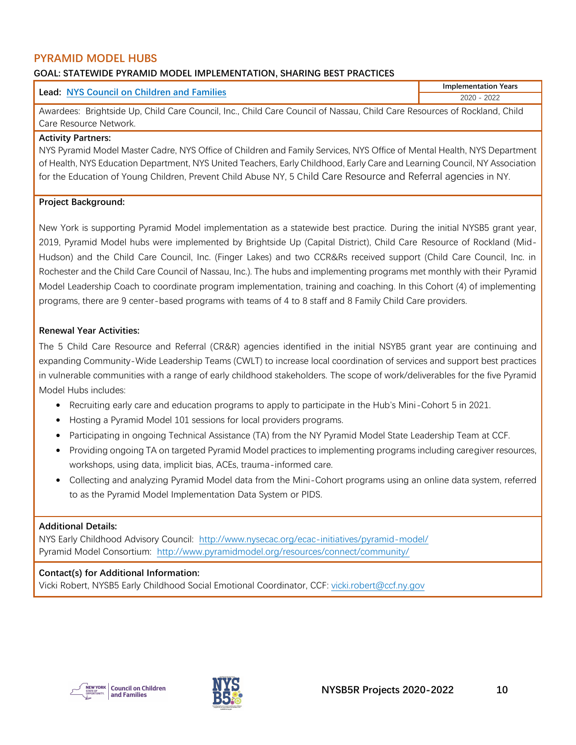## PYRAMID MODEL HUBS

### GOAL: STATEWIDE PYRAMID MODEL IMPLEMENTATION, SHARING BEST PRACTICES

| Lead: [NYS Council on Children and Families](#) | Implementation Years |
| --- | --- |
| | 2020 - 2022 |

Awardees: Brightside Up, Child Care Council, Inc., Child Care Council of Nassau, Child Care Resources of Rockland, Child Care Resource Network.

**Activity Partners:**
NYS Pyramid Model Master Cadre, NYS Office of Children and Family Services, NYS Office of Mental Health, NYS Department of Health, NYS Education Department, NYS United Teachers, Early Childhood, Early Care and Learning Council, NY Association for the Education of Young Children, Prevent Child Abuse NY, 5 Child Care Resource and Referral agencies in NY.

**Project Background:**

New York is supporting Pyramid Model implementation as a statewide best practice. During the initial NYSB5 grant year, 2019, Pyramid Model hubs were implemented by Brightside Up (Capital District), Child Care Resource of Rockland (Mid-Hudson) and the Child Care Council, Inc. (Finger Lakes) and two CCR&Rs received support (Child Care Council, Inc. in Rochester and the Child Care Council of Nassau, Inc.). The hubs and implementing programs met monthly with their Pyramid Model Leadership Coach to coordinate program implementation, training and coaching. In this Cohort (4) of implementing programs, there are 9 center-based programs with teams of 4 to 8 staff and 8 Family Child Care providers.

**Renewal Year Activities:**
The 5 Child Care Resource and Referral (CR&R) agencies identified in the initial NSYB5 grant year are continuing and expanding Community-Wide Leadership Teams (CWLT) to increase local coordination of services and support best practices in vulnerable communities with a range of early childhood stakeholders. The scope of work/deliverables for the five Pyramid Model Hubs includes:

- Recruiting early care and education programs to apply to participate in the Hub's Mini-Cohort 5 in 2021.
- Hosting a Pyramid Model 101 sessions for local providers programs.
- Participating in ongoing Technical Assistance (TA) from the NY Pyramid Model State Leadership Team at CCF.
- Providing ongoing TA on targeted Pyramid Model practices to implementing programs including caregiver resources, workshops, using data, implicit bias, ACEs, trauma-informed care.
- Collecting and analyzing Pyramid Model data from the Mini-Cohort programs using an online data system, referred to as the Pyramid Model Implementation Data System or PIDS.

**Additional Details:**
NYS Early Childhood Advisory Council: http://www.nysecac.org/ecac-initiatives/pyramid-model/
Pyramid Model Consortium: http://www.pyramidmodel.org/resources/connect/community/

**Contact(s) for Additional Information:**
Vicki Robert, NYSB5 Early Childhood Social Emotional Coordinator, CCF: vicki.robert@ccf.ny.gov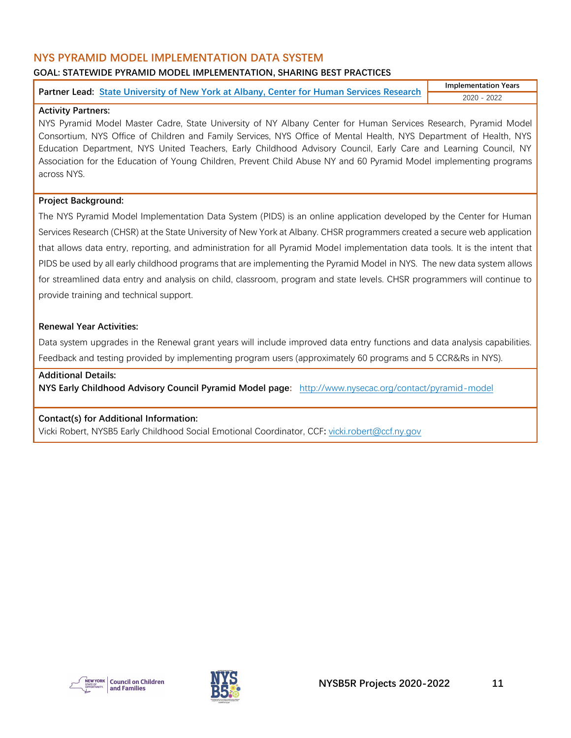## NYS PYRAMID MODEL IMPLEMENTATION DATA SYSTEM

**GOAL: STATEWIDE PYRAMID MODEL IMPLEMENTATION, SHARING BEST PRACTICES**

| **Partner Lead:** State University of New York at Albany, Center for Human Services Research | **Implementation Years** |
|---|---|
| | 2020 - 2022 |

**Activity Partners:**

NYS Pyramid Model Master Cadre, State University of NY Albany Center for Human Services Research, Pyramid Model Consortium, NYS Office of Children and Family Services, NYS Office of Mental Health, NYS Department of Health, NYS Education Department, NYS United Teachers, Early Childhood Advisory Council, Early Care and Learning Council, NY Association for the Education of Young Children, Prevent Child Abuse NY and 60 Pyramid Model implementing programs across NYS.

**Project Background:**

The NYS Pyramid Model Implementation Data System (PIDS) is an online application developed by the Center for Human Services Research (CHSR) at the State University of New York at Albany. CHSR programmers created a secure web application that allows data entry, reporting, and administration for all Pyramid Model implementation data tools. It is the intent that PIDS be used by all early childhood programs that are implementing the Pyramid Model in NYS. The new data system allows for streamlined data entry and analysis on child, classroom, program and state levels. CHSR programmers will continue to provide training and technical support.

**Renewal Year Activities:**

Data system upgrades in the Renewal grant years will include improved data entry functions and data analysis capabilities. Feedback and testing provided by implementing program users (approximately 60 programs and 5 CCR&Rs in NYS).

**Additional Details:**

**NYS Early Childhood Advisory Council Pyramid Model page:** http://www.nysecac.org/contact/pyramid-model

**Contact(s) for Additional Information:**

Vicki Robert, NYSB5 Early Childhood Social Emotional Coordinator, CCF**:** vicki.robert@ccf.ny.gov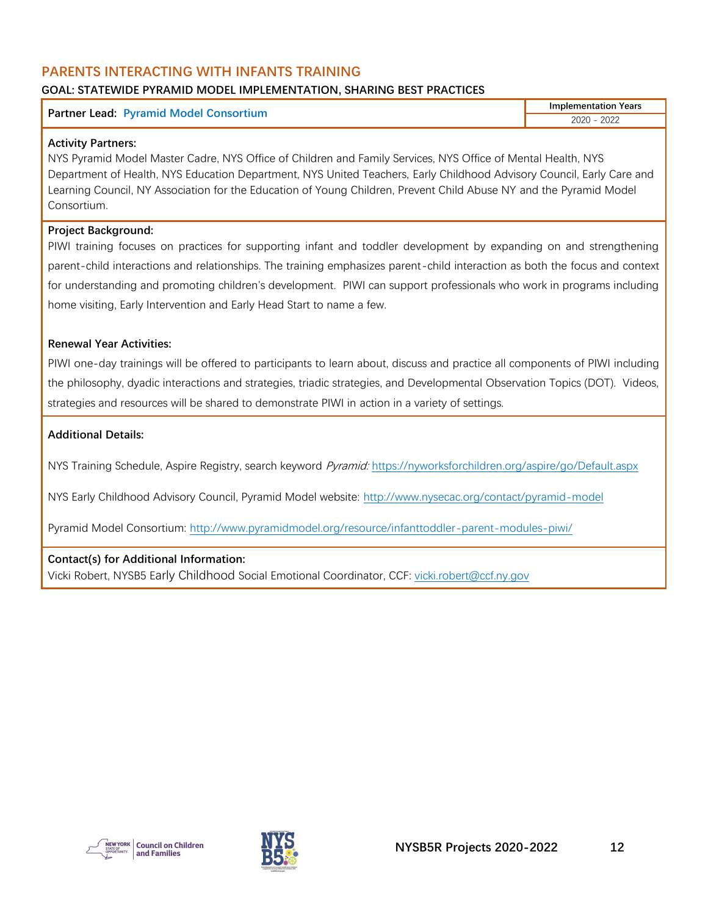## PARENTS INTERACTING WITH INFANTS TRAINING

### GOAL: STATEWIDE PYRAMID MODEL IMPLEMENTATION, SHARING BEST PRACTICES

| Partner Lead: Pyramid Model Consortium | Implementation Years |
| --- | --- |
| | 2020 - 2022 |

**Activity Partners:**
NYS Pyramid Model Master Cadre, NYS Office of Children and Family Services, NYS Office of Mental Health, NYS Department of Health, NYS Education Department, NYS United Teachers, Early Childhood Advisory Council, Early Care and Learning Council, NY Association for the Education of Young Children, Prevent Child Abuse NY and the Pyramid Model Consortium.

**Project Background:**
PIWI training focuses on practices for supporting infant and toddler development by expanding on and strengthening parent-child interactions and relationships. The training emphasizes parent-child interaction as both the focus and context for understanding and promoting children's development. PIWI can support professionals who work in programs including home visiting, Early Intervention and Early Head Start to name a few.

**Renewal Year Activities:**
PIWI one-day trainings will be offered to participants to learn about, discuss and practice all components of PIWI including the philosophy, dyadic interactions and strategies, triadic strategies, and Developmental Observation Topics (DOT). Videos, strategies and resources will be shared to demonstrate PIWI in action in a variety of settings.

**Additional Details:**

NYS Training Schedule, Aspire Registry, search keyword *Pyramid:* https://nyworksforchildren.org/aspire/go/Default.aspx

NYS Early Childhood Advisory Council, Pyramid Model website: http://www.nysecac.org/contact/pyramid-model

Pyramid Model Consortium: http://www.pyramidmodel.org/resource/infanttoddler-parent-modules-piwi/

**Contact(s) for Additional Information:**
Vicki Robert, NYSB5 Early Childhood Social Emotional Coordinator, CCF: vicki.robert@ccf.ny.gov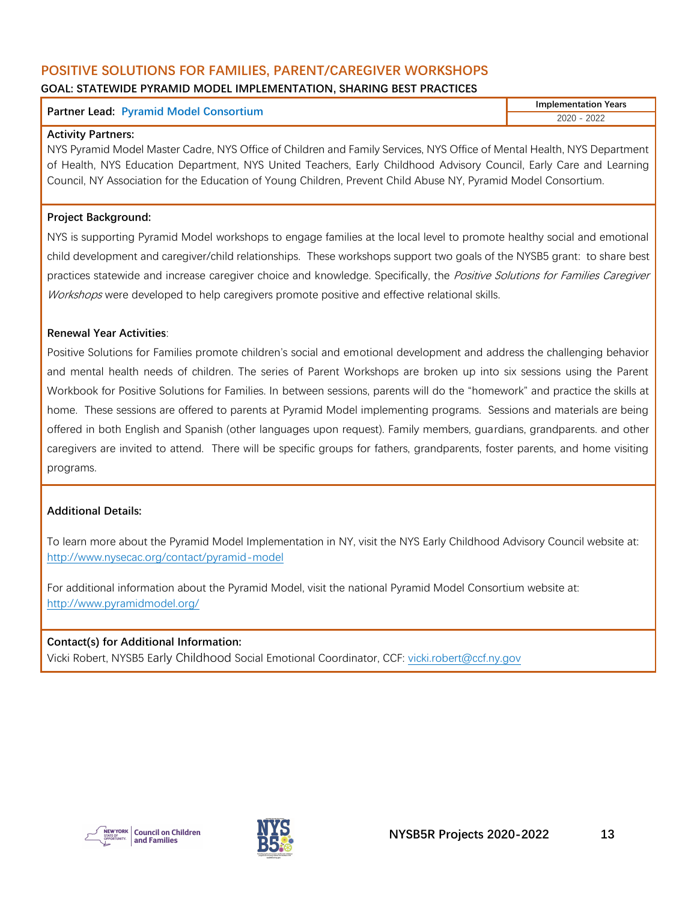## POSITIVE SOLUTIONS FOR FAMILIES, PARENT/CAREGIVER WORKSHOPS

### GOAL: STATEWIDE PYRAMID MODEL IMPLEMENTATION, SHARING BEST PRACTICES

| **Partner Lead:** Pyramid Model Consortium | **Implementation Years** |
|---|---|
| | 2020 - 2022 |

**Activity Partners:**

NYS Pyramid Model Master Cadre, NYS Office of Children and Family Services, NYS Office of Mental Health, NYS Department of Health, NYS Education Department, NYS United Teachers, Early Childhood Advisory Council, Early Care and Learning Council, NY Association for the Education of Young Children, Prevent Child Abuse NY, Pyramid Model Consortium.

**Project Background:**

NYS is supporting Pyramid Model workshops to engage families at the local level to promote healthy social and emotional child development and caregiver/child relationships. These workshops support two goals of the NYSB5 grant: to share best practices statewide and increase caregiver choice and knowledge. Specifically, the *Positive Solutions for Families Caregiver Workshops* were developed to help caregivers promote positive and effective relational skills.

**Renewal Year Activities**:

Positive Solutions for Families promote children's social and emotional development and address the challenging behavior and mental health needs of children. The series of Parent Workshops are broken up into six sessions using the Parent Workbook for Positive Solutions for Families. In between sessions, parents will do the "homework" and practice the skills at home. These sessions are offered to parents at Pyramid Model implementing programs. Sessions and materials are being offered in both English and Spanish (other languages upon request). Family members, guardians, grandparents. and other caregivers are invited to attend. There will be specific groups for fathers, grandparents, foster parents, and home visiting programs.

**Additional Details:**

To learn more about the Pyramid Model Implementation in NY, visit the NYS Early Childhood Advisory Council website at: http://www.nysecac.org/contact/pyramid-model

For additional information about the Pyramid Model, visit the national Pyramid Model Consortium website at: http://www.pyramidmodel.org/

**Contact(s) for Additional Information:**

Vicki Robert, NYSB5 Early Childhood Social Emotional Coordinator, CCF: vicki.robert@ccf.ny.gov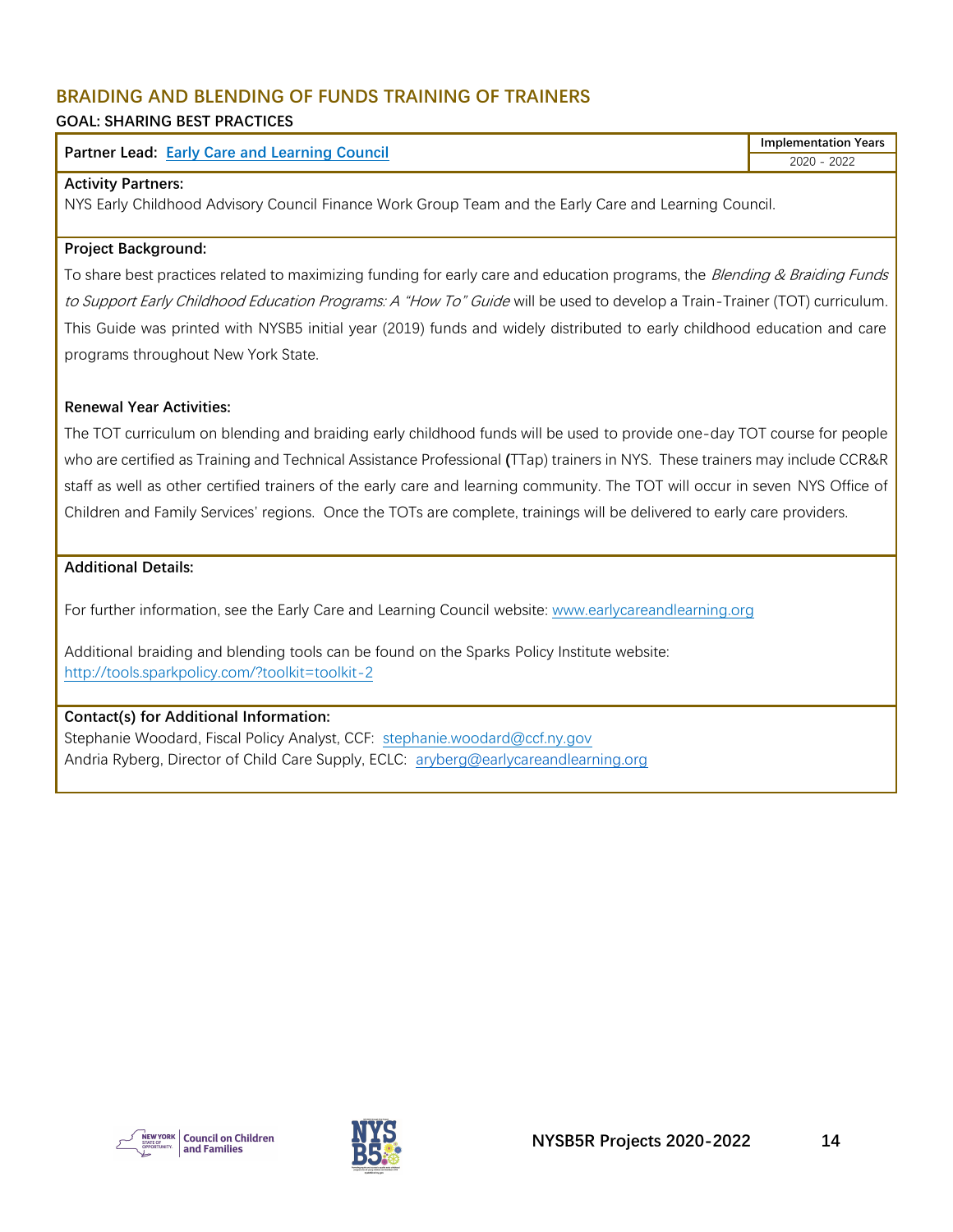## BRAIDING AND BLENDING OF FUNDS TRAINING OF TRAINERS

### GOAL: SHARING BEST PRACTICES

| Partner Lead: [Early Care and Learning Council](https://www.earlycareandlearning.org) | Implementation Years |
|---|---|
| | 2020 - 2022 |

**Activity Partners:**

NYS Early Childhood Advisory Council Finance Work Group Team and the Early Care and Learning Council.

**Project Background:**

To share best practices related to maximizing funding for early care and education programs, the *Blending & Braiding Funds to Support Early Childhood Education Programs: A "How To" Guide* will be used to develop a Train-Trainer (TOT) curriculum. This Guide was printed with NYSB5 initial year (2019) funds and widely distributed to early childhood education and care programs throughout New York State.

**Renewal Year Activities:**

The TOT curriculum on blending and braiding early childhood funds will be used to provide one-day TOT course for people who are certified as Training and Technical Assistance Professional **(**TTap) trainers in NYS. These trainers may include CCR&R staff as well as other certified trainers of the early care and learning community. The TOT will occur in seven NYS Office of Children and Family Services' regions. Once the TOTs are complete, trainings will be delivered to early care providers.

**Additional Details:**

For further information, see the Early Care and Learning Council website: [www.earlycareandlearning.org](http://www.earlycareandlearning.org)

Additional braiding and blending tools can be found on the Sparks Policy Institute website:
[http://tools.sparkpolicy.com/?toolkit=toolkit-2](http://tools.sparkpolicy.com/?toolkit=toolkit-2)

**Contact(s) for Additional Information:**

Stephanie Woodard, Fiscal Policy Analyst, CCF: [stephanie.woodard@ccf.ny.gov](mailto:stephanie.woodard@ccf.ny.gov)
Andria Ryberg, Director of Child Care Supply, ECLC: [aryberg@earlycareandlearning.org](mailto:aryberg@earlycareandlearning.org)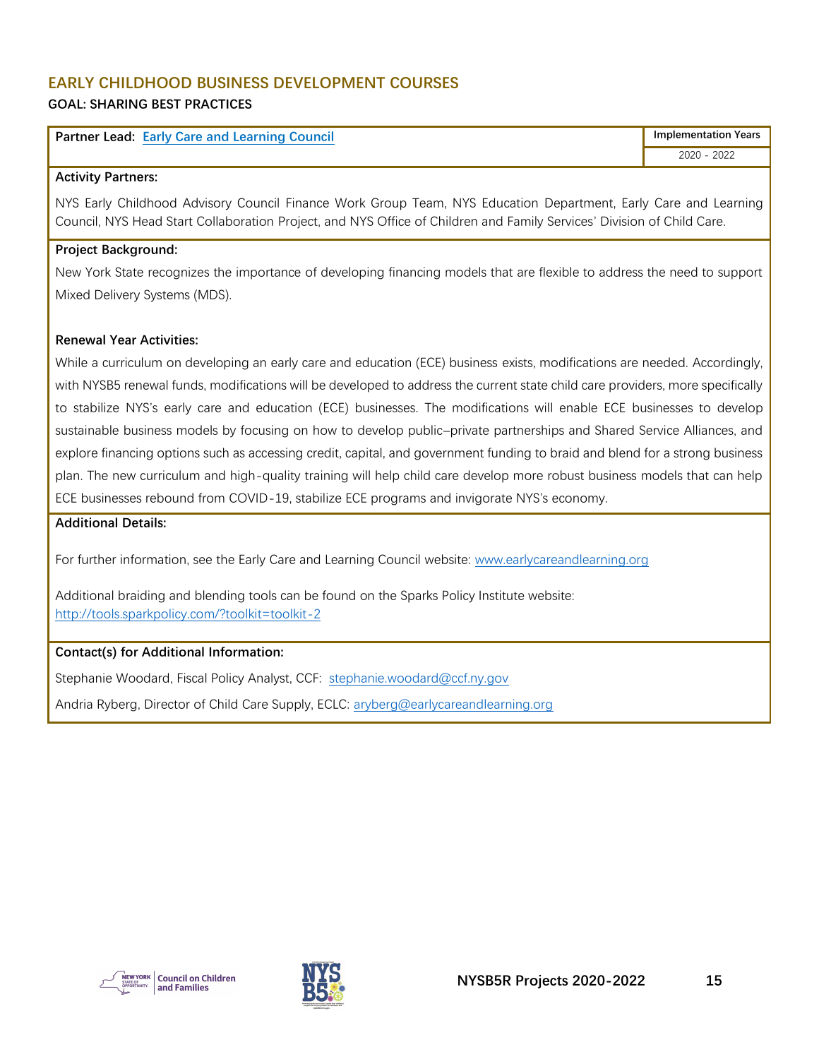## EARLY CHILDHOOD BUSINESS DEVELOPMENT COURSES

### GOAL: SHARING BEST PRACTICES

| **Partner Lead:** [Early Care and Learning Council] | **Implementation Years** |
| --- | --- |
| | 2020 - 2022 |

**Activity Partners:**

NYS Early Childhood Advisory Council Finance Work Group Team, NYS Education Department, Early Care and Learning Council, NYS Head Start Collaboration Project, and NYS Office of Children and Family Services' Division of Child Care.

**Project Background:**

New York State recognizes the importance of developing financing models that are flexible to address the need to support Mixed Delivery Systems (MDS).

**Renewal Year Activities:**

While a curriculum on developing an early care and education (ECE) business exists, modifications are needed. Accordingly, with NYSB5 renewal funds, modifications will be developed to address the current state child care providers, more specifically to stabilize NYS's early care and education (ECE) businesses. The modifications will enable ECE businesses to develop sustainable business models by focusing on how to develop public–private partnerships and Shared Service Alliances, and explore financing options such as accessing credit, capital, and government funding to braid and blend for a strong business plan. The new curriculum and high-quality training will help child care develop more robust business models that can help ECE businesses rebound from COVID-19, stabilize ECE programs and invigorate NYS's economy.

**Additional Details:**

For further information, see the Early Care and Learning Council website: www.earlycareandlearning.org

Additional braiding and blending tools can be found on the Sparks Policy Institute website: http://tools.sparkpolicy.com/?toolkit=toolkit-2

**Contact(s) for Additional Information:**

Stephanie Woodard, Fiscal Policy Analyst, CCF: stephanie.woodard@ccf.ny.gov

Andria Ryberg, Director of Child Care Supply, ECLC: aryberg@earlycareandlearning.org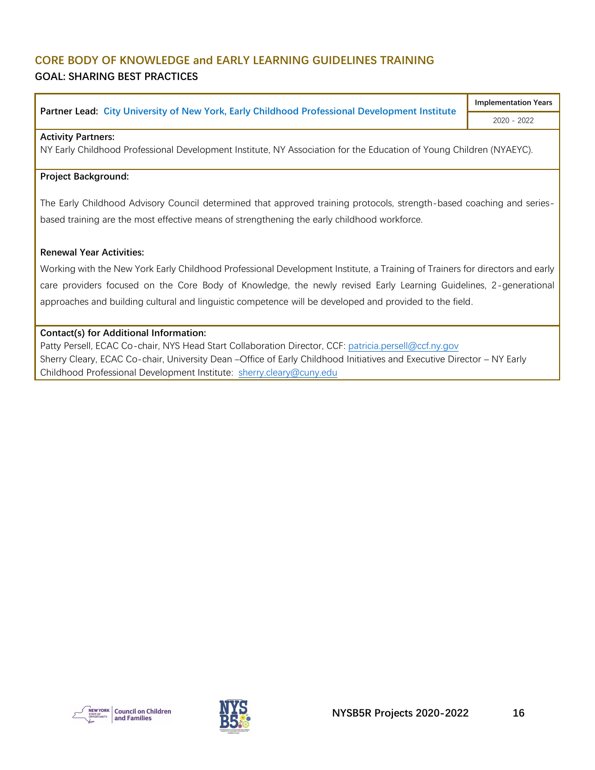## CORE BODY OF KNOWLEDGE and EARLY LEARNING GUIDELINES TRAINING

### GOAL: SHARING BEST PRACTICES

| Partner Lead: City University of New York, Early Childhood Professional Development Institute | Implementation Years |
| --- | --- |
| | 2020 - 2022 |

**Activity Partners:**
NY Early Childhood Professional Development Institute, NY Association for the Education of Young Children (NYAEYC).

**Project Background:**

The Early Childhood Advisory Council determined that approved training protocols, strength-based coaching and series-based training are the most effective means of strengthening the early childhood workforce.

**Renewal Year Activities:**

Working with the New York Early Childhood Professional Development Institute, a Training of Trainers for directors and early care providers focused on the Core Body of Knowledge, the newly revised Early Learning Guidelines, 2-generational approaches and building cultural and linguistic competence will be developed and provided to the field.

**Contact(s) for Additional Information:**
Patty Persell, ECAC Co-chair, NYS Head Start Collaboration Director, CCF: patricia.persell@ccf.ny.gov
Sherry Cleary, ECAC Co-chair, University Dean –Office of Early Childhood Initiatives and Executive Director – NY Early Childhood Professional Development Institute: sherry.cleary@cuny.edu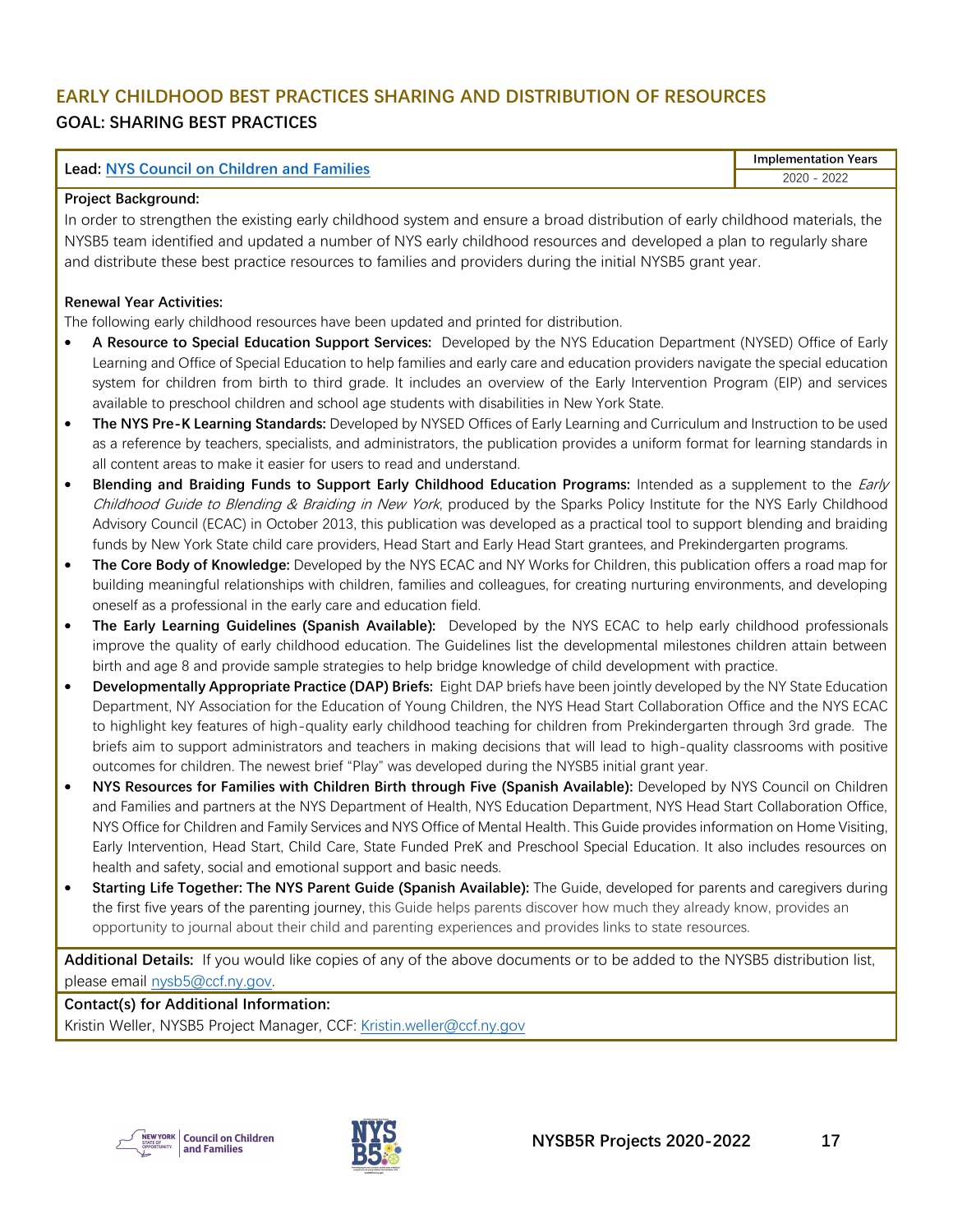## EARLY CHILDHOOD BEST PRACTICES SHARING AND DISTRIBUTION OF RESOURCES

### GOAL: SHARING BEST PRACTICES

| Lead: NYS Council on Children and Families | Implementation Years |
|---|---|
| | 2020 - 2022 |

**Project Background:**

In order to strengthen the existing early childhood system and ensure a broad distribution of early childhood materials, the NYSB5 team identified and updated a number of NYS early childhood resources and developed a plan to regularly share and distribute these best practice resources to families and providers during the initial NYSB5 grant year.

**Renewal Year Activities:**

The following early childhood resources have been updated and printed for distribution.

- **A Resource to Special Education Support Services:** Developed by the NYS Education Department (NYSED) Office of Early Learning and Office of Special Education to help families and early care and education providers navigate the special education system for children from birth to third grade. It includes an overview of the Early Intervention Program (EIP) and services available to preschool children and school age students with disabilities in New York State.
- **The NYS Pre-K Learning Standards:** Developed by NYSED Offices of Early Learning and Curriculum and Instruction to be used as a reference by teachers, specialists, and administrators, the publication provides a uniform format for learning standards in all content areas to make it easier for users to read and understand.
- **Blending and Braiding Funds to Support Early Childhood Education Programs:** Intended as a supplement to the *Early Childhood Guide to Blending & Braiding in New York*, produced by the Sparks Policy Institute for the NYS Early Childhood Advisory Council (ECAC) in October 2013, this publication was developed as a practical tool to support blending and braiding funds by New York State child care providers, Head Start and Early Head Start grantees, and Prekindergarten programs.
- **The Core Body of Knowledge:** Developed by the NYS ECAC and NY Works for Children, this publication offers a road map for building meaningful relationships with children, families and colleagues, for creating nurturing environments, and developing oneself as a professional in the early care and education field.
- **The Early Learning Guidelines (Spanish Available):** Developed by the NYS ECAC to help early childhood professionals improve the quality of early childhood education. The Guidelines list the developmental milestones children attain between birth and age 8 and provide sample strategies to help bridge knowledge of child development with practice.
- **Developmentally Appropriate Practice (DAP) Briefs:** Eight DAP briefs have been jointly developed by the NY State Education Department, NY Association for the Education of Young Children, the NYS Head Start Collaboration Office and the NYS ECAC to highlight key features of high-quality early childhood teaching for children from Prekindergarten through 3rd grade. The briefs aim to support administrators and teachers in making decisions that will lead to high-quality classrooms with positive outcomes for children. The newest brief "Play" was developed during the NYSB5 initial grant year.
- **NYS Resources for Families with Children Birth through Five (Spanish Available):** Developed by NYS Council on Children and Families and partners at the NYS Department of Health, NYS Education Department, NYS Head Start Collaboration Office, NYS Office for Children and Family Services and NYS Office of Mental Health. This Guide provides information on Home Visiting, Early Intervention, Head Start, Child Care, State Funded PreK and Preschool Special Education. It also includes resources on health and safety, social and emotional support and basic needs.
- **Starting Life Together: The NYS Parent Guide (Spanish Available):** The Guide, developed for parents and caregivers during the first five years of the parenting journey, this Guide helps parents discover how much they already know, provides an opportunity to journal about their child and parenting experiences and provides links to state resources.

**Additional Details:** If you would like copies of any of the above documents or to be added to the NYSB5 distribution list, please email nysb5@ccf.ny.gov.

**Contact(s) for Additional Information:**

Kristin Weller, NYSB5 Project Manager, CCF: Kristin.weller@ccf.ny.gov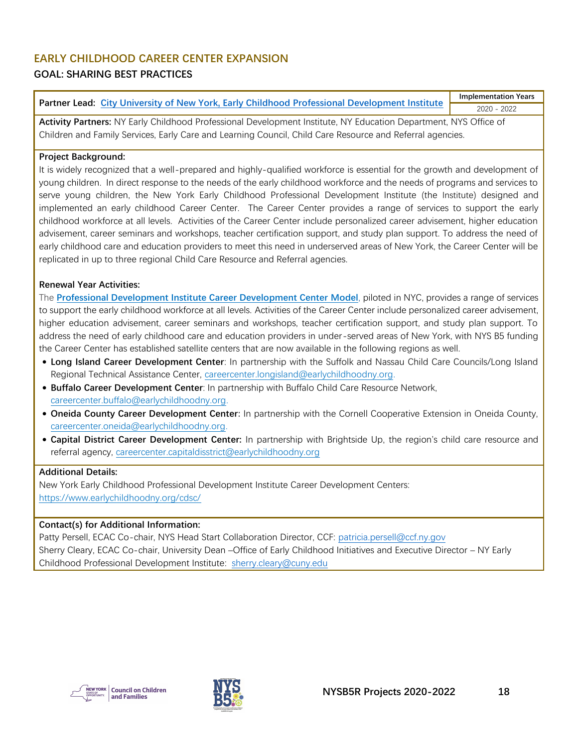## EARLY CHILDHOOD CAREER CENTER EXPANSION

### GOAL: SHARING BEST PRACTICES

| **Partner Lead:** City University of New York, Early Childhood Professional Development Institute | **Implementation Years** |
|---|---|
| | 2020 - 2022 |

**Activity Partners:** NY Early Childhood Professional Development Institute, NY Education Department, NYS Office of Children and Family Services, Early Care and Learning Council, Child Care Resource and Referral agencies.

**Project Background:**

It is widely recognized that a well-prepared and highly-qualified workforce is essential for the growth and development of young children. In direct response to the needs of the early childhood workforce and the needs of programs and services to serve young children, the New York Early Childhood Professional Development Institute (the Institute) designed and implemented an early childhood Career Center. The Career Center provides a range of services to support the early childhood workforce at all levels. Activities of the Career Center include personalized career advisement, higher education advisement, career seminars and workshops, teacher certification support, and study plan support. To address the need of early childhood care and education providers to meet this need in underserved areas of New York, the Career Center will be replicated in up to three regional Child Care Resource and Referral agencies.

**Renewal Year Activities:**

The **Professional Development Institute Career Development Center Model**, piloted in NYC, provides a range of services to support the early childhood workforce at all levels. Activities of the Career Center include personalized career advisement, higher education advisement, career seminars and workshops, teacher certification support, and study plan support. To address the need of early childhood care and education providers in under-served areas of New York, with NYS B5 funding the Career Center has established satellite centers that are now available in the following regions as well.

- **Long Island Career Development Center**: In partnership with the Suffolk and Nassau Child Care Councils/Long Island Regional Technical Assistance Center, careercenter.longisland@earlychildhoodny.org.
- **Buffalo Career Development Center**: In partnership with Buffalo Child Care Resource Network, careercenter.buffalo@earlychildhoodny.org.
- **Oneida County Career Development Center:** In partnership with the Cornell Cooperative Extension in Oneida County, careercenter.oneida@earlychildhoodny.org.
- **Capital District Career Development Center:** In partnership with Brightside Up, the region's child care resource and referral agency, careercenter.capitaldisstrict@earlychildhoodny.org

**Additional Details:**

New York Early Childhood Professional Development Institute Career Development Centers: https://www.earlychildhoodny.org/cdsc/

**Contact(s) for Additional Information:**

Patty Persell, ECAC Co-chair, NYS Head Start Collaboration Director, CCF: patricia.persell@ccf.ny.gov
Sherry Cleary, ECAC Co-chair, University Dean –Office of Early Childhood Initiatives and Executive Director – NY Early Childhood Professional Development Institute: sherry.cleary@cuny.edu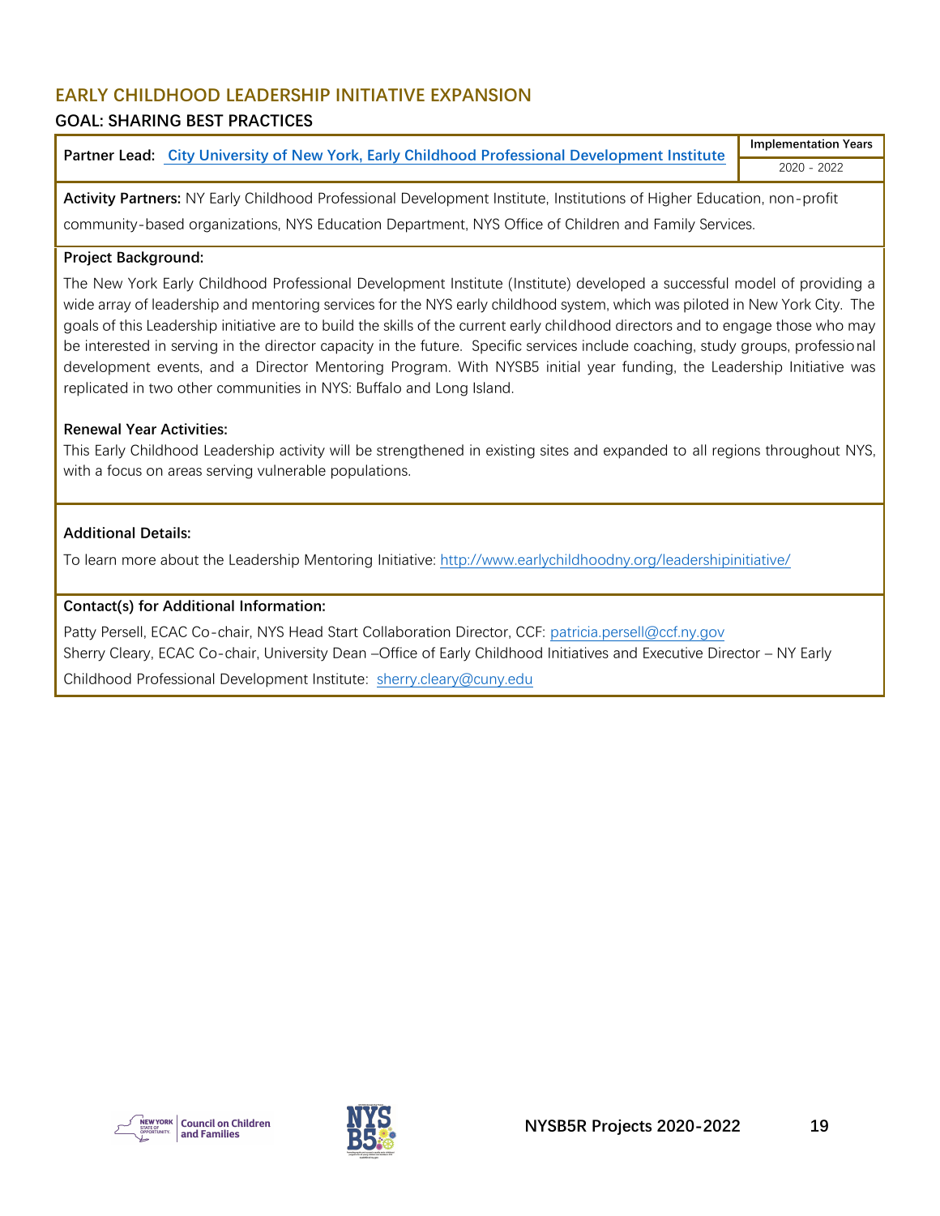## EARLY CHILDHOOD LEADERSHIP INITIATIVE EXPANSION

### GOAL: SHARING BEST PRACTICES

| **Partner Lead:** [City University of New York, Early Childhood Professional Development Institute](#) | **Implementation Years** |
|---|---|
| | 2020 - 2022 |

**Activity Partners:** NY Early Childhood Professional Development Institute, Institutions of Higher Education, non-profit community-based organizations, NYS Education Department, NYS Office of Children and Family Services.

**Project Background:**

The New York Early Childhood Professional Development Institute (Institute) developed a successful model of providing a wide array of leadership and mentoring services for the NYS early childhood system, which was piloted in New York City. The goals of this Leadership initiative are to build the skills of the current early childhood directors and to engage those who may be interested in serving in the director capacity in the future. Specific services include coaching, study groups, professional development events, and a Director Mentoring Program. With NYSB5 initial year funding, the Leadership Initiative was replicated in two other communities in NYS: Buffalo and Long Island.

**Renewal Year Activities:**

This Early Childhood Leadership activity will be strengthened in existing sites and expanded to all regions throughout NYS, with a focus on areas serving vulnerable populations.

**Additional Details:**

To learn more about the Leadership Mentoring Initiative: http://www.earlychildhoodny.org/leadershipinitiative/

**Contact(s) for Additional Information:**

Patty Persell, ECAC Co-chair, NYS Head Start Collaboration Director, CCF: patricia.persell@ccf.ny.gov

Sherry Cleary, ECAC Co-chair, University Dean –Office of Early Childhood Initiatives and Executive Director – NY Early Childhood Professional Development Institute: sherry.cleary@cuny.edu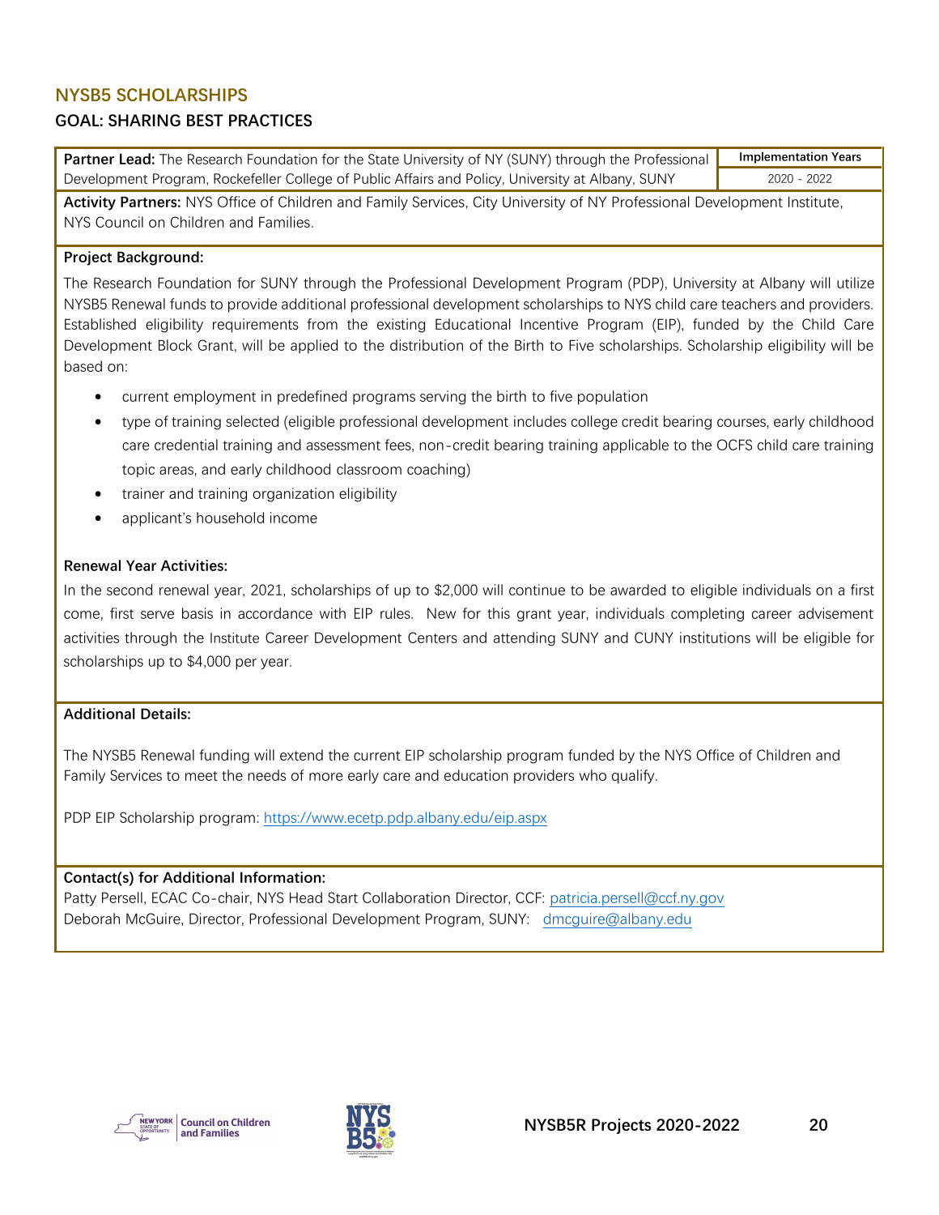## NYSB5 SCHOLARSHIPS

### GOAL: SHARING BEST PRACTICES

| **Partner Lead:** The Research Foundation for the State University of NY (SUNY) through the Professional Development Program, Rockefeller College of Public Affairs and Policy, University at Albany, SUNY | **Implementation Years** 2020 - 2022 |
|---|---|

**Activity Partners:** NYS Office of Children and Family Services, City University of NY Professional Development Institute, NYS Council on Children and Families.

**Project Background:**

The Research Foundation for SUNY through the Professional Development Program (PDP), University at Albany will utilize NYSB5 Renewal funds to provide additional professional development scholarships to NYS child care teachers and providers. Established eligibility requirements from the existing Educational Incentive Program (EIP), funded by the Child Care Development Block Grant, will be applied to the distribution of the Birth to Five scholarships. Scholarship eligibility will be based on:

- current employment in predefined programs serving the birth to five population
- type of training selected (eligible professional development includes college credit bearing courses, early childhood care credential training and assessment fees, non-credit bearing training applicable to the OCFS child care training topic areas, and early childhood classroom coaching)
- trainer and training organization eligibility
- applicant's household income

**Renewal Year Activities:**

In the second renewal year, 2021, scholarships of up to $2,000 will continue to be awarded to eligible individuals on a first come, first serve basis in accordance with EIP rules. New for this grant year, individuals completing career advisement activities through the Institute Career Development Centers and attending SUNY and CUNY institutions will be eligible for scholarships up to $4,000 per year.

**Additional Details:**

The NYSB5 Renewal funding will extend the current EIP scholarship program funded by the NYS Office of Children and Family Services to meet the needs of more early care and education providers who qualify.

PDP EIP Scholarship program: https://www.ecetp.pdp.albany.edu/eip.aspx

**Contact(s) for Additional Information:**

Patty Persell, ECAC Co-chair, NYS Head Start Collaboration Director, CCF: patricia.persell@ccf.ny.gov
Deborah McGuire, Director, Professional Development Program, SUNY: dmcguire@albany.edu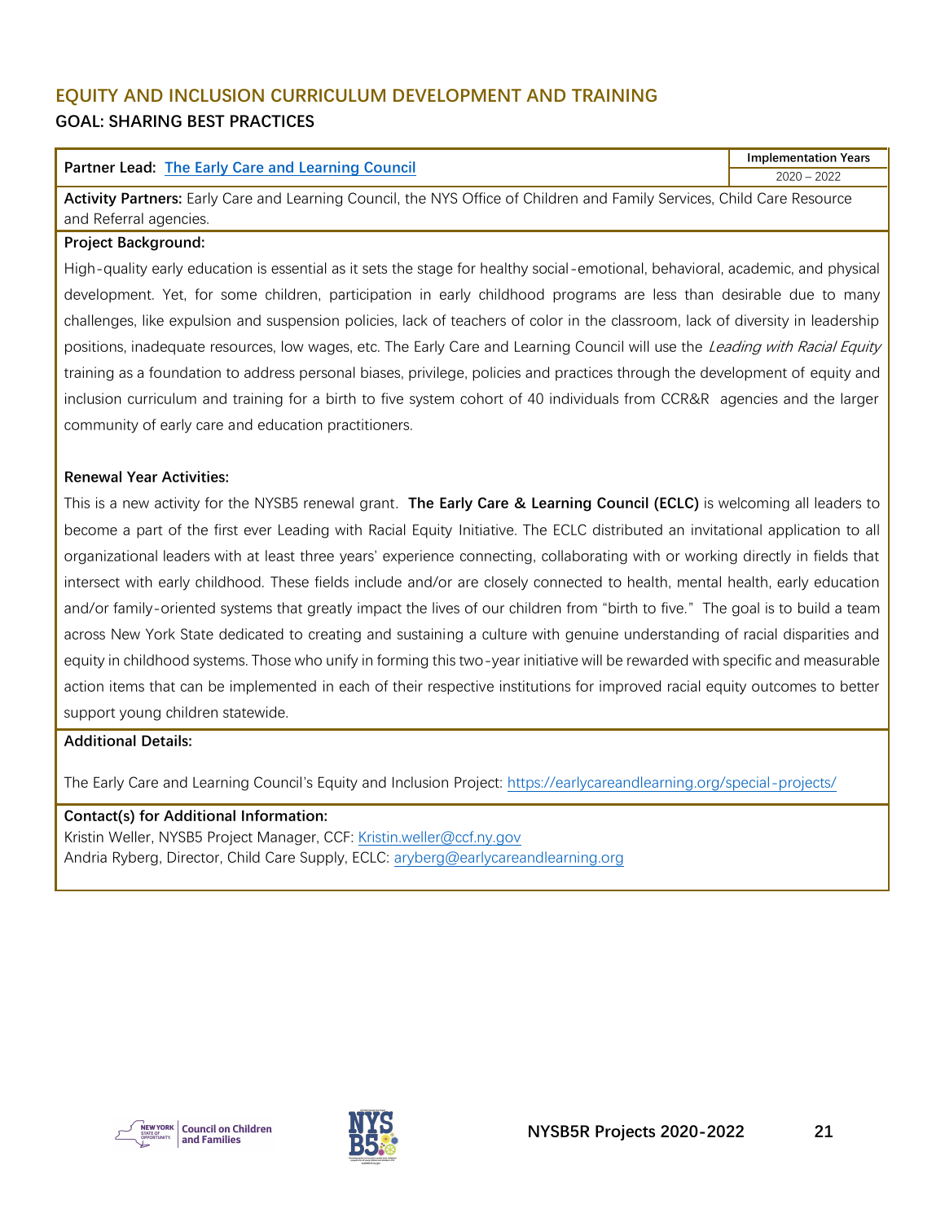## EQUITY AND INCLUSION CURRICULUM DEVELOPMENT AND TRAINING

### GOAL: SHARING BEST PRACTICES

| Partner Lead: [The Early Care and Learning Council](#) | Implementation Years |
|---|---|
| | 2020 – 2022 |

**Activity Partners:** Early Care and Learning Council, the NYS Office of Children and Family Services, Child Care Resource and Referral agencies.

**Project Background:**

High-quality early education is essential as it sets the stage for healthy social-emotional, behavioral, academic, and physical development. Yet, for some children, participation in early childhood programs are less than desirable due to many challenges, like expulsion and suspension policies, lack of teachers of color in the classroom, lack of diversity in leadership positions, inadequate resources, low wages, etc. The Early Care and Learning Council will use the *Leading with Racial Equity* training as a foundation to address personal biases, privilege, policies and practices through the development of equity and inclusion curriculum and training for a birth to five system cohort of 40 individuals from CCR&R agencies and the larger community of early care and education practitioners.

**Renewal Year Activities:**

This is a new activity for the NYSB5 renewal grant. **The Early Care & Learning Council (ECLC)** is welcoming all leaders to become a part of the first ever Leading with Racial Equity Initiative. The ECLC distributed an invitational application to all organizational leaders with at least three years' experience connecting, collaborating with or working directly in fields that intersect with early childhood. These fields include and/or are closely connected to health, mental health, early education and/or family-oriented systems that greatly impact the lives of our children from "birth to five." The goal is to build a team across New York State dedicated to creating and sustaining a culture with genuine understanding of racial disparities and equity in childhood systems. Those who unify in forming this two-year initiative will be rewarded with specific and measurable action items that can be implemented in each of their respective institutions for improved racial equity outcomes to better support young children statewide.

**Additional Details:**

The Early Care and Learning Council's Equity and Inclusion Project: https://earlycareandlearning.org/special-projects/

**Contact(s) for Additional Information:**

Kristin Weller, NYSB5 Project Manager, CCF: Kristin.weller@ccf.ny.gov
Andria Ryberg, Director, Child Care Supply, ECLC: aryberg@earlycareandlearning.org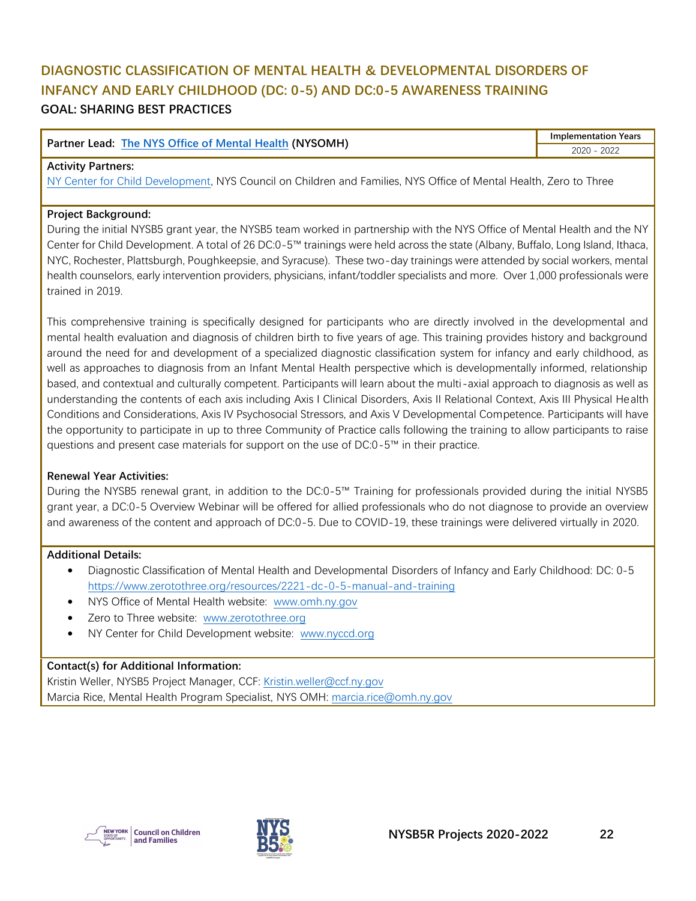## DIAGNOSTIC CLASSIFICATION OF MENTAL HEALTH & DEVELOPMENTAL DISORDERS OF INFANCY AND EARLY CHILDHOOD (DC: 0-5) AND DC:0-5 AWARENESS TRAINING

### GOAL: SHARING BEST PRACTICES

| Partner Lead: [The NYS Office of Mental Health](#) (NYSOMH) | Implementation Years |
|---|---|
| | 2020 - 2022 |

**Activity Partners:**
NY Center for Child Development, NYS Council on Children and Families, NYS Office of Mental Health, Zero to Three

**Project Background:**
During the initial NYSB5 grant year, the NYSB5 team worked in partnership with the NYS Office of Mental Health and the NY Center for Child Development. A total of 26 DC:0-5™ trainings were held across the state (Albany, Buffalo, Long Island, Ithaca, NYC, Rochester, Plattsburgh, Poughkeepsie, and Syracuse). These two-day trainings were attended by social workers, mental health counselors, early intervention providers, physicians, infant/toddler specialists and more. Over 1,000 professionals were trained in 2019.

This comprehensive training is specifically designed for participants who are directly involved in the developmental and mental health evaluation and diagnosis of children birth to five years of age. This training provides history and background around the need for and development of a specialized diagnostic classification system for infancy and early childhood, as well as approaches to diagnosis from an Infant Mental Health perspective which is developmentally informed, relationship based, and contextual and culturally competent. Participants will learn about the multi-axial approach to diagnosis as well as understanding the contents of each axis including Axis I Clinical Disorders, Axis II Relational Context, Axis III Physical Health Conditions and Considerations, Axis IV Psychosocial Stressors, and Axis V Developmental Competence. Participants will have the opportunity to participate in up to three Community of Practice calls following the training to allow participants to raise questions and present case materials for support on the use of DC:0-5™ in their practice.

**Renewal Year Activities:**
During the NYSB5 renewal grant, in addition to the DC:0-5™ Training for professionals provided during the initial NYSB5 grant year, a DC:0-5 Overview Webinar will be offered for allied professionals who do not diagnose to provide an overview and awareness of the content and approach of DC:0-5. Due to COVID-19, these trainings were delivered virtually in 2020.

**Additional Details:**

- Diagnostic Classification of Mental Health and Developmental Disorders of Infancy and Early Childhood: DC: 0-5 https://www.zerotothree.org/resources/2221-dc-0-5-manual-and-training
- NYS Office of Mental Health website: www.omh.ny.gov
- Zero to Three website: www.zerotothree.org
- NY Center for Child Development website: www.nyccd.org

**Contact(s) for Additional Information:**
Kristin Weller, NYSB5 Project Manager, CCF: Kristin.weller@ccf.ny.gov
Marcia Rice, Mental Health Program Specialist, NYS OMH: marcia.rice@omh.ny.gov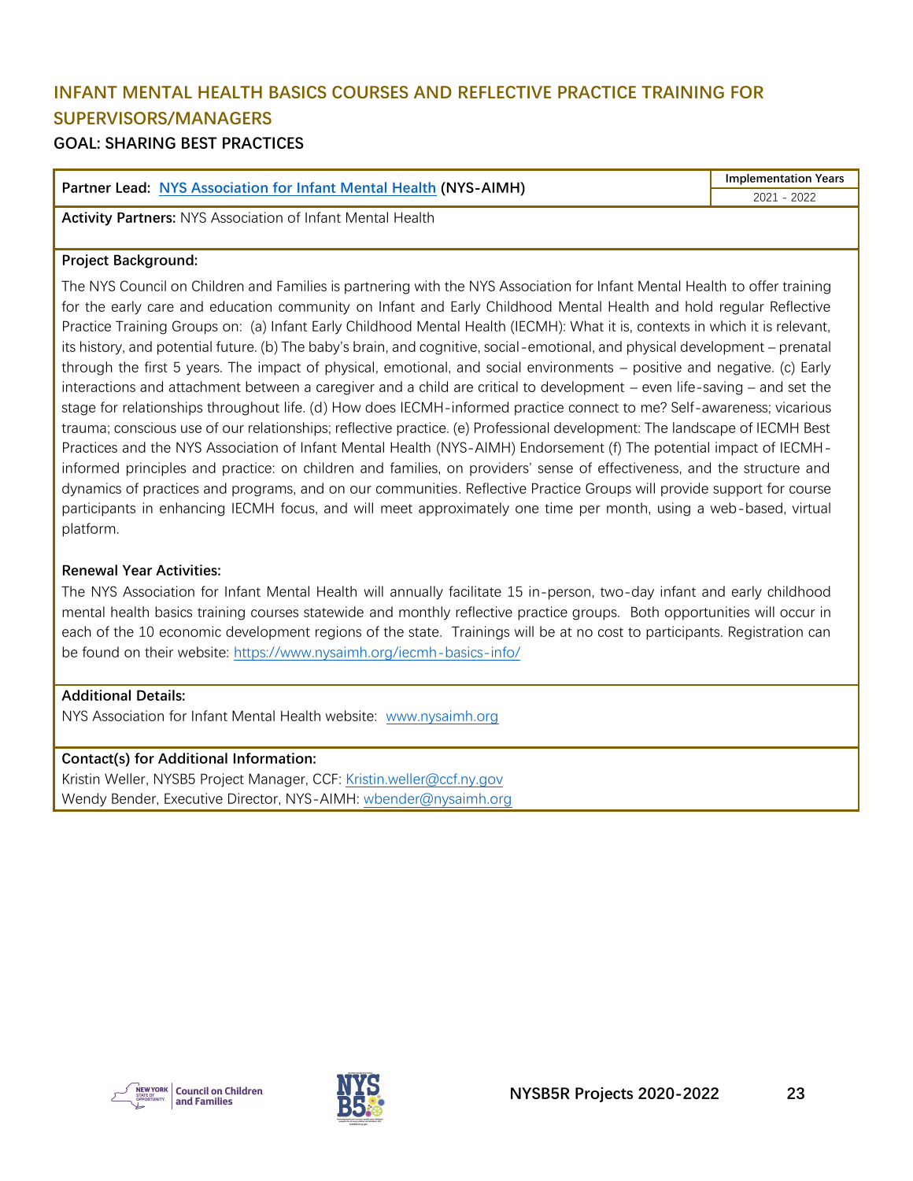## INFANT MENTAL HEALTH BASICS COURSES AND REFLECTIVE PRACTICE TRAINING FOR SUPERVISORS/MANAGERS

### GOAL: SHARING BEST PRACTICES

| **Partner Lead:** [NYS Association for Infant Mental Health](https://www.nysaimh.org) **(NYS-AIMH)** | **Implementation Years** |
|---|---|
| | 2021 - 2022 |

**Activity Partners:** NYS Association of Infant Mental Health

**Project Background:**

The NYS Council on Children and Families is partnering with the NYS Association for Infant Mental Health to offer training for the early care and education community on Infant and Early Childhood Mental Health and hold regular Reflective Practice Training Groups on: (a) Infant Early Childhood Mental Health (IECMH): What it is, contexts in which it is relevant, its history, and potential future. (b) The baby's brain, and cognitive, social-emotional, and physical development – prenatal through the first 5 years. The impact of physical, emotional, and social environments – positive and negative. (c) Early interactions and attachment between a caregiver and a child are critical to development – even life-saving – and set the stage for relationships throughout life. (d) How does IECMH-informed practice connect to me? Self-awareness; vicarious trauma; conscious use of our relationships; reflective practice. (e) Professional development: The landscape of IECMH Best Practices and the NYS Association of Infant Mental Health (NYS-AIMH) Endorsement (f) The potential impact of IECMH-informed principles and practice: on children and families, on providers' sense of effectiveness, and the structure and dynamics of practices and programs, and on our communities. Reflective Practice Groups will provide support for course participants in enhancing IECMH focus, and will meet approximately one time per month, using a web-based, virtual platform.

**Renewal Year Activities:**

The NYS Association for Infant Mental Health will annually facilitate 15 in-person, two-day infant and early childhood mental health basics training courses statewide and monthly reflective practice groups. Both opportunities will occur in each of the 10 economic development regions of the state. Trainings will be at no cost to participants. Registration can be found on their website: https://www.nysaimh.org/iecmh-basics-info/

**Additional Details:**

NYS Association for Infant Mental Health website: www.nysaimh.org

**Contact(s) for Additional Information:**

Kristin Weller, NYSB5 Project Manager, CCF: Kristin.weller@ccf.ny.gov
Wendy Bender, Executive Director, NYS-AIMH: wbender@nysaimh.org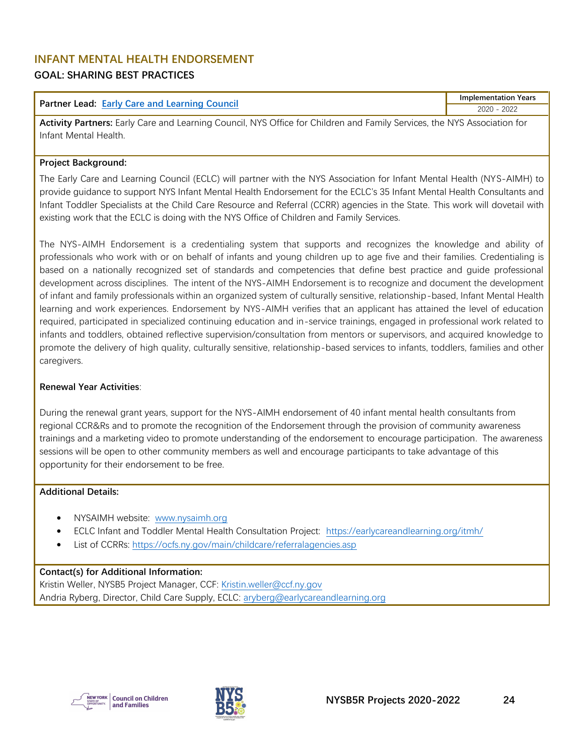## INFANT MENTAL HEALTH ENDORSEMENT

### GOAL: SHARING BEST PRACTICES

| **Partner Lead:** [Early Care and Learning Council](#) | **Implementation Years** |
|---|---|
| | 2020 - 2022 |

**Activity Partners:** Early Care and Learning Council, NYS Office for Children and Family Services, the NYS Association for Infant Mental Health.

**Project Background:**

The Early Care and Learning Council (ECLC) will partner with the NYS Association for Infant Mental Health (NYS-AIMH) to provide guidance to support NYS Infant Mental Health Endorsement for the ECLC's 35 Infant Mental Health Consultants and Infant Toddler Specialists at the Child Care Resource and Referral (CCRR) agencies in the State. This work will dovetail with existing work that the ECLC is doing with the NYS Office of Children and Family Services.

The NYS-AIMH Endorsement is a credentialing system that supports and recognizes the knowledge and ability of professionals who work with or on behalf of infants and young children up to age five and their families. Credentialing is based on a nationally recognized set of standards and competencies that define best practice and guide professional development across disciplines. The intent of the NYS-AIMH Endorsement is to recognize and document the development of infant and family professionals within an organized system of culturally sensitive, relationship-based, Infant Mental Health learning and work experiences. Endorsement by NYS-AIMH verifies that an applicant has attained the level of education required, participated in specialized continuing education and in-service trainings, engaged in professional work related to infants and toddlers, obtained reflective supervision/consultation from mentors or supervisors, and acquired knowledge to promote the delivery of high quality, culturally sensitive, relationship-based services to infants, toddlers, families and other caregivers.

**Renewal Year Activities**:

During the renewal grant years, support for the NYS-AIMH endorsement of 40 infant mental health consultants from regional CCR&Rs and to promote the recognition of the Endorsement through the provision of community awareness trainings and a marketing video to promote understanding of the endorsement to encourage participation. The awareness sessions will be open to other community members as well and encourage participants to take advantage of this opportunity for their endorsement to be free.

**Additional Details:**

- NYSAIMH website: www.nysaimh.org
- ECLC Infant and Toddler Mental Health Consultation Project: https://earlycareandlearning.org/itmh/
- List of CCRRs: https://ocfs.ny.gov/main/childcare/referralagencies.asp

**Contact(s) for Additional Information:**
Kristin Weller, NYSB5 Project Manager, CCF: Kristin.weller@ccf.ny.gov
Andria Ryberg, Director, Child Care Supply, ECLC: aryberg@earlycareandlearning.org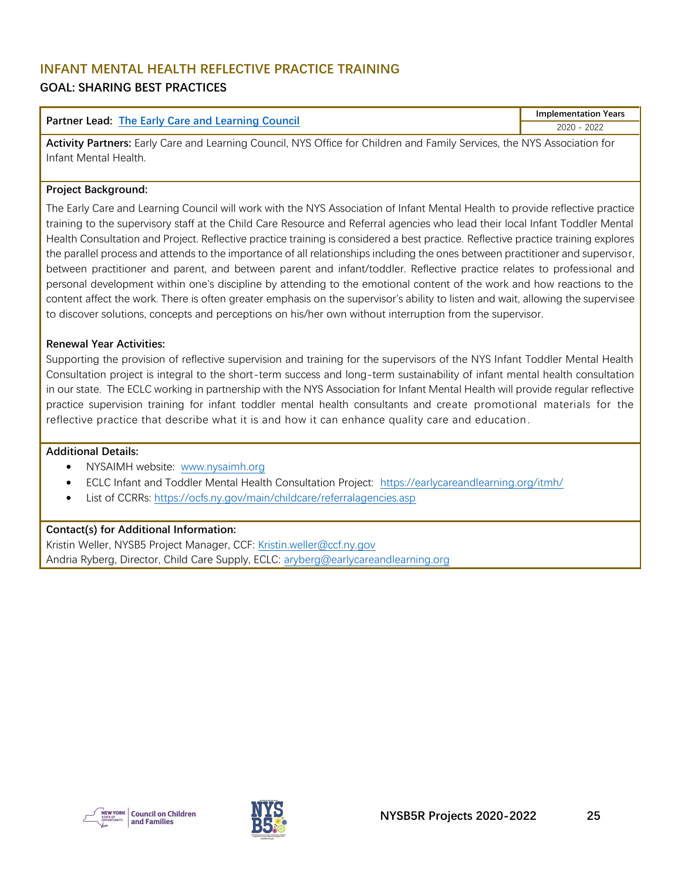## INFANT MENTAL HEALTH REFLECTIVE PRACTICE TRAINING

### GOAL: SHARING BEST PRACTICES

| Partner Lead: [The Early Care and Learning Council](#) | Implementation Years |
|---|---|
| | 2020 - 2022 |

**Activity Partners:** Early Care and Learning Council, NYS Office for Children and Family Services, the NYS Association for Infant Mental Health.

**Project Background:**

The Early Care and Learning Council will work with the NYS Association of Infant Mental Health to provide reflective practice training to the supervisory staff at the Child Care Resource and Referral agencies who lead their local Infant Toddler Mental Health Consultation and Project. Reflective practice training is considered a best practice. Reflective practice training explores the parallel process and attends to the importance of all relationships including the ones between practitioner and supervisor, between practitioner and parent, and between parent and infant/toddler. Reflective practice relates to professional and personal development within one's discipline by attending to the emotional content of the work and how reactions to the content affect the work. There is often greater emphasis on the supervisor's ability to listen and wait, allowing the supervisee to discover solutions, concepts and perceptions on his/her own without interruption from the supervisor.

**Renewal Year Activities:**

Supporting the provision of reflective supervision and training for the supervisors of the NYS Infant Toddler Mental Health Consultation project is integral to the short-term success and long-term sustainability of infant mental health consultation in our state. The ECLC working in partnership with the NYS Association for Infant Mental Health will provide regular reflective practice supervision training for infant toddler mental health consultants and create promotional materials for the reflective practice that describe what it is and how it can enhance quality care and education.

**Additional Details:**

- NYSAIMH website: www.nysaimh.org
- ECLC Infant and Toddler Mental Health Consultation Project: https://earlycareandlearning.org/itmh/
- List of CCRRs: https://ocfs.ny.gov/main/childcare/referralagencies.asp

**Contact(s) for Additional Information:**

Kristin Weller, NYSB5 Project Manager, CCF: Kristin.weller@ccf.ny.gov
Andria Ryberg, Director, Child Care Supply, ECLC: aryberg@earlycareandlearning.org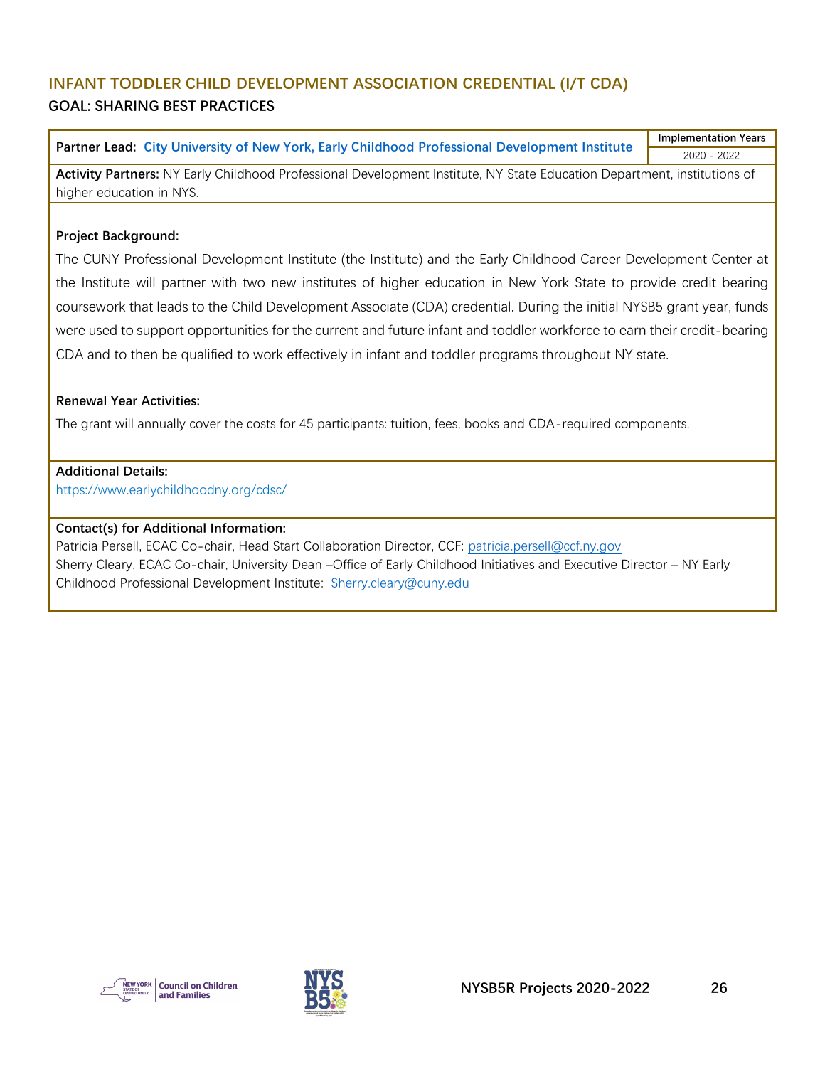## INFANT TODDLER CHILD DEVELOPMENT ASSOCIATION CREDENTIAL (I/T CDA)

### GOAL: SHARING BEST PRACTICES

| Partner Lead: [City University of New York, Early Childhood Professional Development Institute](#) | Implementation Years |
|---|---|
| | 2020 - 2022 |

**Activity Partners:** NY Early Childhood Professional Development Institute, NY State Education Department, institutions of higher education in NYS.

**Project Background:**

The CUNY Professional Development Institute (the Institute) and the Early Childhood Career Development Center at the Institute will partner with two new institutes of higher education in New York State to provide credit bearing coursework that leads to the Child Development Associate (CDA) credential. During the initial NYSB5 grant year, funds were used to support opportunities for the current and future infant and toddler workforce to earn their credit-bearing CDA and to then be qualified to work effectively in infant and toddler programs throughout NY state.

**Renewal Year Activities:**

The grant will annually cover the costs for 45 participants: tuition, fees, books and CDA-required components.

**Additional Details:**

https://www.earlychildhoodny.org/cdsc/

**Contact(s) for Additional Information:**

Patricia Persell, ECAC Co-chair, Head Start Collaboration Director, CCF: patricia.persell@ccf.ny.gov

Sherry Cleary, ECAC Co-chair, University Dean –Office of Early Childhood Initiatives and Executive Director – NY Early Childhood Professional Development Institute: Sherry.cleary@cuny.edu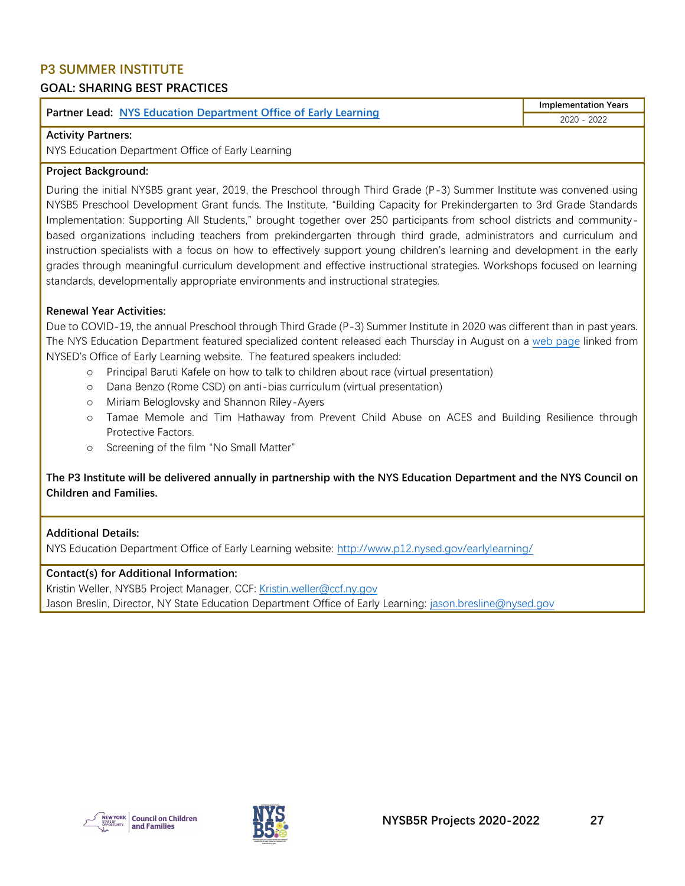## P3 SUMMER INSTITUTE

### GOAL: SHARING BEST PRACTICES

| Partner Lead: [NYS Education Department Office of Early Learning](http://www.p12.nysed.gov/earlylearning/) | Implementation Years |
|---|---|
| | 2020 - 2022 |

**Activity Partners:**
NYS Education Department Office of Early Learning

**Project Background:**

During the initial NYSB5 grant year, 2019, the Preschool through Third Grade (P-3) Summer Institute was convened using NYSB5 Preschool Development Grant funds. The Institute, "Building Capacity for Prekindergarten to 3rd Grade Standards Implementation: Supporting All Students," brought together over 250 participants from school districts and community-based organizations including teachers from prekindergarten through third grade, administrators and curriculum and instruction specialists with a focus on how to effectively support young children's learning and development in the early grades through meaningful curriculum development and effective instructional strategies. Workshops focused on learning standards, developmentally appropriate environments and instructional strategies.

**Renewal Year Activities:**
Due to COVID-19, the annual Preschool through Third Grade (P-3) Summer Institute in 2020 was different than in past years. The NYS Education Department featured specialized content released each Thursday in August on a web page linked from NYSED's Office of Early Learning website. The featured speakers included:

- Principal Baruti Kafele on how to talk to children about race (virtual presentation)
- Dana Benzo (Rome CSD) on anti-bias curriculum (virtual presentation)
- Miriam Beloglovsky and Shannon Riley-Ayers
- Tamae Memole and Tim Hathaway from Prevent Child Abuse on ACES and Building Resilience through Protective Factors.
- Screening of the film "No Small Matter"

**The P3 Institute will be delivered annually in partnership with the NYS Education Department and the NYS Council on Children and Families.**

**Additional Details:**
NYS Education Department Office of Early Learning website: http://www.p12.nysed.gov/earlylearning/

**Contact(s) for Additional Information:**
Kristin Weller, NYSB5 Project Manager, CCF: Kristin.weller@ccf.ny.gov
Jason Breslin, Director, NY State Education Department Office of Early Learning: jason.bresline@nysed.gov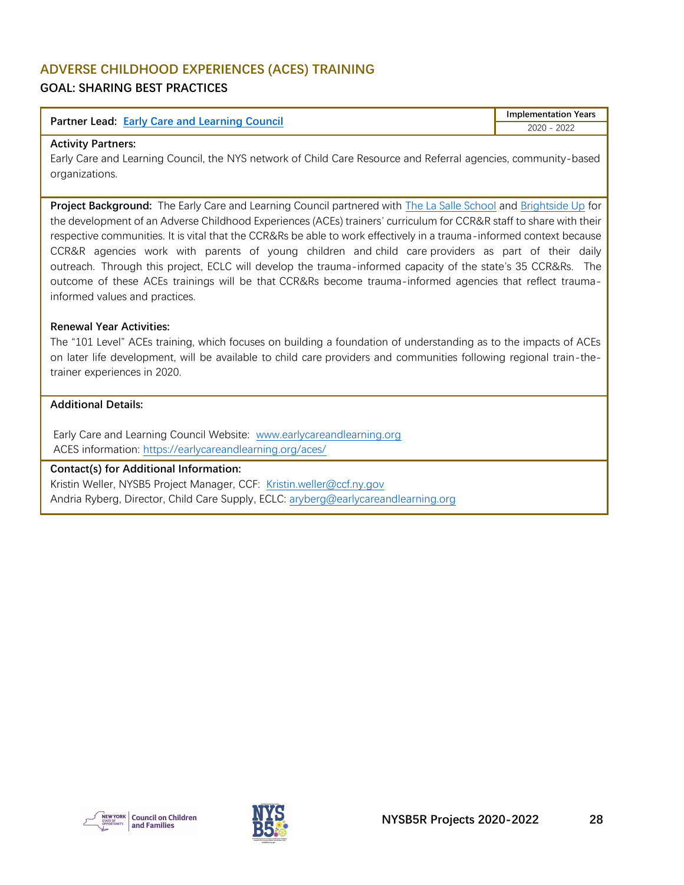## ADVERSE CHILDHOOD EXPERIENCES (ACES) TRAINING

### GOAL: SHARING BEST PRACTICES

| Partner Lead: [Early Care and Learning Council](http://www.earlycareandlearning.org) | Implementation Years |
| --- | --- |
| | 2020 - 2022 |

**Activity Partners:**
Early Care and Learning Council, the NYS network of Child Care Resource and Referral agencies, community-based organizations.

**Project Background:** The Early Care and Learning Council partnered with The La Salle School and Brightside Up for the development of an Adverse Childhood Experiences (ACEs) trainers' curriculum for CCR&R staff to share with their respective communities. It is vital that the CCR&Rs be able to work effectively in a trauma-informed context because CCR&R agencies work with parents of young children and child care providers as part of their daily outreach. Through this project, ECLC will develop the trauma-informed capacity of the state's 35 CCR&Rs. The outcome of these ACEs trainings will be that CCR&Rs become trauma-informed agencies that reflect trauma-informed values and practices.

**Renewal Year Activities:**
The "101 Level" ACEs training, which focuses on building a foundation of understanding as to the impacts of ACEs on later life development, will be available to child care providers and communities following regional train-the-trainer experiences in 2020.

**Additional Details:**

Early Care and Learning Council Website: www.earlycareandlearning.org
ACES information: https://earlycareandlearning.org/aces/

**Contact(s) for Additional Information:**
Kristin Weller, NYSB5 Project Manager, CCF: Kristin.weller@ccf.ny.gov
Andria Ryberg, Director, Child Care Supply, ECLC: aryberg@earlycareandlearning.org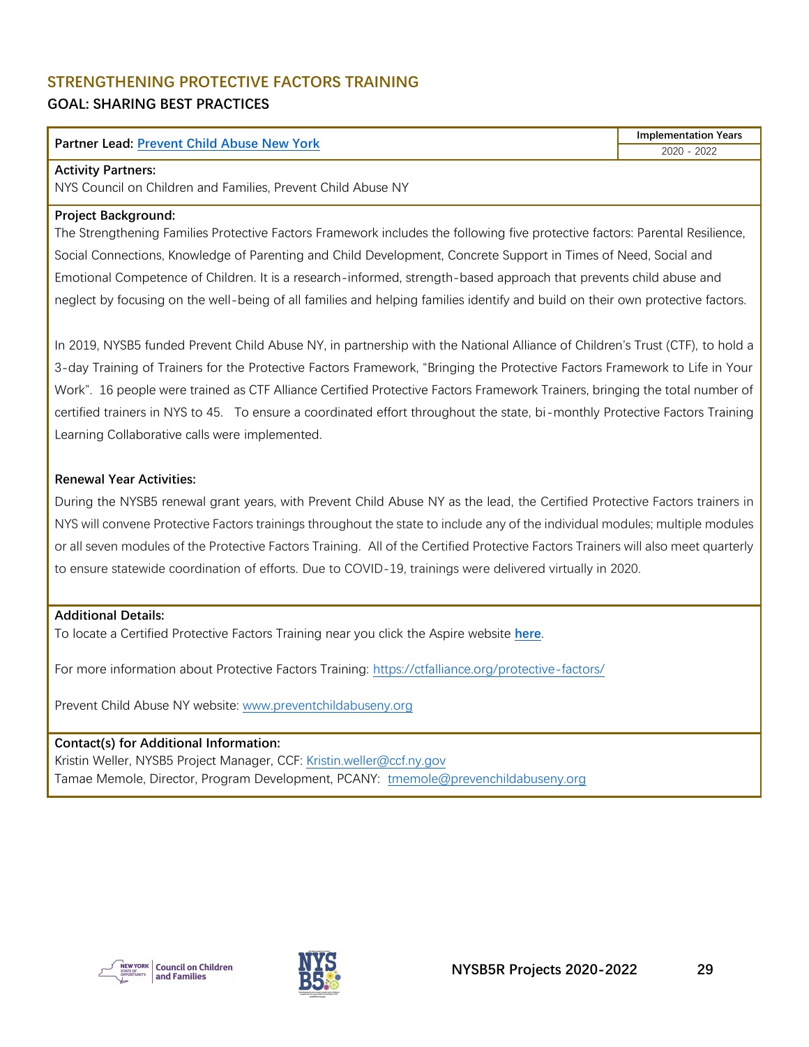## STRENGTHENING PROTECTIVE FACTORS TRAINING

### GOAL: SHARING BEST PRACTICES

| Partner Lead: Prevent Child Abuse New York | Implementation Years |
| --- | --- |
| | 2020 - 2022 |

**Activity Partners:**
NYS Council on Children and Families, Prevent Child Abuse NY

**Project Background:**
The Strengthening Families Protective Factors Framework includes the following five protective factors: Parental Resilience, Social Connections, Knowledge of Parenting and Child Development, Concrete Support in Times of Need, Social and Emotional Competence of Children. It is a research-informed, strength-based approach that prevents child abuse and neglect by focusing on the well-being of all families and helping families identify and build on their own protective factors.

In 2019, NYSB5 funded Prevent Child Abuse NY, in partnership with the National Alliance of Children's Trust (CTF), to hold a 3-day Training of Trainers for the Protective Factors Framework, "Bringing the Protective Factors Framework to Life in Your Work". 16 people were trained as CTF Alliance Certified Protective Factors Framework Trainers, bringing the total number of certified trainers in NYS to 45. To ensure a coordinated effort throughout the state, bi-monthly Protective Factors Training Learning Collaborative calls were implemented.

**Renewal Year Activities:**
During the NYSB5 renewal grant years, with Prevent Child Abuse NY as the lead, the Certified Protective Factors trainers in NYS will convene Protective Factors trainings throughout the state to include any of the individual modules; multiple modules or all seven modules of the Protective Factors Training. All of the Certified Protective Factors Trainers will also meet quarterly to ensure statewide coordination of efforts. Due to COVID-19, trainings were delivered virtually in 2020.

**Additional Details:**
To locate a Certified Protective Factors Training near you click the Aspire website **here**.

For more information about Protective Factors Training: https://ctfalliance.org/protective-factors/

Prevent Child Abuse NY website: www.preventchildabuseny.org

**Contact(s) for Additional Information:**
Kristin Weller, NYSB5 Project Manager, CCF: Kristin.weller@ccf.ny.gov
Tamae Memole, Director, Program Development, PCANY: tmemole@prevenchildabuseny.org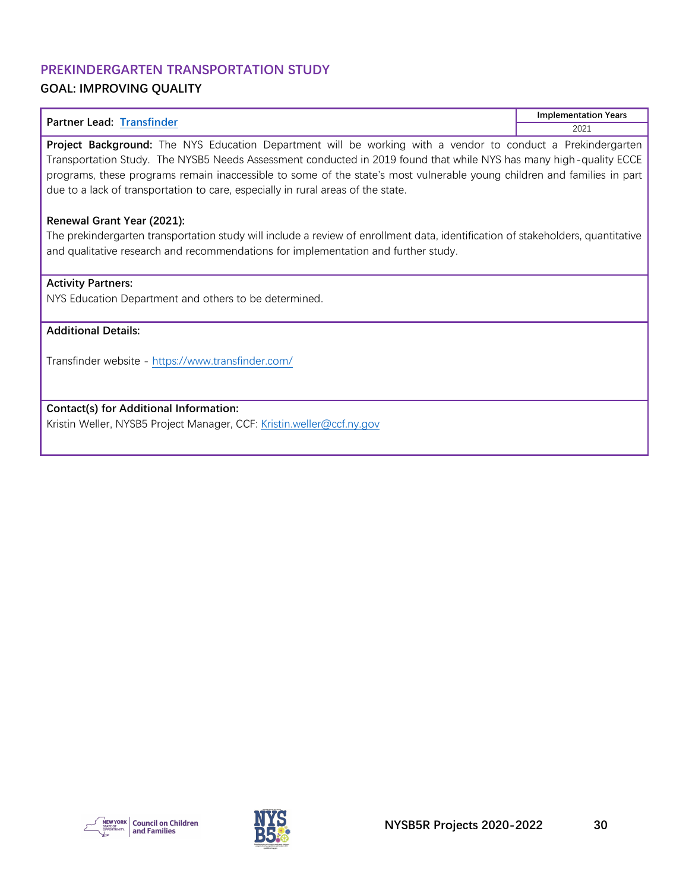## PREKINDERGARTEN TRANSPORTATION STUDY

### GOAL: IMPROVING QUALITY

| Partner Lead: [Transfinder](https://www.transfinder.com/) | Implementation Years |
|---|---|
| | 2021 |

**Project Background:** The NYS Education Department will be working with a vendor to conduct a Prekindergarten Transportation Study. The NYSB5 Needs Assessment conducted in 2019 found that while NYS has many high-quality ECCE programs, these programs remain inaccessible to some of the state's most vulnerable young children and families in part due to a lack of transportation to care, especially in rural areas of the state.

**Renewal Grant Year (2021):**
The prekindergarten transportation study will include a review of enrollment data, identification of stakeholders, quantitative and qualitative research and recommendations for implementation and further study.

**Activity Partners:**
NYS Education Department and others to be determined.

**Additional Details:**

Transfinder website - https://www.transfinder.com/

**Contact(s) for Additional Information:**
Kristin Weller, NYSB5 Project Manager, CCF: Kristin.weller@ccf.ny.gov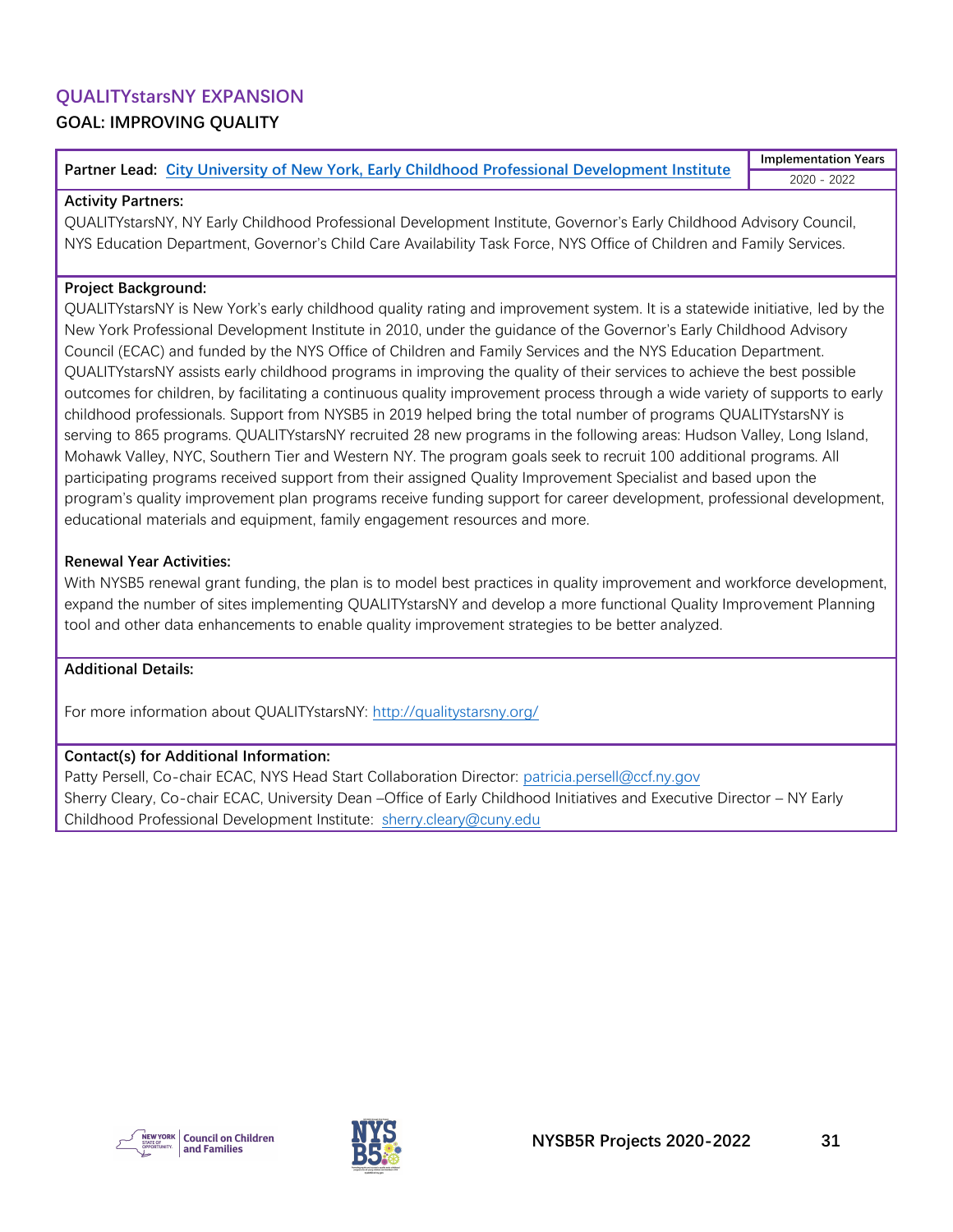## QUALITYstarsNY EXPANSION

### GOAL: IMPROVING QUALITY

| Partner Lead: [City University of New York, Early Childhood Professional Development Institute]() | Implementation Years |
|---|---|
| | 2020 - 2022 |

**Activity Partners:**

QUALITYstarsNY, NY Early Childhood Professional Development Institute, Governor's Early Childhood Advisory Council, NYS Education Department, Governor's Child Care Availability Task Force, NYS Office of Children and Family Services.

**Project Background:**

QUALITYstarsNY is New York's early childhood quality rating and improvement system. It is a statewide initiative, led by the New York Professional Development Institute in 2010, under the guidance of the Governor's Early Childhood Advisory Council (ECAC) and funded by the NYS Office of Children and Family Services and the NYS Education Department. QUALITYstarsNY assists early childhood programs in improving the quality of their services to achieve the best possible outcomes for children, by facilitating a continuous quality improvement process through a wide variety of supports to early childhood professionals. Support from NYSB5 in 2019 helped bring the total number of programs QUALITYstarsNY is serving to 865 programs. QUALITYstarsNY recruited 28 new programs in the following areas: Hudson Valley, Long Island, Mohawk Valley, NYC, Southern Tier and Western NY. The program goals seek to recruit 100 additional programs. All participating programs received support from their assigned Quality Improvement Specialist and based upon the program's quality improvement plan programs receive funding support for career development, professional development, educational materials and equipment, family engagement resources and more.

**Renewal Year Activities:**

With NYSB5 renewal grant funding, the plan is to model best practices in quality improvement and workforce development, expand the number of sites implementing QUALITYstarsNY and develop a more functional Quality Improvement Planning tool and other data enhancements to enable quality improvement strategies to be better analyzed.

**Additional Details:**

For more information about QUALITYstarsNY: http://qualitystarsny.org/

**Contact(s) for Additional Information:**

Patty Persell, Co-chair ECAC, NYS Head Start Collaboration Director: patricia.persell@ccf.ny.gov

Sherry Cleary, Co-chair ECAC, University Dean –Office of Early Childhood Initiatives and Executive Director – NY Early Childhood Professional Development Institute: sherry.cleary@cuny.edu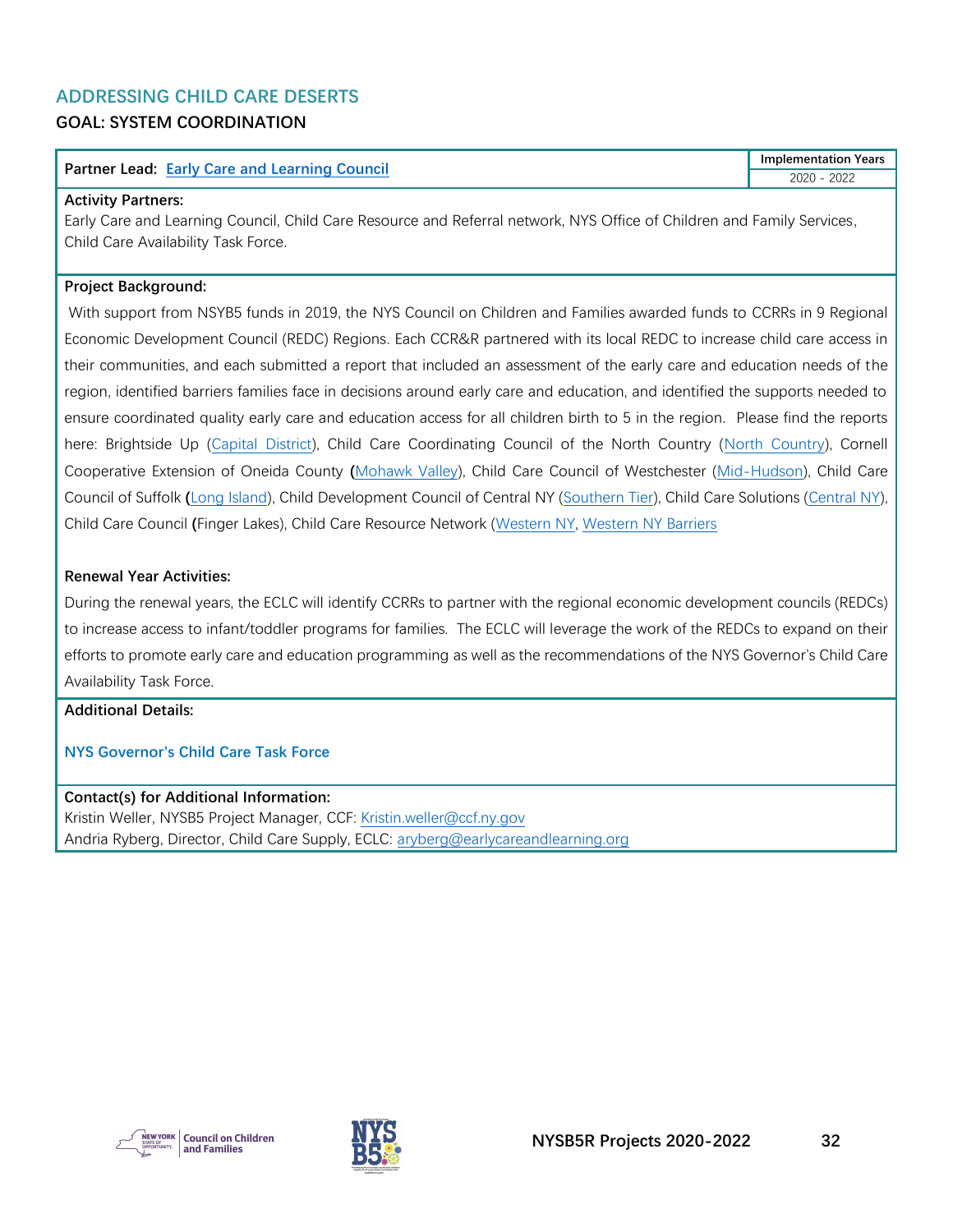## ADDRESSING CHILD CARE DESERTS

### GOAL: SYSTEM COORDINATION

| Partner Lead: Early Care and Learning Council | Implementation Years |
|---|---|
| | 2020 - 2022 |

**Activity Partners:**
Early Care and Learning Council, Child Care Resource and Referral network, NYS Office of Children and Family Services, Child Care Availability Task Force.

**Project Background:**

With support from NSYB5 funds in 2019, the NYS Council on Children and Families awarded funds to CCRRs in 9 Regional Economic Development Council (REDC) Regions. Each CCR&R partnered with its local REDC to increase child care access in their communities, and each submitted a report that included an assessment of the early care and education needs of the region, identified barriers families face in decisions around early care and education, and identified the supports needed to ensure coordinated quality early care and education access for all children birth to 5 in the region. Please find the reports here: Brightside Up (Capital District), Child Care Coordinating Council of the North Country (North Country), Cornell Cooperative Extension of Oneida County **(**Mohawk Valley), Child Care Council of Westchester (Mid-Hudson), Child Care Council of Suffolk **(**Long Island), Child Development Council of Central NY (Southern Tier), Child Care Solutions (Central NY), Child Care Council **(**Finger Lakes), Child Care Resource Network (Western NY, Western NY Barriers

**Renewal Year Activities:**

During the renewal years, the ECLC will identify CCRRs to partner with the regional economic development councils (REDCs) to increase access to infant/toddler programs for families. The ECLC will leverage the work of the REDCs to expand on their efforts to promote early care and education programming as well as the recommendations of the NYS Governor's Child Care Availability Task Force.

**Additional Details:**

**NYS Governor's Child Care Task Force**

**Contact(s) for Additional Information:**
Kristin Weller, NYSB5 Project Manager, CCF: Kristin.weller@ccf.ny.gov
Andria Ryberg, Director, Child Care Supply, ECLC: aryberg@earlycareandlearning.org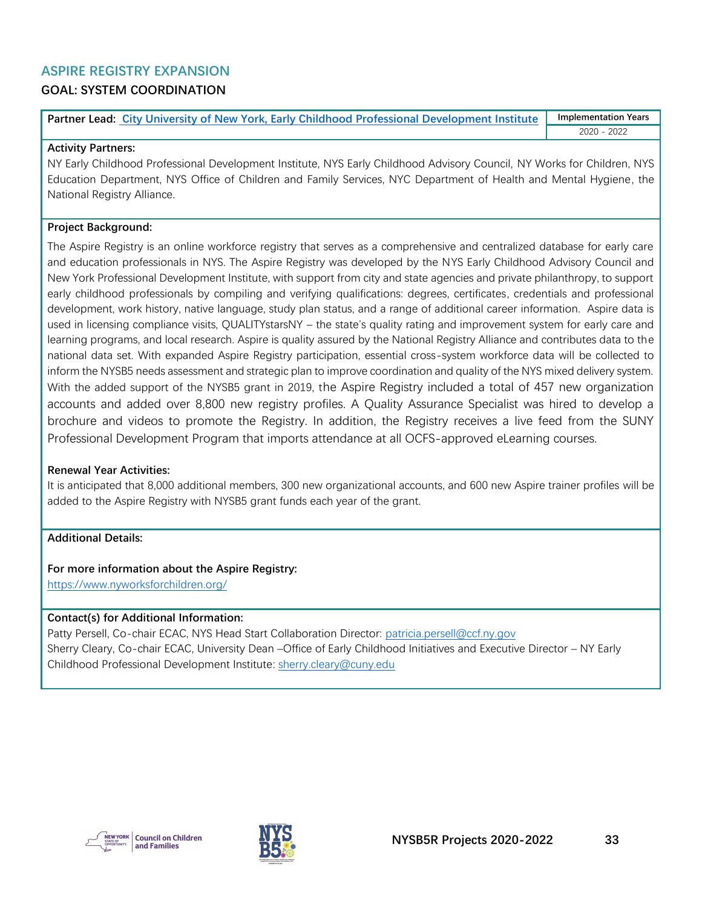## ASPIRE REGISTRY EXPANSION

### GOAL: SYSTEM COORDINATION

| Partner Lead: City University of New York, Early Childhood Professional Development Institute | Implementation Years |
|---|---|
| | 2020 - 2022 |

**Activity Partners:**

NY Early Childhood Professional Development Institute, NYS Early Childhood Advisory Council, NY Works for Children, NYS Education Department, NYS Office of Children and Family Services, NYC Department of Health and Mental Hygiene, the National Registry Alliance.

**Project Background:**

The Aspire Registry is an online workforce registry that serves as a comprehensive and centralized database for early care and education professionals in NYS. The Aspire Registry was developed by the NYS Early Childhood Advisory Council and New York Professional Development Institute, with support from city and state agencies and private philanthropy, to support early childhood professionals by compiling and verifying qualifications: degrees, certificates, credentials and professional development, work history, native language, study plan status, and a range of additional career information. Aspire data is used in licensing compliance visits, QUALITYstarsNY – the state's quality rating and improvement system for early care and learning programs, and local research. Aspire is quality assured by the National Registry Alliance and contributes data to the national data set. With expanded Aspire Registry participation, essential cross-system workforce data will be collected to inform the NYSB5 needs assessment and strategic plan to improve coordination and quality of the NYS mixed delivery system. With the added support of the NYSB5 grant in 2019, the Aspire Registry included a total of 457 new organization accounts and added over 8,800 new registry profiles. A Quality Assurance Specialist was hired to develop a brochure and videos to promote the Registry. In addition, the Registry receives a live feed from the SUNY Professional Development Program that imports attendance at all OCFS-approved eLearning courses.

**Renewal Year Activities:**

It is anticipated that 8,000 additional members, 300 new organizational accounts, and 600 new Aspire trainer profiles will be added to the Aspire Registry with NYSB5 grant funds each year of the grant.

**Additional Details:**

**For more information about the Aspire Registry:**
https://www.nyworksforchildren.org/

**Contact(s) for Additional Information:**

Patty Persell, Co-chair ECAC, NYS Head Start Collaboration Director: patricia.persell@ccf.ny.gov
Sherry Cleary, Co-chair ECAC, University Dean –Office of Early Childhood Initiatives and Executive Director – NY Early Childhood Professional Development Institute: sherry.cleary@cuny.edu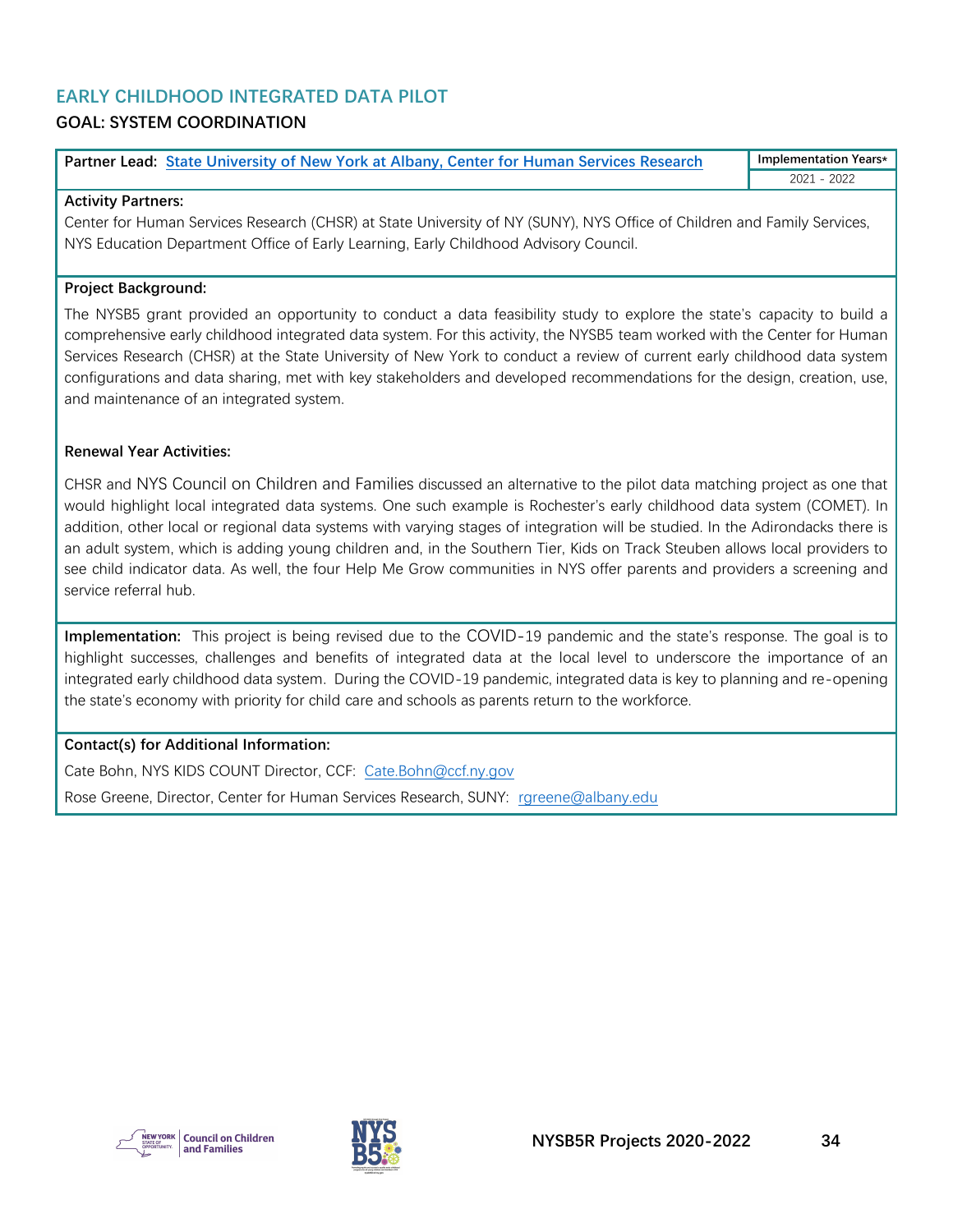## EARLY CHILDHOOD INTEGRATED DATA PILOT

### GOAL: SYSTEM COORDINATION

| **Partner Lead:** [State University of New York at Albany, Center for Human Services Research]() | **Implementation Years*** |
|---|---|
| | 2021 - 2022 |

**Activity Partners:**

Center for Human Services Research (CHSR) at State University of NY (SUNY), NYS Office of Children and Family Services, NYS Education Department Office of Early Learning, Early Childhood Advisory Council.

**Project Background:**

The NYSB5 grant provided an opportunity to conduct a data feasibility study to explore the state's capacity to build a comprehensive early childhood integrated data system. For this activity, the NYSB5 team worked with the Center for Human Services Research (CHSR) at the State University of New York to conduct a review of current early childhood data system configurations and data sharing, met with key stakeholders and developed recommendations for the design, creation, use, and maintenance of an integrated system.

**Renewal Year Activities:**

CHSR and NYS Council on Children and Families discussed an alternative to the pilot data matching project as one that would highlight local integrated data systems. One such example is Rochester's early childhood data system (COMET). In addition, other local or regional data systems with varying stages of integration will be studied. In the Adirondacks there is an adult system, which is adding young children and, in the Southern Tier, Kids on Track Steuben allows local providers to see child indicator data. As well, the four Help Me Grow communities in NYS offer parents and providers a screening and service referral hub.

**Implementation:** This project is being revised due to the COVID-19 pandemic and the state's response. The goal is to highlight successes, challenges and benefits of integrated data at the local level to underscore the importance of an integrated early childhood data system. During the COVID-19 pandemic, integrated data is key to planning and re-opening the state's economy with priority for child care and schools as parents return to the workforce.

**Contact(s) for Additional Information:**

Cate Bohn, NYS KIDS COUNT Director, CCF: Cate.Bohn@ccf.ny.gov

Rose Greene, Director, Center for Human Services Research, SUNY: rgreene@albany.edu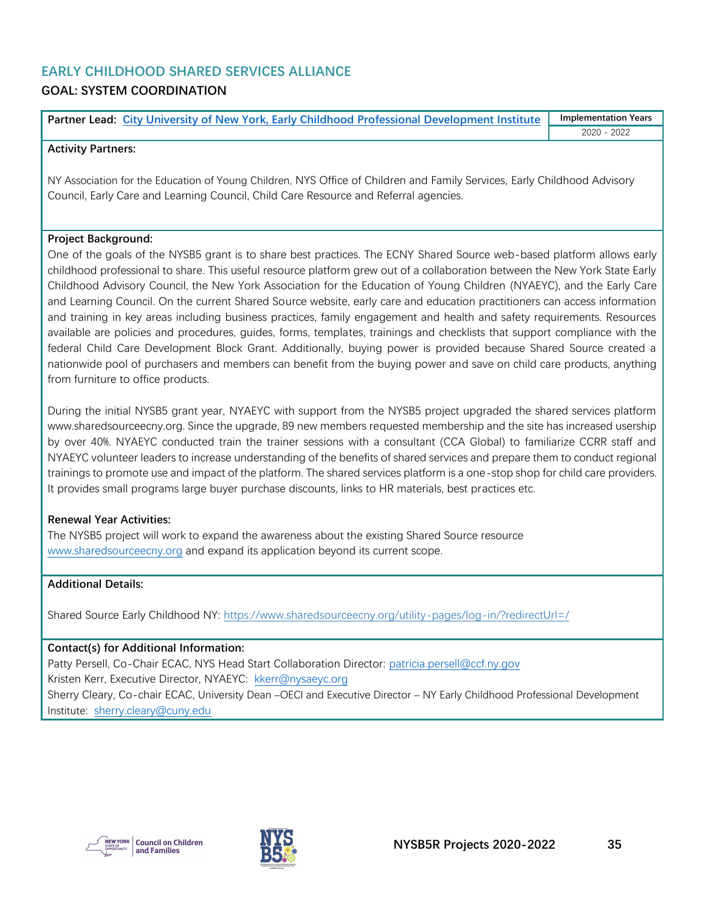## EARLY CHILDHOOD SHARED SERVICES ALLIANCE

### GOAL: SYSTEM COORDINATION

| **Partner Lead:** City University of New York, Early Childhood Professional Development Institute | **Implementation Years** |
|---|---|
| | 2020 - 2022 |

**Activity Partners:**

NY Association for the Education of Young Children, NYS Office of Children and Family Services, Early Childhood Advisory Council, Early Care and Learning Council, Child Care Resource and Referral agencies.

**Project Background:**

One of the goals of the NYSB5 grant is to share best practices. The ECNY Shared Source web-based platform allows early childhood professional to share. This useful resource platform grew out of a collaboration between the New York State Early Childhood Advisory Council, the New York Association for the Education of Young Children (NYAEYC), and the Early Care and Learning Council. On the current Shared Source website, early care and education practitioners can access information and training in key areas including business practices, family engagement and health and safety requirements. Resources available are policies and procedures, guides, forms, templates, trainings and checklists that support compliance with the federal Child Care Development Block Grant. Additionally, buying power is provided because Shared Source created a nationwide pool of purchasers and members can benefit from the buying power and save on child care products, anything from furniture to office products.

During the initial NYSB5 grant year, NYAEYC with support from the NYSB5 project upgraded the shared services platform www.sharedsourceecny.org. Since the upgrade, 89 new members requested membership and the site has increased usership by over 40%. NYAEYC conducted train the trainer sessions with a consultant (CCA Global) to familiarize CCRR staff and NYAEYC volunteer leaders to increase understanding of the benefits of shared services and prepare them to conduct regional trainings to promote use and impact of the platform. The shared services platform is a one-stop shop for child care providers. It provides small programs large buyer purchase discounts, links to HR materials, best practices etc.

**Renewal Year Activities:**

The NYSB5 project will work to expand the awareness about the existing Shared Source resource www.sharedsourceecny.org and expand its application beyond its current scope.

**Additional Details:**

Shared Source Early Childhood NY: https://www.sharedsourceecny.org/utility-pages/log-in/?redirectUrl=/

**Contact(s) for Additional Information:**

Patty Persell, Co-Chair ECAC, NYS Head Start Collaboration Director: patricia.persell@ccf.ny.gov
Kristen Kerr, Executive Director, NYAEYC: kkerr@nysaeyc.org
Sherry Cleary, Co-chair ECAC, University Dean –OECI and Executive Director – NY Early Childhood Professional Development Institute: sherry.cleary@cuny.edu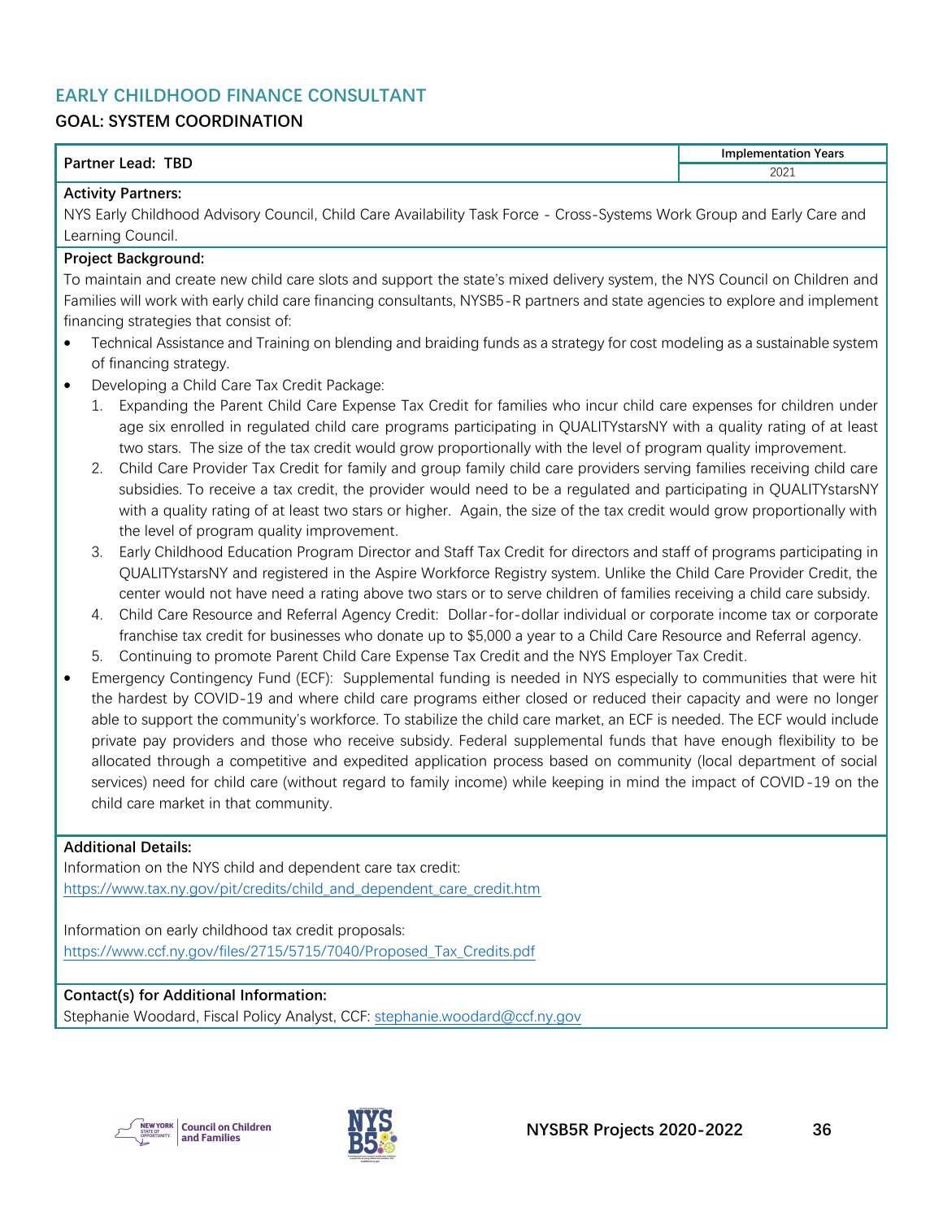## EARLY CHILDHOOD FINANCE CONSULTANT

### GOAL: SYSTEM COORDINATION

| Partner Lead: TBD | Implementation Years |
|---|---|
| | 2021 |

**Activity Partners:**

NYS Early Childhood Advisory Council, Child Care Availability Task Force - Cross-Systems Work Group and Early Care and Learning Council.

**Project Background:**

To maintain and create new child care slots and support the state's mixed delivery system, the NYS Council on Children and Families will work with early child care financing consultants, NYSB5-R partners and state agencies to explore and implement financing strategies that consist of:

- Technical Assistance and Training on blending and braiding funds as a strategy for cost modeling as a sustainable system of financing strategy.
- Developing a Child Care Tax Credit Package:
  1. Expanding the Parent Child Care Expense Tax Credit for families who incur child care expenses for children under age six enrolled in regulated child care programs participating in QUALITYstarsNY with a quality rating of at least two stars. The size of the tax credit would grow proportionally with the level of program quality improvement.
  2. Child Care Provider Tax Credit for family and group family child care providers serving families receiving child care subsidies. To receive a tax credit, the provider would need to be a regulated and participating in QUALITYstarsNY with a quality rating of at least two stars or higher. Again, the size of the tax credit would grow proportionally with the level of program quality improvement.
  3. Early Childhood Education Program Director and Staff Tax Credit for directors and staff of programs participating in QUALITYstarsNY and registered in the Aspire Workforce Registry system. Unlike the Child Care Provider Credit, the center would not have need a rating above two stars or to serve children of families receiving a child care subsidy.
  4. Child Care Resource and Referral Agency Credit: Dollar-for-dollar individual or corporate income tax or corporate franchise tax credit for businesses who donate up to $5,000 a year to a Child Care Resource and Referral agency.
  5. Continuing to promote Parent Child Care Expense Tax Credit and the NYS Employer Tax Credit.
- Emergency Contingency Fund (ECF): Supplemental funding is needed in NYS especially to communities that were hit the hardest by COVID-19 and where child care programs either closed or reduced their capacity and were no longer able to support the community's workforce. To stabilize the child care market, an ECF is needed. The ECF would include private pay providers and those who receive subsidy. Federal supplemental funds that have enough flexibility to be allocated through a competitive and expedited application process based on community (local department of social services) need for child care (without regard to family income) while keeping in mind the impact of COVID-19 on the child care market in that community.

**Additional Details:**

Information on the NYS child and dependent care tax credit:
https://www.tax.ny.gov/pit/credits/child_and_dependent_care_credit.htm

Information on early childhood tax credit proposals:
https://www.ccf.ny.gov/files/2715/5715/7040/Proposed_Tax_Credits.pdf

**Contact(s) for Additional Information:**

Stephanie Woodard, Fiscal Policy Analyst, CCF: stephanie.woodard@ccf.ny.gov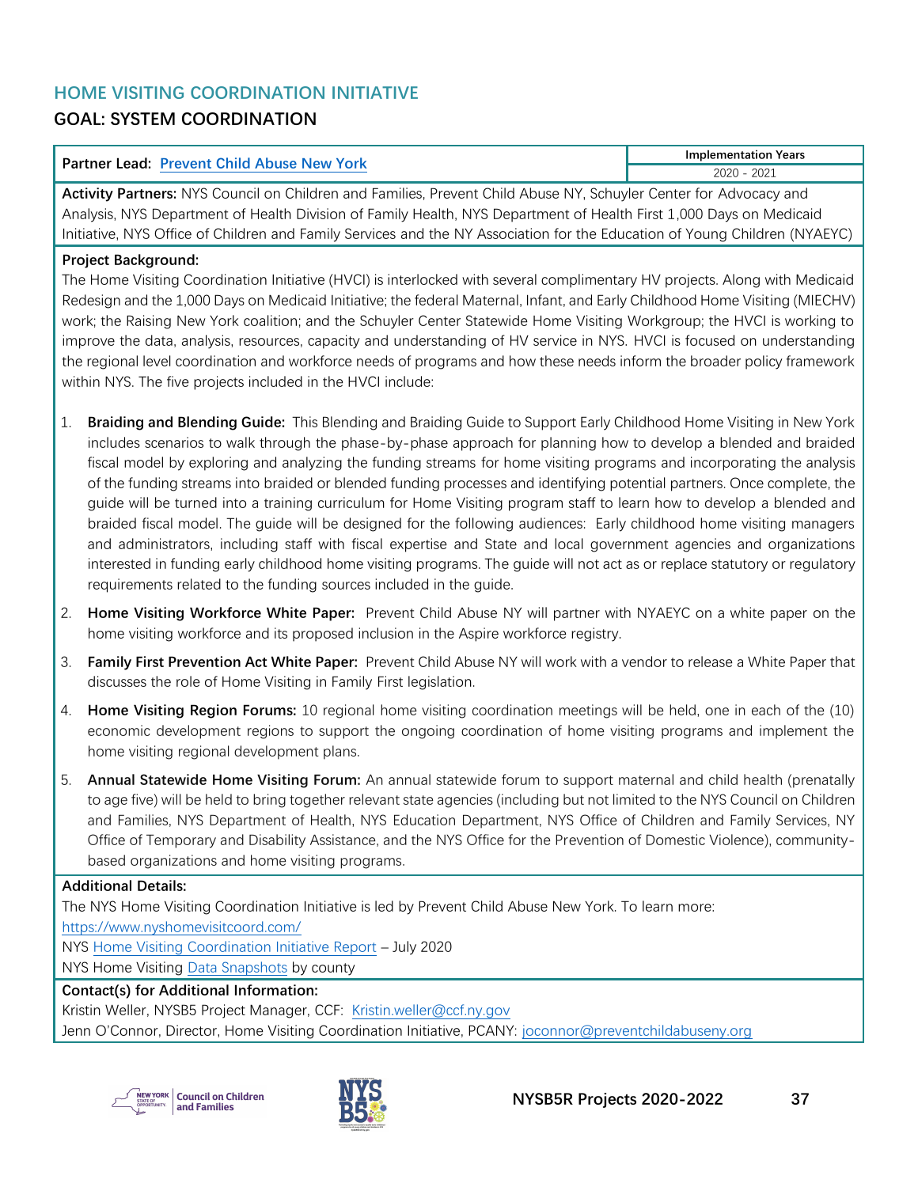## HOME VISITING COORDINATION INITIATIVE

### GOAL: SYSTEM COORDINATION

| Partner Lead: [Prevent Child Abuse New York](#) | Implementation Years |
| --- | --- |
| | 2020 - 2021 |

**Activity Partners:** NYS Council on Children and Families, Prevent Child Abuse NY, Schuyler Center for Advocacy and Analysis, NYS Department of Health Division of Family Health, NYS Department of Health First 1,000 Days on Medicaid Initiative, NYS Office of Children and Family Services and the NY Association for the Education of Young Children (NYAEYC)

**Project Background:**

The Home Visiting Coordination Initiative (HVCI) is interlocked with several complimentary HV projects. Along with Medicaid Redesign and the 1,000 Days on Medicaid Initiative; the federal Maternal, Infant, and Early Childhood Home Visiting (MIECHV) work; the Raising New York coalition; and the Schuyler Center Statewide Home Visiting Workgroup; the HVCI is working to improve the data, analysis, resources, capacity and understanding of HV service in NYS. HVCI is focused on understanding the regional level coordination and workforce needs of programs and how these needs inform the broader policy framework within NYS. The five projects included in the HVCI include:

1. **Braiding and Blending Guide:** This Blending and Braiding Guide to Support Early Childhood Home Visiting in New York includes scenarios to walk through the phase-by-phase approach for planning how to develop a blended and braided fiscal model by exploring and analyzing the funding streams for home visiting programs and incorporating the analysis of the funding streams into braided or blended funding processes and identifying potential partners. Once complete, the guide will be turned into a training curriculum for Home Visiting program staff to learn how to develop a blended and braided fiscal model. The guide will be designed for the following audiences: Early childhood home visiting managers and administrators, including staff with fiscal expertise and State and local government agencies and organizations interested in funding early childhood home visiting programs. The guide will not act as or replace statutory or regulatory requirements related to the funding sources included in the guide.
2. **Home Visiting Workforce White Paper:** Prevent Child Abuse NY will partner with NYAEYC on a white paper on the home visiting workforce and its proposed inclusion in the Aspire workforce registry.
3. **Family First Prevention Act White Paper:** Prevent Child Abuse NY will work with a vendor to release a White Paper that discusses the role of Home Visiting in Family First legislation.
4. **Home Visiting Region Forums:** 10 regional home visiting coordination meetings will be held, one in each of the (10) economic development regions to support the ongoing coordination of home visiting programs and implement the home visiting regional development plans.
5. **Annual Statewide Home Visiting Forum:** An annual statewide forum to support maternal and child health (prenatally to age five) will be held to bring together relevant state agencies (including but not limited to the NYS Council on Children and Families, NYS Department of Health, NYS Education Department, NYS Office of Children and Family Services, NY Office of Temporary and Disability Assistance, and the NYS Office for the Prevention of Domestic Violence), community-based organizations and home visiting programs.

**Additional Details:**

The NYS Home Visiting Coordination Initiative is led by Prevent Child Abuse New York. To learn more: https://www.nyshomevisitcoord.com/

NYS Home Visiting Coordination Initiative Report – July 2020

NYS Home Visiting Data Snapshots by county

**Contact(s) for Additional Information:**

Kristin Weller, NYSB5 Project Manager, CCF: Kristin.weller@ccf.ny.gov

Jenn O'Connor, Director, Home Visiting Coordination Initiative, PCANY: joconnor@preventchildabuseny.org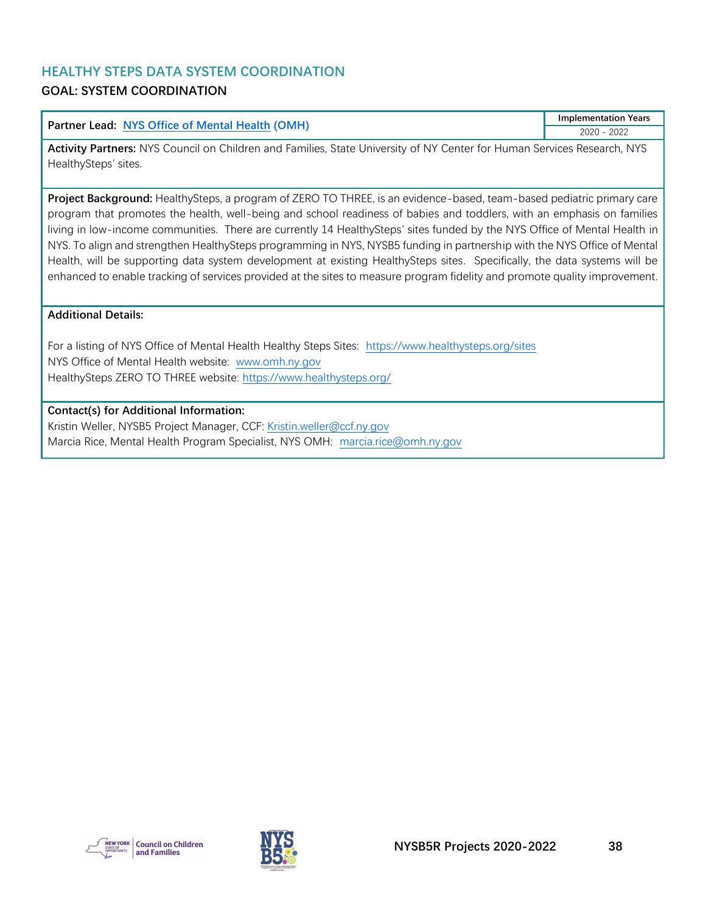## HEALTHY STEPS DATA SYSTEM COORDINATION

### GOAL: SYSTEM COORDINATION

| Partner Lead: [NYS Office of Mental Health](www.omh.ny.gov) (OMH) | Implementation Years |
|---|---|
| | 2020 - 2022 |

**Activity Partners:** NYS Council on Children and Families, State University of NY Center for Human Services Research, NYS HealthySteps' sites.

**Project Background:** HealthySteps, a program of ZERO TO THREE, is an evidence-based, team-based pediatric primary care program that promotes the health, well-being and school readiness of babies and toddlers, with an emphasis on families living in low-income communities. There are currently 14 HealthySteps' sites funded by the NYS Office of Mental Health in NYS. To align and strengthen HealthySteps programming in NYS, NYSB5 funding in partnership with the NYS Office of Mental Health, will be supporting data system development at existing HealthySteps sites. Specifically, the data systems will be enhanced to enable tracking of services provided at the sites to measure program fidelity and promote quality improvement.

**Additional Details:**

For a listing of NYS Office of Mental Health Healthy Steps Sites: https://www.healthysteps.org/sites
NYS Office of Mental Health website: www.omh.ny.gov
HealthySteps ZERO TO THREE website: https://www.healthysteps.org/

**Contact(s) for Additional Information:**
Kristin Weller, NYSB5 Project Manager, CCF: Kristin.weller@ccf.ny.gov
Marcia Rice, Mental Health Program Specialist, NYS OMH: marcia.rice@omh.ny.gov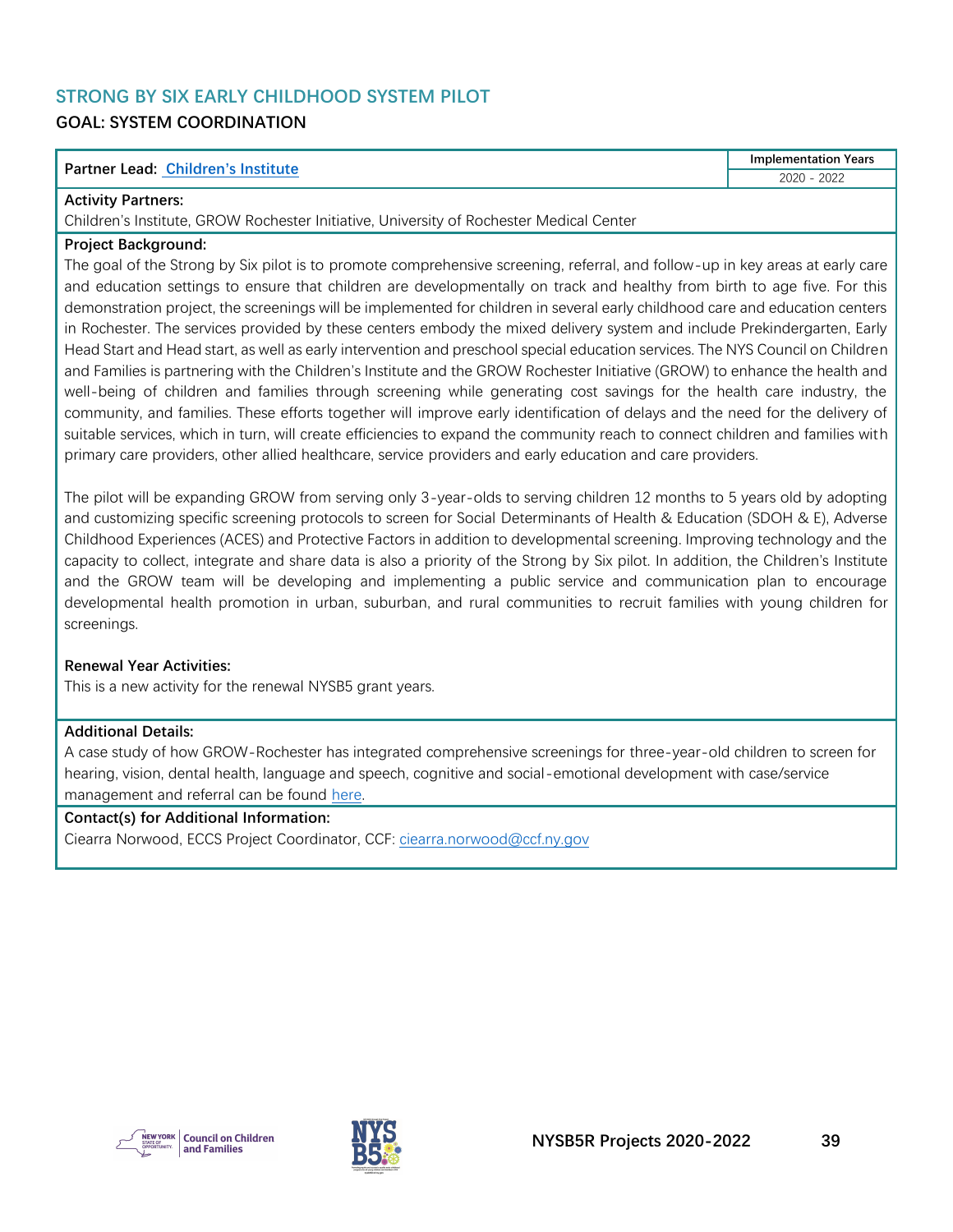## STRONG BY SIX EARLY CHILDHOOD SYSTEM PILOT

### GOAL: SYSTEM COORDINATION

| Partner Lead: Children's Institute | Implementation Years |
|---|---|
| | 2020 - 2022 |

**Activity Partners:**
Children's Institute, GROW Rochester Initiative, University of Rochester Medical Center

**Project Background:**
The goal of the Strong by Six pilot is to promote comprehensive screening, referral, and follow-up in key areas at early care and education settings to ensure that children are developmentally on track and healthy from birth to age five. For this demonstration project, the screenings will be implemented for children in several early childhood care and education centers in Rochester. The services provided by these centers embody the mixed delivery system and include Prekindergarten, Early Head Start and Head start, as well as early intervention and preschool special education services. The NYS Council on Children and Families is partnering with the Children's Institute and the GROW Rochester Initiative (GROW) to enhance the health and well-being of children and families through screening while generating cost savings for the health care industry, the community, and families. These efforts together will improve early identification of delays and the need for the delivery of suitable services, which in turn, will create efficiencies to expand the community reach to connect children and families with primary care providers, other allied healthcare, service providers and early education and care providers.

The pilot will be expanding GROW from serving only 3-year-olds to serving children 12 months to 5 years old by adopting and customizing specific screening protocols to screen for Social Determinants of Health & Education (SDOH & E), Adverse Childhood Experiences (ACES) and Protective Factors in addition to developmental screening. Improving technology and the capacity to collect, integrate and share data is also a priority of the Strong by Six pilot. In addition, the Children's Institute and the GROW team will be developing and implementing a public service and communication plan to encourage developmental health promotion in urban, suburban, and rural communities to recruit families with young children for screenings.

**Renewal Year Activities:**
This is a new activity for the renewal NYSB5 grant years.

**Additional Details:**
A case study of how GROW-Rochester has integrated comprehensive screenings for three-year-old children to screen for hearing, vision, dental health, language and speech, cognitive and social-emotional development with case/service management and referral can be found here.

**Contact(s) for Additional Information:**
Ciearra Norwood, ECCS Project Coordinator, CCF: ciearra.norwood@ccf.ny.gov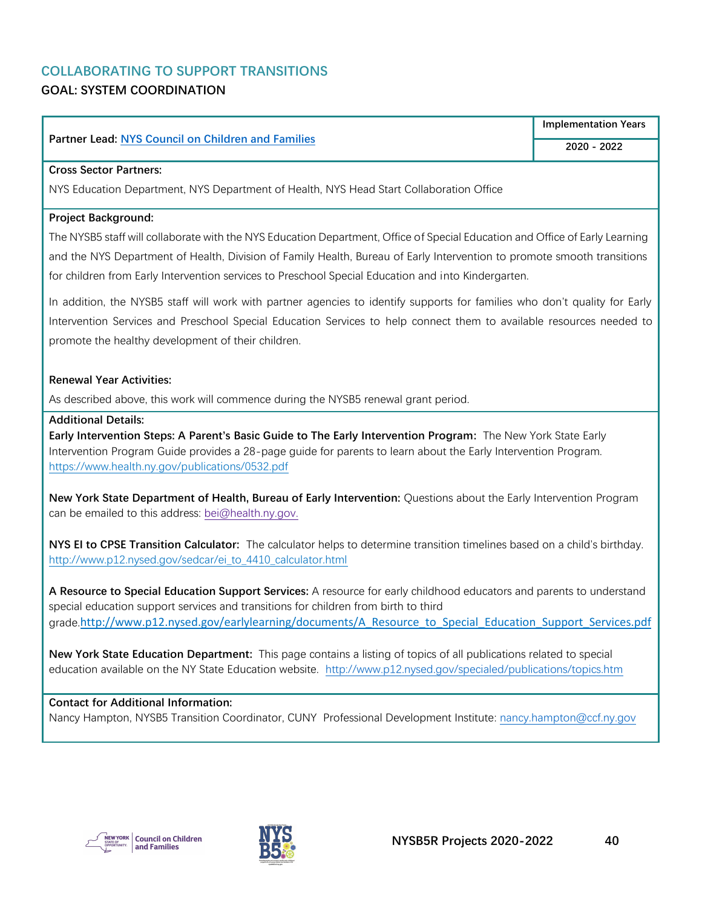## COLLABORATING TO SUPPORT TRANSITIONS

### GOAL: SYSTEM COORDINATION

| **Partner Lead:** NYS Council on Children and Families | **Implementation Years** |
| --- | --- |
| | **2020 - 2022** |

**Cross Sector Partners:**

NYS Education Department, NYS Department of Health, NYS Head Start Collaboration Office

**Project Background:**

The NYSB5 staff will collaborate with the NYS Education Department, Office of Special Education and Office of Early Learning and the NYS Department of Health, Division of Family Health, Bureau of Early Intervention to promote smooth transitions for children from Early Intervention services to Preschool Special Education and into Kindergarten.

In addition, the NYSB5 staff will work with partner agencies to identify supports for families who don't quality for Early Intervention Services and Preschool Special Education Services to help connect them to available resources needed to promote the healthy development of their children.

**Renewal Year Activities:**

As described above, this work will commence during the NYSB5 renewal grant period.

**Additional Details:**

**Early Intervention Steps: A Parent's Basic Guide to The Early Intervention Program:** The New York State Early Intervention Program Guide provides a 28-page guide for parents to learn about the Early Intervention Program. https://www.health.ny.gov/publications/0532.pdf

**New York State Department of Health, Bureau of Early Intervention:** Questions about the Early Intervention Program can be emailed to this address: bei@health.ny.gov.

**NYS EI to CPSE Transition Calculator:** The calculator helps to determine transition timelines based on a child's birthday. http://www.p12.nysed.gov/sedcar/ei_to_4410_calculator.html

**A Resource to Special Education Support Services:** A resource for early childhood educators and parents to understand special education support services and transitions for children from birth to third grade.http://www.p12.nysed.gov/earlylearning/documents/A_Resource_to_Special_Education_Support_Services.pdf

**New York State Education Department:** This page contains a listing of topics of all publications related to special education available on the NY State Education website. http://www.p12.nysed.gov/specialed/publications/topics.htm

**Contact for Additional Information:**

Nancy Hampton, NYSB5 Transition Coordinator, CUNY Professional Development Institute: nancy.hampton@ccf.ny.gov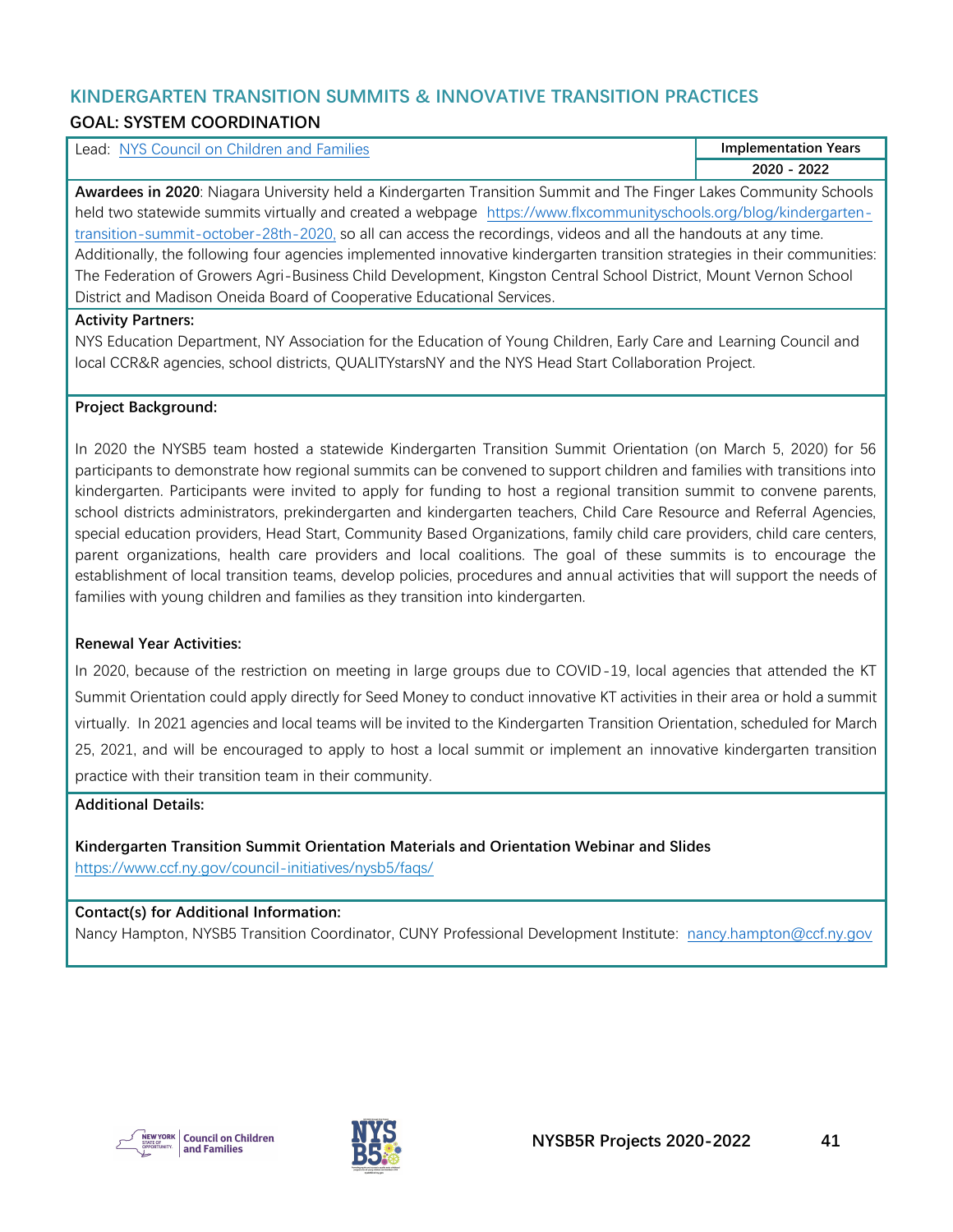## KINDERGARTEN TRANSITION SUMMITS & INNOVATIVE TRANSITION PRACTICES

### GOAL: SYSTEM COORDINATION

| Lead: NYS Council on Children and Families | Implementation Years |
|---|---|
| | 2020 - 2022 |

**Awardees in 2020**: Niagara University held a Kindergarten Transition Summit and The Finger Lakes Community Schools held two statewide summits virtually and created a webpage https://www.flxcommunityschools.org/blog/kindergarten-transition-summit-october-28th-2020, so all can access the recordings, videos and all the handouts at any time. Additionally, the following four agencies implemented innovative kindergarten transition strategies in their communities: The Federation of Growers Agri-Business Child Development, Kingston Central School District, Mount Vernon School District and Madison Oneida Board of Cooperative Educational Services.

**Activity Partners:**

NYS Education Department, NY Association for the Education of Young Children, Early Care and Learning Council and local CCR&R agencies, school districts, QUALITYstarsNY and the NYS Head Start Collaboration Project.

**Project Background:**

In 2020 the NYSB5 team hosted a statewide Kindergarten Transition Summit Orientation (on March 5, 2020) for 56 participants to demonstrate how regional summits can be convened to support children and families with transitions into kindergarten. Participants were invited to apply for funding to host a regional transition summit to convene parents, school districts administrators, prekindergarten and kindergarten teachers, Child Care Resource and Referral Agencies, special education providers, Head Start, Community Based Organizations, family child care providers, child care centers, parent organizations, health care providers and local coalitions. The goal of these summits is to encourage the establishment of local transition teams, develop policies, procedures and annual activities that will support the needs of families with young children and families as they transition into kindergarten.

**Renewal Year Activities:**

In 2020, because of the restriction on meeting in large groups due to COVID-19, local agencies that attended the KT Summit Orientation could apply directly for Seed Money to conduct innovative KT activities in their area or hold a summit virtually. In 2021 agencies and local teams will be invited to the Kindergarten Transition Orientation, scheduled for March 25, 2021, and will be encouraged to apply to host a local summit or implement an innovative kindergarten transition practice with their transition team in their community.

**Additional Details:**

**Kindergarten Transition Summit Orientation Materials and Orientation Webinar and Slides**
https://www.ccf.ny.gov/council-initiatives/nysb5/faqs/

**Contact(s) for Additional Information:**

Nancy Hampton, NYSB5 Transition Coordinator, CUNY Professional Development Institute: nancy.hampton@ccf.ny.gov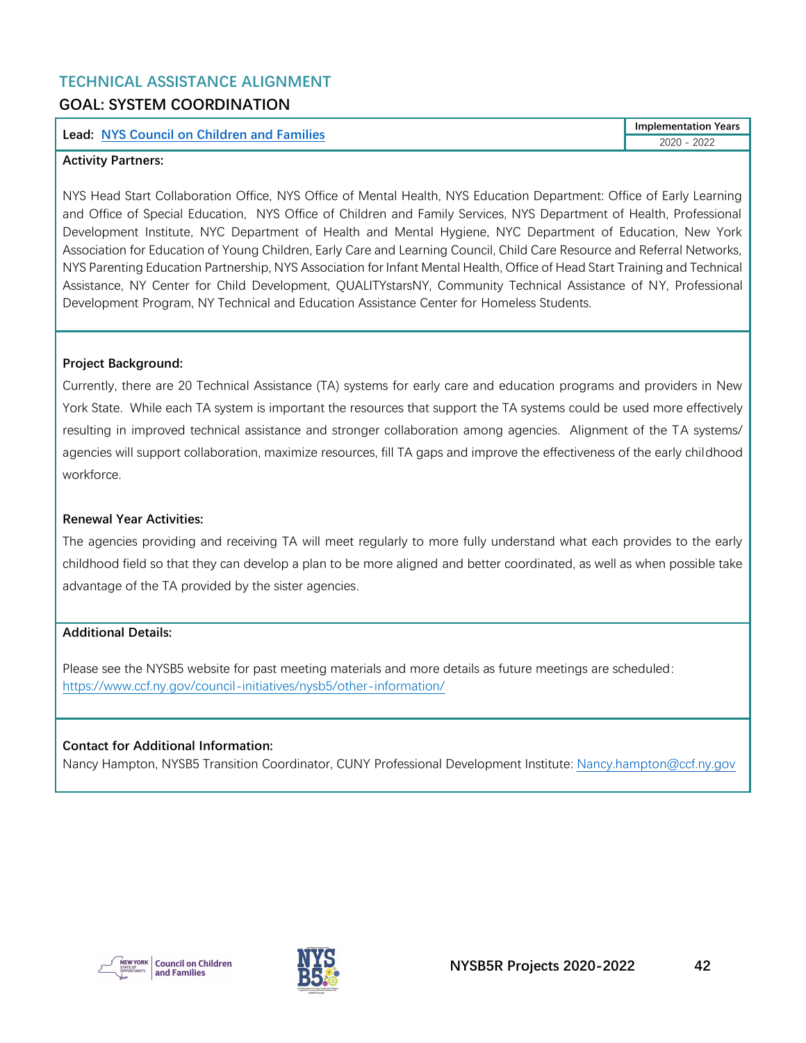## TECHNICAL ASSISTANCE ALIGNMENT

### GOAL: SYSTEM COORDINATION

| Lead: [NYS Council on Children and Families]() | Implementation Years |
|---|---|
| | 2020 - 2022 |

**Activity Partners:**

NYS Head Start Collaboration Office, NYS Office of Mental Health, NYS Education Department: Office of Early Learning and Office of Special Education, NYS Office of Children and Family Services, NYS Department of Health, Professional Development Institute, NYC Department of Health and Mental Hygiene, NYC Department of Education, New York Association for Education of Young Children, Early Care and Learning Council, Child Care Resource and Referral Networks, NYS Parenting Education Partnership, NYS Association for Infant Mental Health, Office of Head Start Training and Technical Assistance, NY Center for Child Development, QUALITYstarsNY, Community Technical Assistance of NY, Professional Development Program, NY Technical and Education Assistance Center for Homeless Students.

**Project Background:**

Currently, there are 20 Technical Assistance (TA) systems for early care and education programs and providers in New York State. While each TA system is important the resources that support the TA systems could be used more effectively resulting in improved technical assistance and stronger collaboration among agencies. Alignment of the TA systems/ agencies will support collaboration, maximize resources, fill TA gaps and improve the effectiveness of the early childhood workforce.

**Renewal Year Activities:**

The agencies providing and receiving TA will meet regularly to more fully understand what each provides to the early childhood field so that they can develop a plan to be more aligned and better coordinated, as well as when possible take advantage of the TA provided by the sister agencies.

**Additional Details:**

Please see the NYSB5 website for past meeting materials and more details as future meetings are scheduled: https://www.ccf.ny.gov/council-initiatives/nysb5/other-information/

**Contact for Additional Information:**

Nancy Hampton, NYSB5 Transition Coordinator, CUNY Professional Development Institute: Nancy.hampton@ccf.ny.gov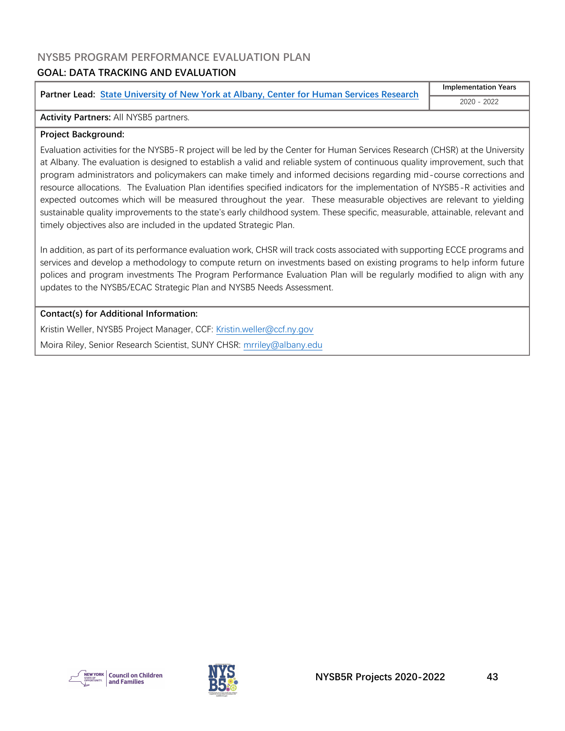## NYSB5 PROGRAM PERFORMANCE EVALUATION PLAN

### GOAL: DATA TRACKING AND EVALUATION

| Partner Lead: [State University of New York at Albany, Center for Human Services Research](#) | Implementation Years |
|---|---|
| | 2020 - 2022 |

**Activity Partners:** All NYSB5 partners.

**Project Background:**

Evaluation activities for the NYSB5-R project will be led by the Center for Human Services Research (CHSR) at the University at Albany. The evaluation is designed to establish a valid and reliable system of continuous quality improvement, such that program administrators and policymakers can make timely and informed decisions regarding mid-course corrections and resource allocations. The Evaluation Plan identifies specified indicators for the implementation of NYSB5-R activities and expected outcomes which will be measured throughout the year. These measurable objectives are relevant to yielding sustainable quality improvements to the state's early childhood system. These specific, measurable, attainable, relevant and timely objectives also are included in the updated Strategic Plan.

In addition, as part of its performance evaluation work, CHSR will track costs associated with supporting ECCE programs and services and develop a methodology to compute return on investments based on existing programs to help inform future polices and program investments The Program Performance Evaluation Plan will be regularly modified to align with any updates to the NYSB5/ECAC Strategic Plan and NYSB5 Needs Assessment.

**Contact(s) for Additional Information:**

Kristin Weller, NYSB5 Project Manager, CCF: Kristin.weller@ccf.ny.gov

Moira Riley, Senior Research Scientist, SUNY CHSR: mrriley@albany.edu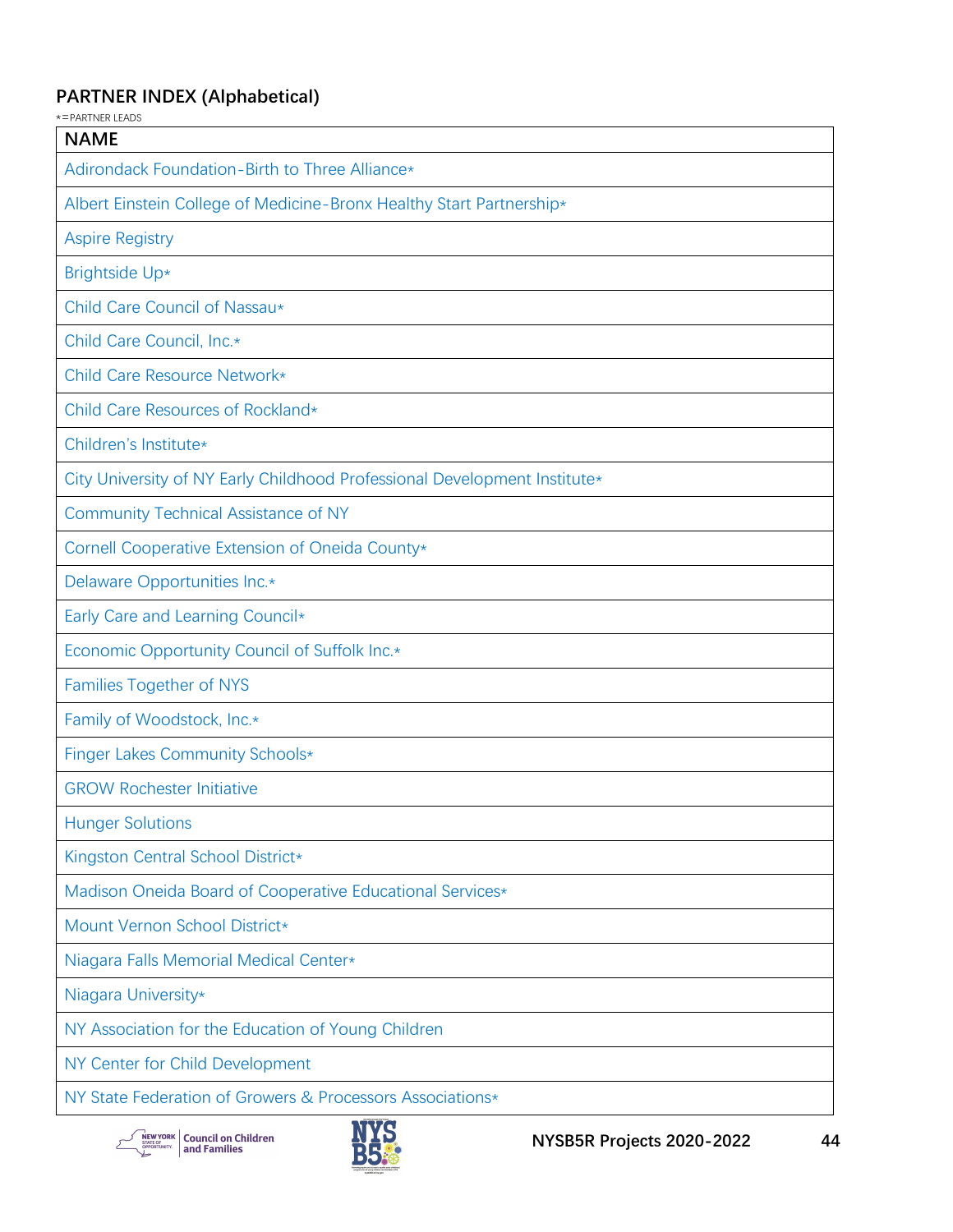## PARTNER INDEX (Alphabetical)

*=PARTNER LEADS

| NAME |
|---|
| Adirondack Foundation-Birth to Three Alliance* |
| Albert Einstein College of Medicine-Bronx Healthy Start Partnership* |
| Aspire Registry |
| Brightside Up* |
| Child Care Council of Nassau* |
| Child Care Council, Inc.* |
| Child Care Resource Network* |
| Child Care Resources of Rockland* |
| Children's Institute* |
| City University of NY Early Childhood Professional Development Institute* |
| Community Technical Assistance of NY |
| Cornell Cooperative Extension of Oneida County* |
| Delaware Opportunities Inc.* |
| Early Care and Learning Council* |
| Economic Opportunity Council of Suffolk Inc.* |
| Families Together of NYS |
| Family of Woodstock, Inc.* |
| Finger Lakes Community Schools* |
| GROW Rochester Initiative |
| Hunger Solutions |
| Kingston Central School District* |
| Madison Oneida Board of Cooperative Educational Services* |
| Mount Vernon School District* |
| Niagara Falls Memorial Medical Center* |
| Niagara University* |
| NY Association for the Education of Young Children |
| NY Center for Child Development |
| NY State Federation of Growers & Processors Associations* |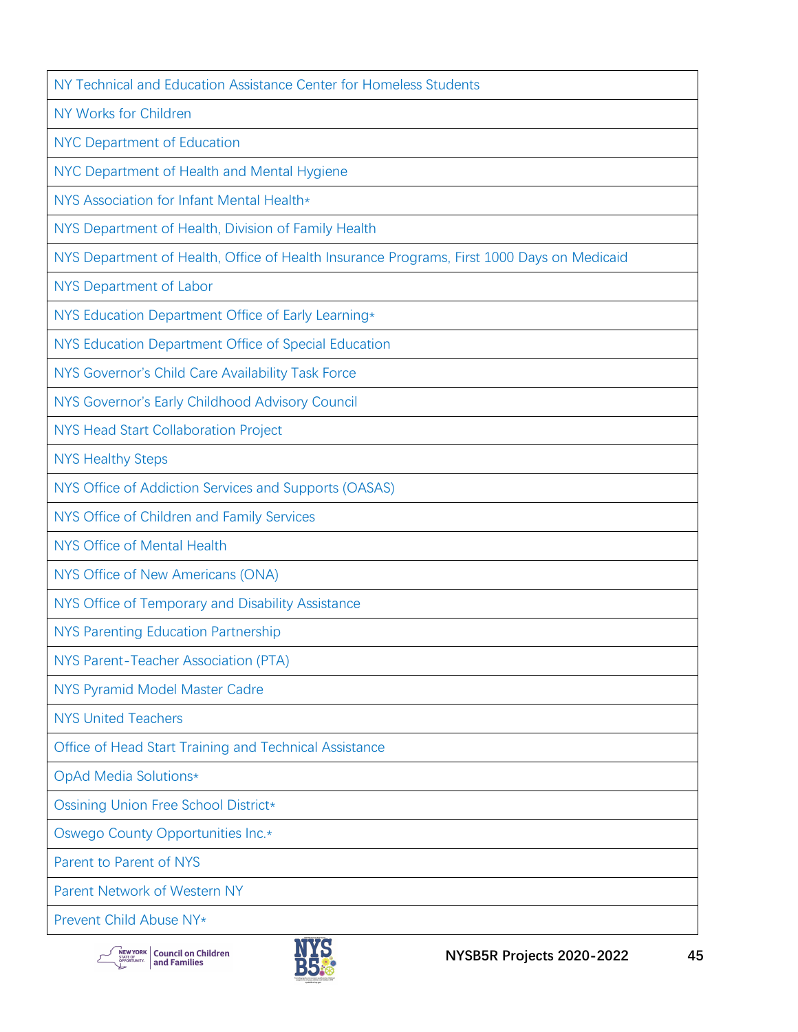| NY Technical and Education Assistance Center for Homeless Students |
|---|
| NY Works for Children |
| NYC Department of Education |
| NYC Department of Health and Mental Hygiene |
| NYS Association for Infant Mental Health* |
| NYS Department of Health, Division of Family Health |
| NYS Department of Health, Office of Health Insurance Programs, First 1000 Days on Medicaid |
| NYS Department of Labor |
| NYS Education Department Office of Early Learning* |
| NYS Education Department Office of Special Education |
| NYS Governor's Child Care Availability Task Force |
| NYS Governor's Early Childhood Advisory Council |
| NYS Head Start Collaboration Project |
| NYS Healthy Steps |
| NYS Office of Addiction Services and Supports (OASAS) |
| NYS Office of Children and Family Services |
| NYS Office of Mental Health |
| NYS Office of New Americans (ONA) |
| NYS Office of Temporary and Disability Assistance |
| NYS Parenting Education Partnership |
| NYS Parent-Teacher Association (PTA) |
| NYS Pyramid Model Master Cadre |
| NYS United Teachers |
| Office of Head Start Training and Technical Assistance |
| OpAd Media Solutions* |
| Ossining Union Free School District* |
| Oswego County Opportunities Inc.* |
| Parent to Parent of NYS |
| Parent Network of Western NY |
| Prevent Child Abuse NY* |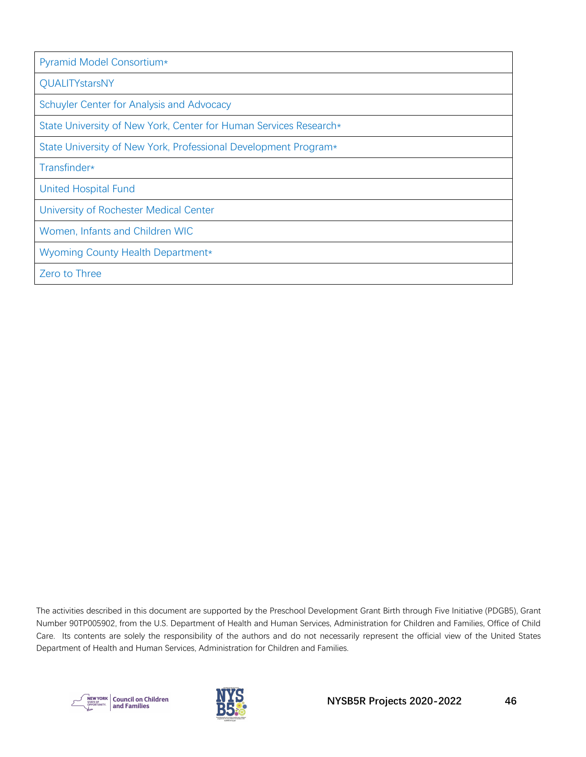| |
|---|
| Pyramid Model Consortium* |
| QUALITYstarsNY |
| Schuyler Center for Analysis and Advocacy |
| State University of New York, Center for Human Services Research* |
| State University of New York, Professional Development Program* |
| Transfinder* |
| United Hospital Fund |
| University of Rochester Medical Center |
| Women, Infants and Children WIC |
| Wyoming County Health Department* |
| Zero to Three |

The activities described in this document are supported by the Preschool Development Grant Birth through Five Initiative (PDGB5), Grant Number 90TP005902, from the U.S. Department of Health and Human Services, Administration for Children and Families, Office of Child Care. Its contents are solely the responsibility of the authors and do not necessarily represent the official view of the United States Department of Health and Human Services, Administration for Children and Families.